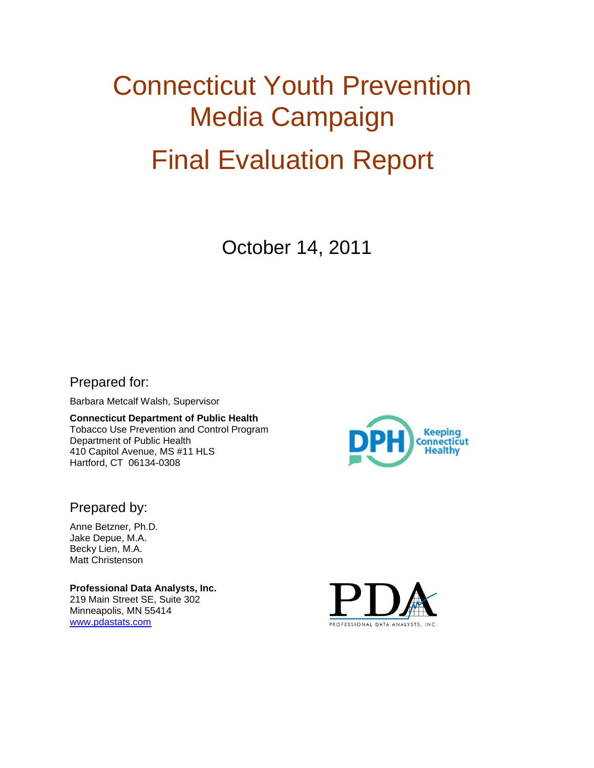# Connecticut Youth Prevention Media Campaign

# Final Evaluation Report

October 14, 2011

Prepared for:

Barbara Metcalf Walsh, Supervisor

**Connecticut Department of Public Health**
Tobacco Use Prevention and Control Program
Department of Public Health
410 Capitol Avenue, MS #11 HLS
Hartford, CT 06134-0308

DPH Keeping Connecticut Healthy

Prepared by:

Anne Betzner, Ph.D.
Jake Depue, M.A.
Becky Lien, M.A.
Matt Christenson

**Professional Data Analysts, Inc.**
219 Main Street SE, Suite 302
Minneapolis, MN 55414
www.pdastats.com

PDA
PROFESSIONAL DATA ANALYSTS, INC.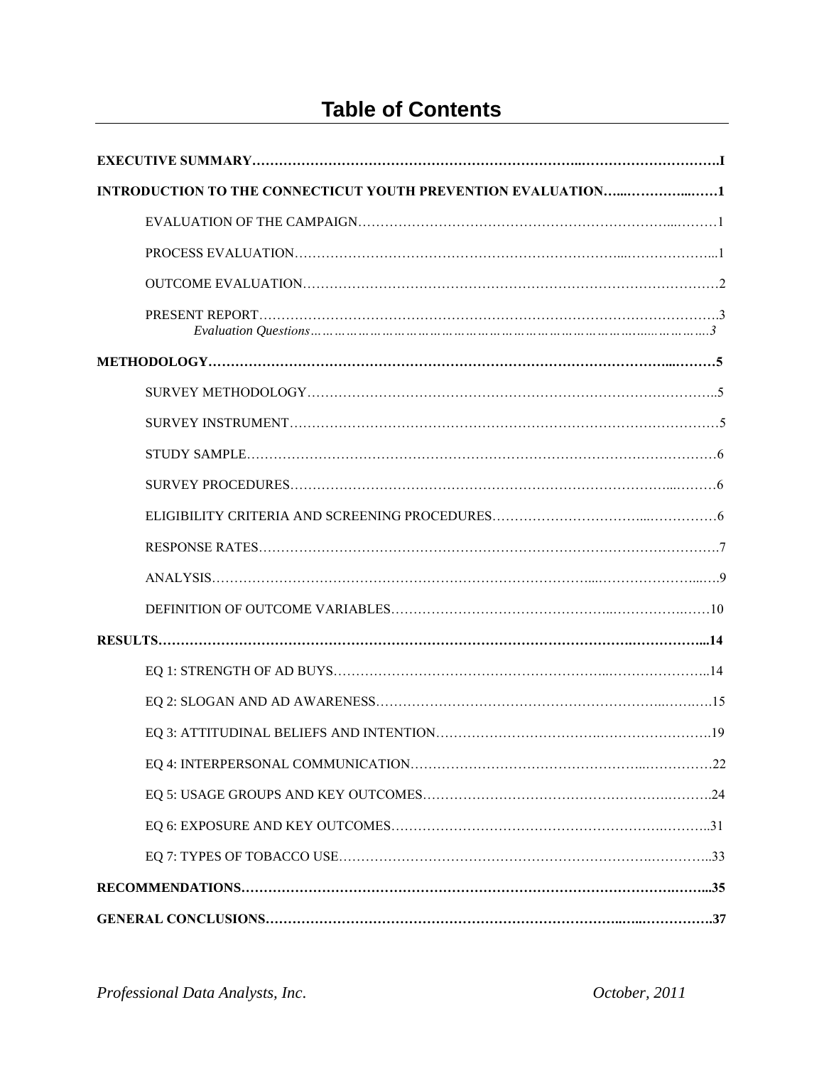# Table of Contents

**EXECUTIVE SUMMARY……………………………………………………………………...………………………….I**

**INTRODUCTION TO THE CONNECTICUT YOUTH PREVENTION EVALUATION…...………...……1**

- EVALUATION OF THE CAMPAIGN……………………………………………………………...………1
- PROCESS EVALUATION………………………………………………………………...………………...1
- OUTCOME EVALUATION…………………………………………………………………………………2
- PRESENT REPORT…………………………………………………………………………………………3
  - *Evaluation Questions………………………………………………………………………...……………3*

**METHODOLOGY……………………………………………………………………………………………...………5**

- SURVEY METHODOLOGY……………………………………………………………………………..5
- SURVEY INSTRUMENT……………………………………………………………………………………5
- STUDY SAMPLE……………………………………………………………………………………………6
- SURVEY PROCEDURES…………………………………………………………………………...………6
- ELIGIBILITY CRITERIA AND SCREENING PROCEDURES…………………………….....……………6
- RESPONSE RATES…………………………………………………………………………………………7
- ANALYSIS……………………………………………………………………...……………………...….9
- DEFINITION OF OUTCOME VARIABLES……………………………………..……………….……10

**RESULTS…………………………………………………………………………………………….……………...14**

- EQ 1: STRENGTH OF AD BUYS…………………………………………………..…………………..14
- EQ 2: SLOGAN AND AD AWARENESS………………………………………………………..……….15
- EQ 3: ATTITUDINAL BELIEFS AND INTENTION………………………………….…………………..19
- EQ 4: INTERPERSONAL COMMUNICATION…………………………………………..……………22
- EQ 5: USAGE GROUPS AND KEY OUTCOMES…………………………………………….………..24
- EQ 6: EXPOSURE AND KEY OUTCOMES……………………………………………………….………..31
- EQ 7: TYPES OF TOBACCO USE………………………………………………………….…………..33

**RECOMMENDATIONS…………………………………………………………………………………….……...35**

**GENERAL CONCLUSIONS………………………………………………………………………..…..…………….37**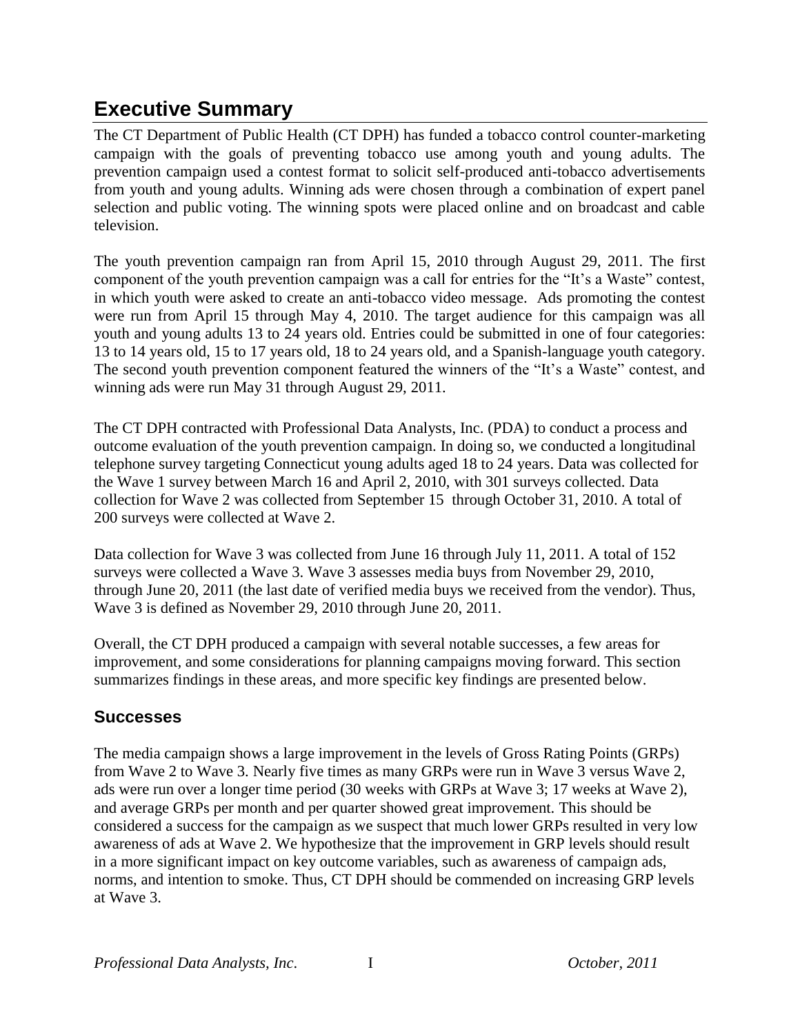# Executive Summary

The CT Department of Public Health (CT DPH) has funded a tobacco control counter-marketing campaign with the goals of preventing tobacco use among youth and young adults. The prevention campaign used a contest format to solicit self-produced anti-tobacco advertisements from youth and young adults. Winning ads were chosen through a combination of expert panel selection and public voting. The winning spots were placed online and on broadcast and cable television.

The youth prevention campaign ran from April 15, 2010 through August 29, 2011. The first component of the youth prevention campaign was a call for entries for the "It's a Waste" contest, in which youth were asked to create an anti-tobacco video message. Ads promoting the contest were run from April 15 through May 4, 2010. The target audience for this campaign was all youth and young adults 13 to 24 years old. Entries could be submitted in one of four categories: 13 to 14 years old, 15 to 17 years old, 18 to 24 years old, and a Spanish-language youth category. The second youth prevention component featured the winners of the "It's a Waste" contest, and winning ads were run May 31 through August 29, 2011.

The CT DPH contracted with Professional Data Analysts, Inc. (PDA) to conduct a process and outcome evaluation of the youth prevention campaign. In doing so, we conducted a longitudinal telephone survey targeting Connecticut young adults aged 18 to 24 years. Data was collected for the Wave 1 survey between March 16 and April 2, 2010, with 301 surveys collected. Data collection for Wave 2 was collected from September 15 through October 31, 2010. A total of 200 surveys were collected at Wave 2.

Data collection for Wave 3 was collected from June 16 through July 11, 2011. A total of 152 surveys were collected a Wave 3. Wave 3 assesses media buys from November 29, 2010, through June 20, 2011 (the last date of verified media buys we received from the vendor). Thus, Wave 3 is defined as November 29, 2010 through June 20, 2011.

Overall, the CT DPH produced a campaign with several notable successes, a few areas for improvement, and some considerations for planning campaigns moving forward. This section summarizes findings in these areas, and more specific key findings are presented below.

## Successes

The media campaign shows a large improvement in the levels of Gross Rating Points (GRPs) from Wave 2 to Wave 3. Nearly five times as many GRPs were run in Wave 3 versus Wave 2, ads were run over a longer time period (30 weeks with GRPs at Wave 3; 17 weeks at Wave 2), and average GRPs per month and per quarter showed great improvement. This should be considered a success for the campaign as we suspect that much lower GRPs resulted in very low awareness of ads at Wave 2. We hypothesize that the improvement in GRP levels should result in a more significant impact on key outcome variables, such as awareness of campaign ads, norms, and intention to smoke. Thus, CT DPH should be commended on increasing GRP levels at Wave 3.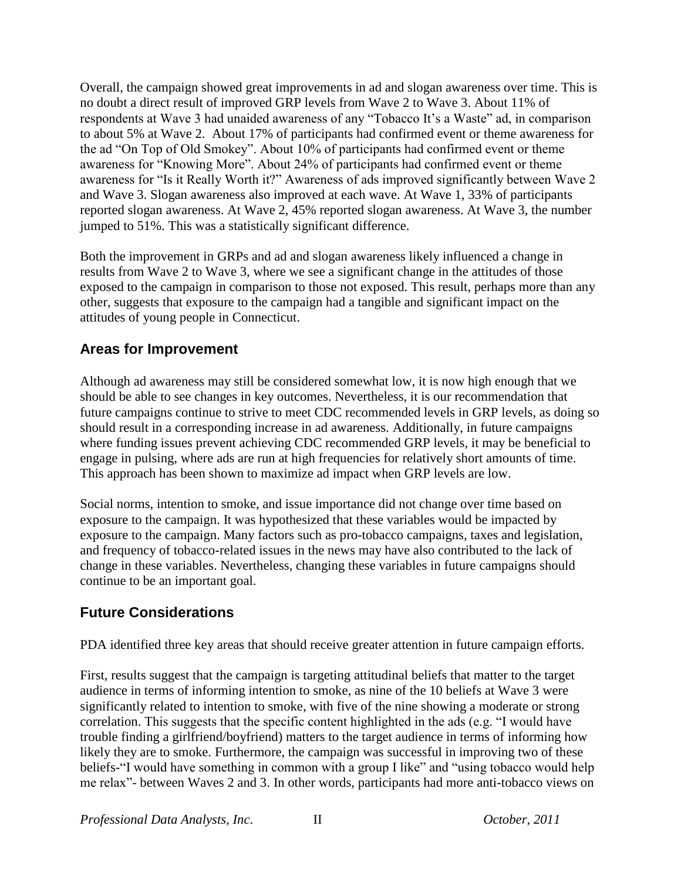Overall, the campaign showed great improvements in ad and slogan awareness over time. This is no doubt a direct result of improved GRP levels from Wave 2 to Wave 3. About 11% of respondents at Wave 3 had unaided awareness of any "Tobacco It's a Waste" ad, in comparison to about 5% at Wave 2. About 17% of participants had confirmed event or theme awareness for the ad "On Top of Old Smokey". About 10% of participants had confirmed event or theme awareness for "Knowing More". About 24% of participants had confirmed event or theme awareness for "Is it Really Worth it?" Awareness of ads improved significantly between Wave 2 and Wave 3. Slogan awareness also improved at each wave. At Wave 1, 33% of participants reported slogan awareness. At Wave 2, 45% reported slogan awareness. At Wave 3, the number jumped to 51%. This was a statistically significant difference.

Both the improvement in GRPs and ad and slogan awareness likely influenced a change in results from Wave 2 to Wave 3, where we see a significant change in the attitudes of those exposed to the campaign in comparison to those not exposed. This result, perhaps more than any other, suggests that exposure to the campaign had a tangible and significant impact on the attitudes of young people in Connecticut.

## Areas for Improvement

Although ad awareness may still be considered somewhat low, it is now high enough that we should be able to see changes in key outcomes. Nevertheless, it is our recommendation that future campaigns continue to strive to meet CDC recommended levels in GRP levels, as doing so should result in a corresponding increase in ad awareness. Additionally, in future campaigns where funding issues prevent achieving CDC recommended GRP levels, it may be beneficial to engage in pulsing, where ads are run at high frequencies for relatively short amounts of time. This approach has been shown to maximize ad impact when GRP levels are low.

Social norms, intention to smoke, and issue importance did not change over time based on exposure to the campaign. It was hypothesized that these variables would be impacted by exposure to the campaign. Many factors such as pro-tobacco campaigns, taxes and legislation, and frequency of tobacco-related issues in the news may have also contributed to the lack of change in these variables. Nevertheless, changing these variables in future campaigns should continue to be an important goal.

## Future Considerations

PDA identified three key areas that should receive greater attention in future campaign efforts.

First, results suggest that the campaign is targeting attitudinal beliefs that matter to the target audience in terms of informing intention to smoke, as nine of the 10 beliefs at Wave 3 were significantly related to intention to smoke, with five of the nine showing a moderate or strong correlation. This suggests that the specific content highlighted in the ads (e.g. "I would have trouble finding a girlfriend/boyfriend) matters to the target audience in terms of informing how likely they are to smoke. Furthermore, the campaign was successful in improving two of these beliefs-"I would have something in common with a group I like" and "using tobacco would help me relax"- between Waves 2 and 3. In other words, participants had more anti-tobacco views on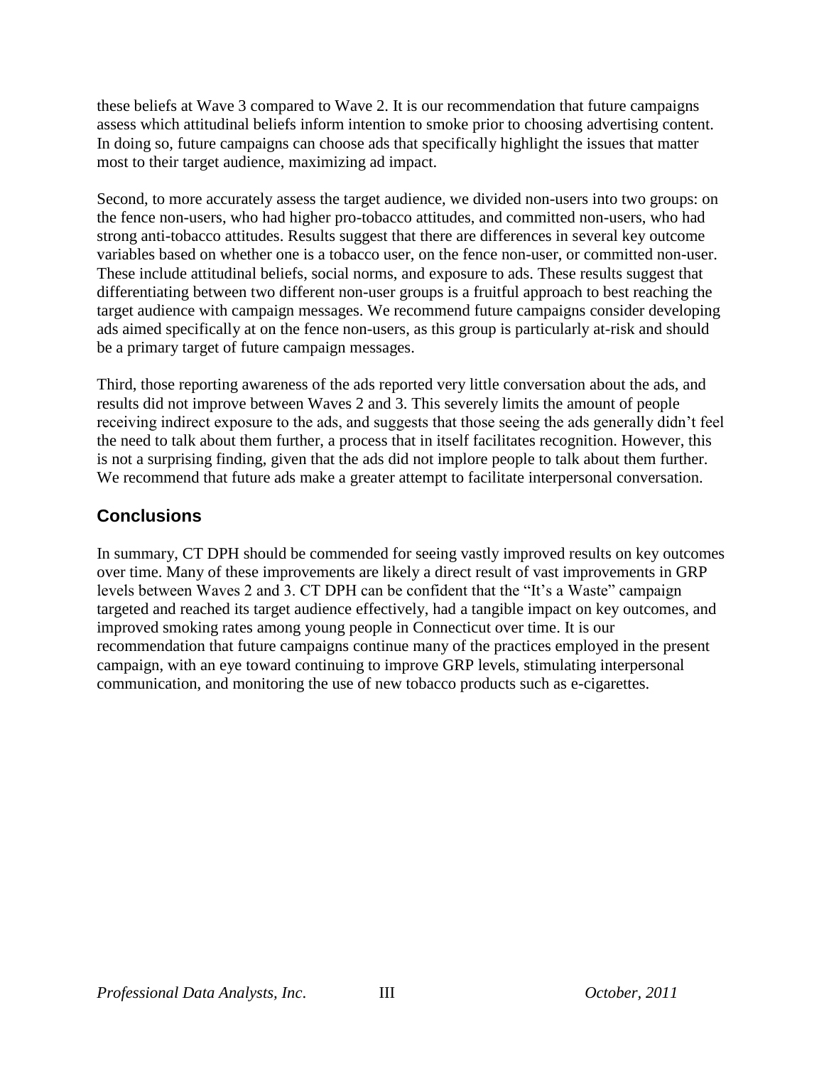these beliefs at Wave 3 compared to Wave 2. It is our recommendation that future campaigns assess which attitudinal beliefs inform intention to smoke prior to choosing advertising content. In doing so, future campaigns can choose ads that specifically highlight the issues that matter most to their target audience, maximizing ad impact.

Second, to more accurately assess the target audience, we divided non-users into two groups: on the fence non-users, who had higher pro-tobacco attitudes, and committed non-users, who had strong anti-tobacco attitudes. Results suggest that there are differences in several key outcome variables based on whether one is a tobacco user, on the fence non-user, or committed non-user. These include attitudinal beliefs, social norms, and exposure to ads. These results suggest that differentiating between two different non-user groups is a fruitful approach to best reaching the target audience with campaign messages. We recommend future campaigns consider developing ads aimed specifically at on the fence non-users, as this group is particularly at-risk and should be a primary target of future campaign messages.

Third, those reporting awareness of the ads reported very little conversation about the ads, and results did not improve between Waves 2 and 3. This severely limits the amount of people receiving indirect exposure to the ads, and suggests that those seeing the ads generally didn't feel the need to talk about them further, a process that in itself facilitates recognition. However, this is not a surprising finding, given that the ads did not implore people to talk about them further. We recommend that future ads make a greater attempt to facilitate interpersonal conversation.

## Conclusions

In summary, CT DPH should be commended for seeing vastly improved results on key outcomes over time. Many of these improvements are likely a direct result of vast improvements in GRP levels between Waves 2 and 3. CT DPH can be confident that the "It's a Waste" campaign targeted and reached its target audience effectively, had a tangible impact on key outcomes, and improved smoking rates among young people in Connecticut over time. It is our recommendation that future campaigns continue many of the practices employed in the present campaign, with an eye toward continuing to improve GRP levels, stimulating interpersonal communication, and monitoring the use of new tobacco products such as e-cigarettes.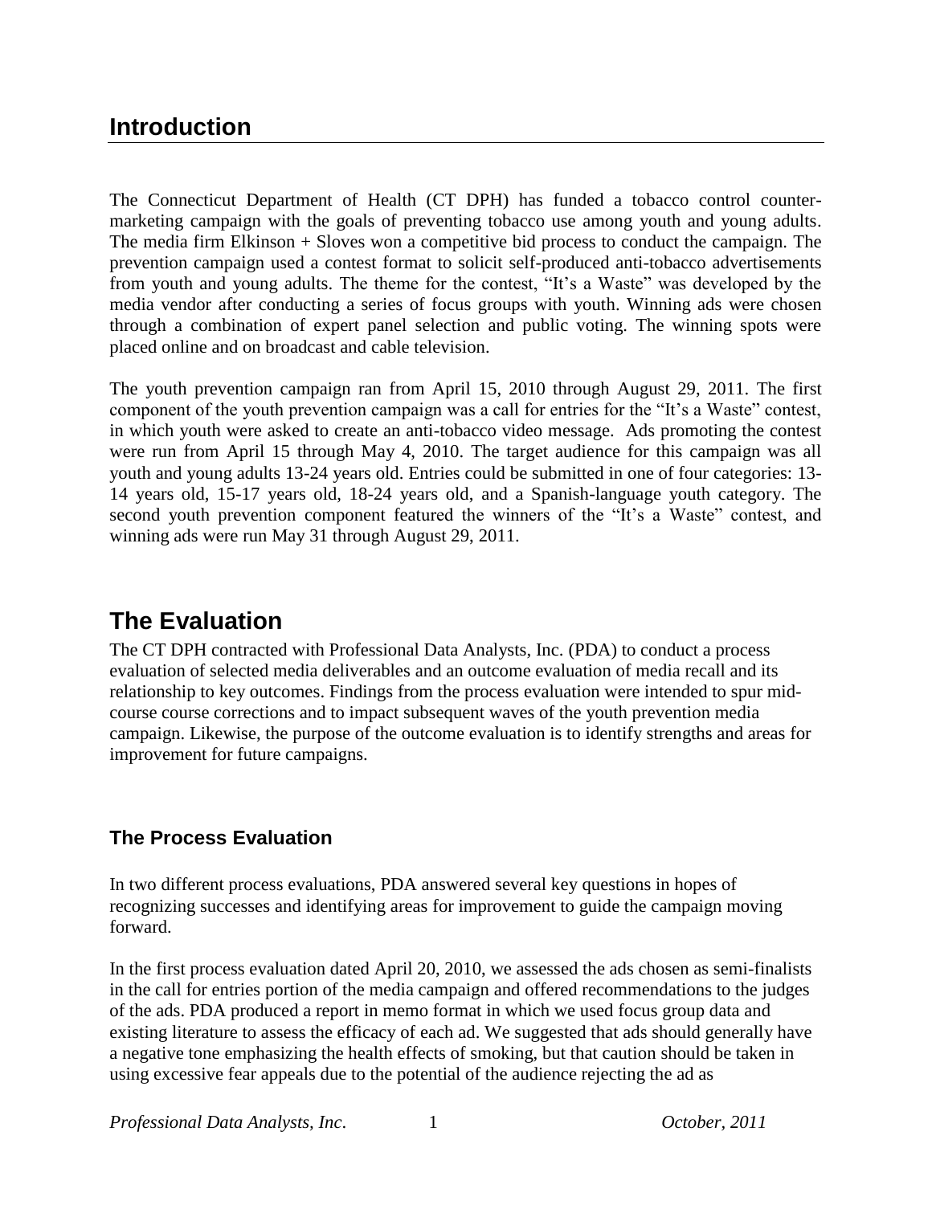# Introduction

The Connecticut Department of Health (CT DPH) has funded a tobacco control counter-marketing campaign with the goals of preventing tobacco use among youth and young adults. The media firm Elkinson + Sloves won a competitive bid process to conduct the campaign. The prevention campaign used a contest format to solicit self-produced anti-tobacco advertisements from youth and young adults. The theme for the contest, "It's a Waste" was developed by the media vendor after conducting a series of focus groups with youth. Winning ads were chosen through a combination of expert panel selection and public voting. The winning spots were placed online and on broadcast and cable television.

The youth prevention campaign ran from April 15, 2010 through August 29, 2011. The first component of the youth prevention campaign was a call for entries for the "It's a Waste" contest, in which youth were asked to create an anti-tobacco video message. Ads promoting the contest were run from April 15 through May 4, 2010. The target audience for this campaign was all youth and young adults 13-24 years old. Entries could be submitted in one of four categories: 13-14 years old, 15-17 years old, 18-24 years old, and a Spanish-language youth category. The second youth prevention component featured the winners of the "It's a Waste" contest, and winning ads were run May 31 through August 29, 2011.

# The Evaluation

The CT DPH contracted with Professional Data Analysts, Inc. (PDA) to conduct a process evaluation of selected media deliverables and an outcome evaluation of media recall and its relationship to key outcomes. Findings from the process evaluation were intended to spur mid-course course corrections and to impact subsequent waves of the youth prevention media campaign. Likewise, the purpose of the outcome evaluation is to identify strengths and areas for improvement for future campaigns.

## The Process Evaluation

In two different process evaluations, PDA answered several key questions in hopes of recognizing successes and identifying areas for improvement to guide the campaign moving forward.

In the first process evaluation dated April 20, 2010, we assessed the ads chosen as semi-finalists in the call for entries portion of the media campaign and offered recommendations to the judges of the ads. PDA produced a report in memo format in which we used focus group data and existing literature to assess the efficacy of each ad. We suggested that ads should generally have a negative tone emphasizing the health effects of smoking, but that caution should be taken in using excessive fear appeals due to the potential of the audience rejecting the ad as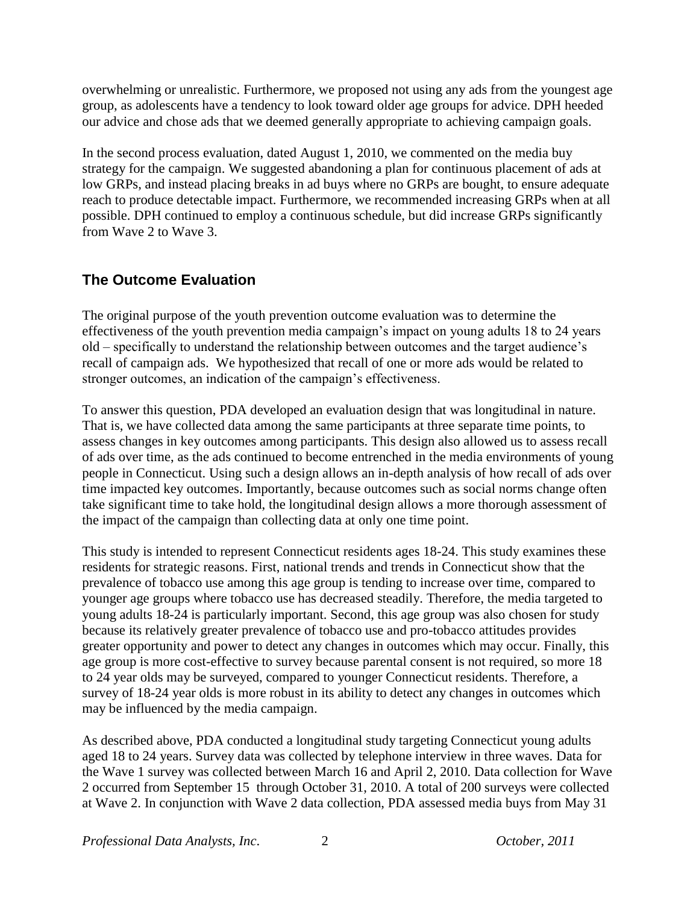overwhelming or unrealistic. Furthermore, we proposed not using any ads from the youngest age group, as adolescents have a tendency to look toward older age groups for advice. DPH heeded our advice and chose ads that we deemed generally appropriate to achieving campaign goals.

In the second process evaluation, dated August 1, 2010, we commented on the media buy strategy for the campaign. We suggested abandoning a plan for continuous placement of ads at low GRPs, and instead placing breaks in ad buys where no GRPs are bought, to ensure adequate reach to produce detectable impact. Furthermore, we recommended increasing GRPs when at all possible. DPH continued to employ a continuous schedule, but did increase GRPs significantly from Wave 2 to Wave 3.

## The Outcome Evaluation

The original purpose of the youth prevention outcome evaluation was to determine the effectiveness of the youth prevention media campaign's impact on young adults 18 to 24 years old – specifically to understand the relationship between outcomes and the target audience's recall of campaign ads. We hypothesized that recall of one or more ads would be related to stronger outcomes, an indication of the campaign's effectiveness.

To answer this question, PDA developed an evaluation design that was longitudinal in nature. That is, we have collected data among the same participants at three separate time points, to assess changes in key outcomes among participants. This design also allowed us to assess recall of ads over time, as the ads continued to become entrenched in the media environments of young people in Connecticut. Using such a design allows an in-depth analysis of how recall of ads over time impacted key outcomes. Importantly, because outcomes such as social norms change often take significant time to take hold, the longitudinal design allows a more thorough assessment of the impact of the campaign than collecting data at only one time point.

This study is intended to represent Connecticut residents ages 18-24. This study examines these residents for strategic reasons. First, national trends and trends in Connecticut show that the prevalence of tobacco use among this age group is tending to increase over time, compared to younger age groups where tobacco use has decreased steadily. Therefore, the media targeted to young adults 18-24 is particularly important. Second, this age group was also chosen for study because its relatively greater prevalence of tobacco use and pro-tobacco attitudes provides greater opportunity and power to detect any changes in outcomes which may occur. Finally, this age group is more cost-effective to survey because parental consent is not required, so more 18 to 24 year olds may be surveyed, compared to younger Connecticut residents. Therefore, a survey of 18-24 year olds is more robust in its ability to detect any changes in outcomes which may be influenced by the media campaign.

As described above, PDA conducted a longitudinal study targeting Connecticut young adults aged 18 to 24 years. Survey data was collected by telephone interview in three waves. Data for the Wave 1 survey was collected between March 16 and April 2, 2010. Data collection for Wave 2 occurred from September 15 through October 31, 2010. A total of 200 surveys were collected at Wave 2. In conjunction with Wave 2 data collection, PDA assessed media buys from May 31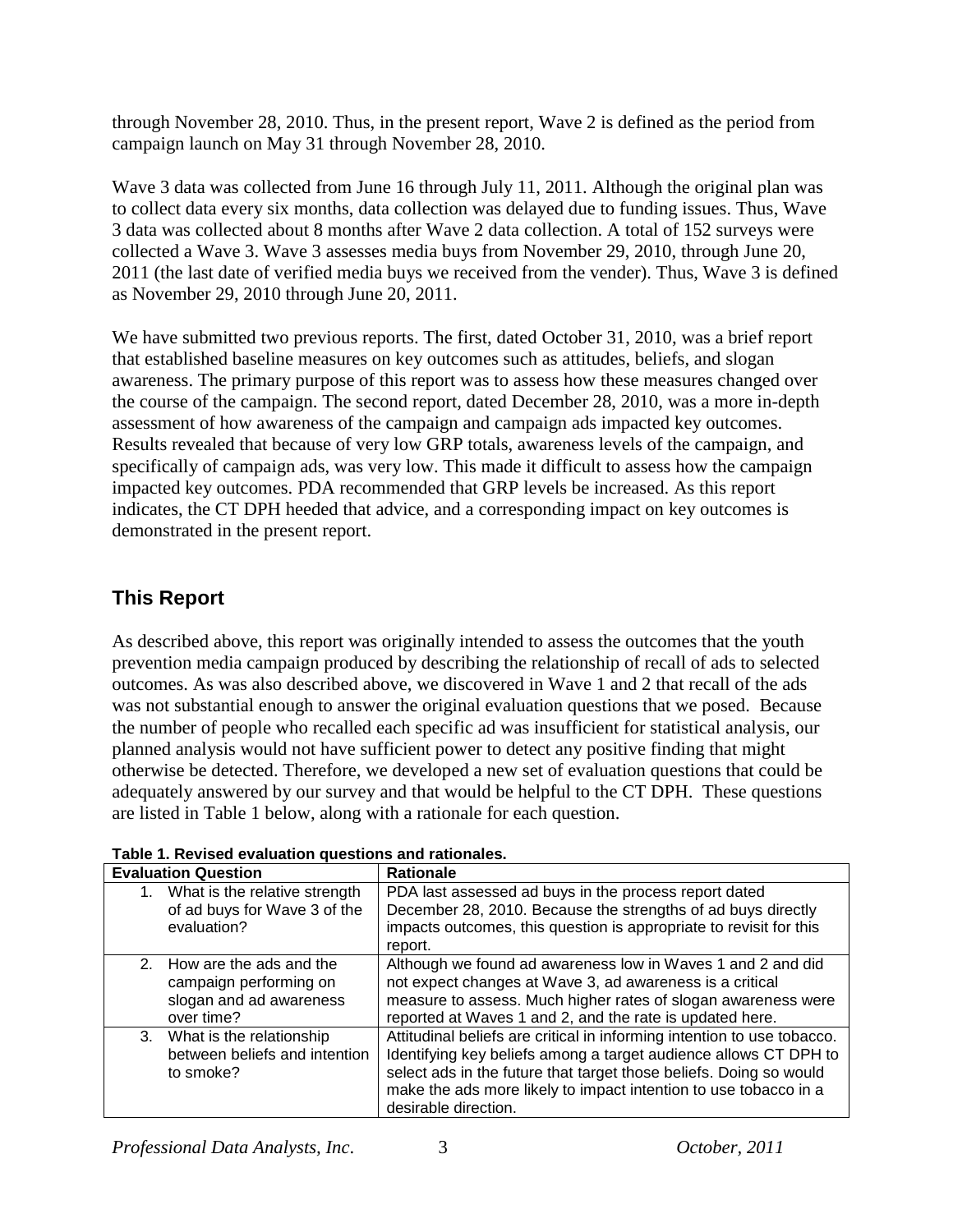through November 28, 2010. Thus, in the present report, Wave 2 is defined as the period from campaign launch on May 31 through November 28, 2010.

Wave 3 data was collected from June 16 through July 11, 2011. Although the original plan was to collect data every six months, data collection was delayed due to funding issues. Thus, Wave 3 data was collected about 8 months after Wave 2 data collection. A total of 152 surveys were collected a Wave 3. Wave 3 assesses media buys from November 29, 2010, through June 20, 2011 (the last date of verified media buys we received from the vender). Thus, Wave 3 is defined as November 29, 2010 through June 20, 2011.

We have submitted two previous reports. The first, dated October 31, 2010, was a brief report that established baseline measures on key outcomes such as attitudes, beliefs, and slogan awareness. The primary purpose of this report was to assess how these measures changed over the course of the campaign. The second report, dated December 28, 2010, was a more in-depth assessment of how awareness of the campaign and campaign ads impacted key outcomes. Results revealed that because of very low GRP totals, awareness levels of the campaign, and specifically of campaign ads, was very low. This made it difficult to assess how the campaign impacted key outcomes. PDA recommended that GRP levels be increased. As this report indicates, the CT DPH heeded that advice, and a corresponding impact on key outcomes is demonstrated in the present report.

## This Report

As described above, this report was originally intended to assess the outcomes that the youth prevention media campaign produced by describing the relationship of recall of ads to selected outcomes. As was also described above, we discovered in Wave 1 and 2 that recall of the ads was not substantial enough to answer the original evaluation questions that we posed. Because the number of people who recalled each specific ad was insufficient for statistical analysis, our planned analysis would not have sufficient power to detect any positive finding that might otherwise be detected. Therefore, we developed a new set of evaluation questions that could be adequately answered by our survey and that would be helpful to the CT DPH. These questions are listed in Table 1 below, along with a rationale for each question.

**Table 1. Revised evaluation questions and rationales.**

| Evaluation Question | Rationale |
|---|---|
| 1. What is the relative strength of ad buys for Wave 3 of the evaluation? | PDA last assessed ad buys in the process report dated December 28, 2010. Because the strengths of ad buys directly impacts outcomes, this question is appropriate to revisit for this report. |
| 2. How are the ads and the campaign performing on slogan and ad awareness over time? | Although we found ad awareness low in Waves 1 and 2 and did not expect changes at Wave 3, ad awareness is a critical measure to assess. Much higher rates of slogan awareness were reported at Waves 1 and 2, and the rate is updated here. |
| 3. What is the relationship between beliefs and intention to smoke? | Attitudinal beliefs are critical in informing intention to use tobacco. Identifying key beliefs among a target audience allows CT DPH to select ads in the future that target those beliefs. Doing so would make the ads more likely to impact intention to use tobacco in a desirable direction. |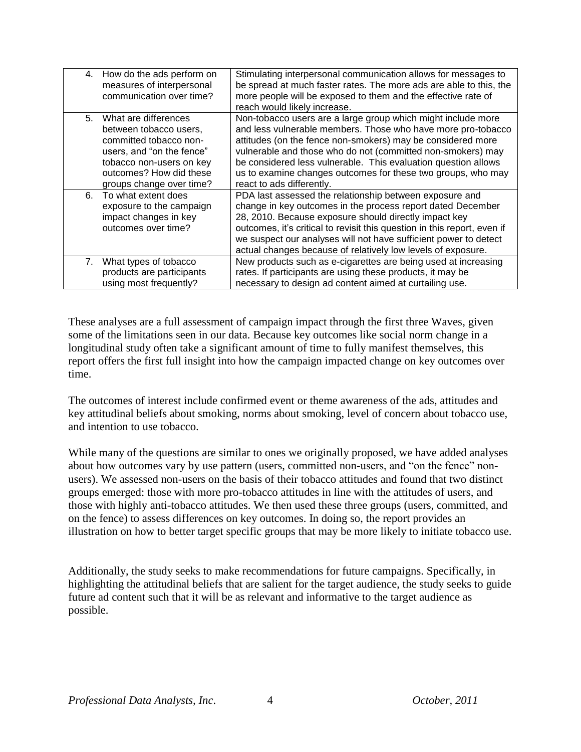| | |
|---|---|
| 4. How do the ads perform on measures of interpersonal communication over time? | Stimulating interpersonal communication allows for messages to be spread at much faster rates. The more ads are able to this, the more people will be exposed to them and the effective rate of reach would likely increase. |
| 5. What are differences between tobacco users, committed tobacco non-users, and "on the fence" tobacco non-users on key outcomes? How did these groups change over time? | Non-tobacco users are a large group which might include more and less vulnerable members. Those who have more pro-tobacco attitudes (on the fence non-smokers) may be considered more vulnerable and those who do not (committed non-smokers) may be considered less vulnerable. This evaluation question allows us to examine changes outcomes for these two groups, who may react to ads differently. |
| 6. To what extent does exposure to the campaign impact changes in key outcomes over time? | PDA last assessed the relationship between exposure and change in key outcomes in the process report dated December 28, 2010. Because exposure should directly impact key outcomes, it's critical to revisit this question in this report, even if we suspect our analyses will not have sufficient power to detect actual changes because of relatively low levels of exposure. |
| 7. What types of tobacco products are participants using most frequently? | New products such as e-cigarettes are being used at increasing rates. If participants are using these products, it may be necessary to design ad content aimed at curtailing use. |

These analyses are a full assessment of campaign impact through the first three Waves, given some of the limitations seen in our data. Because key outcomes like social norm change in a longitudinal study often take a significant amount of time to fully manifest themselves, this report offers the first full insight into how the campaign impacted change on key outcomes over time.

The outcomes of interest include confirmed event or theme awareness of the ads, attitudes and key attitudinal beliefs about smoking, norms about smoking, level of concern about tobacco use, and intention to use tobacco.

While many of the questions are similar to ones we originally proposed, we have added analyses about how outcomes vary by use pattern (users, committed non-users, and "on the fence" non-users). We assessed non-users on the basis of their tobacco attitudes and found that two distinct groups emerged: those with more pro-tobacco attitudes in line with the attitudes of users, and those with highly anti-tobacco attitudes. We then used these three groups (users, committed, and on the fence) to assess differences on key outcomes. In doing so, the report provides an illustration on how to better target specific groups that may be more likely to initiate tobacco use.

Additionally, the study seeks to make recommendations for future campaigns. Specifically, in highlighting the attitudinal beliefs that are salient for the target audience, the study seeks to guide future ad content such that it will be as relevant and informative to the target audience as possible.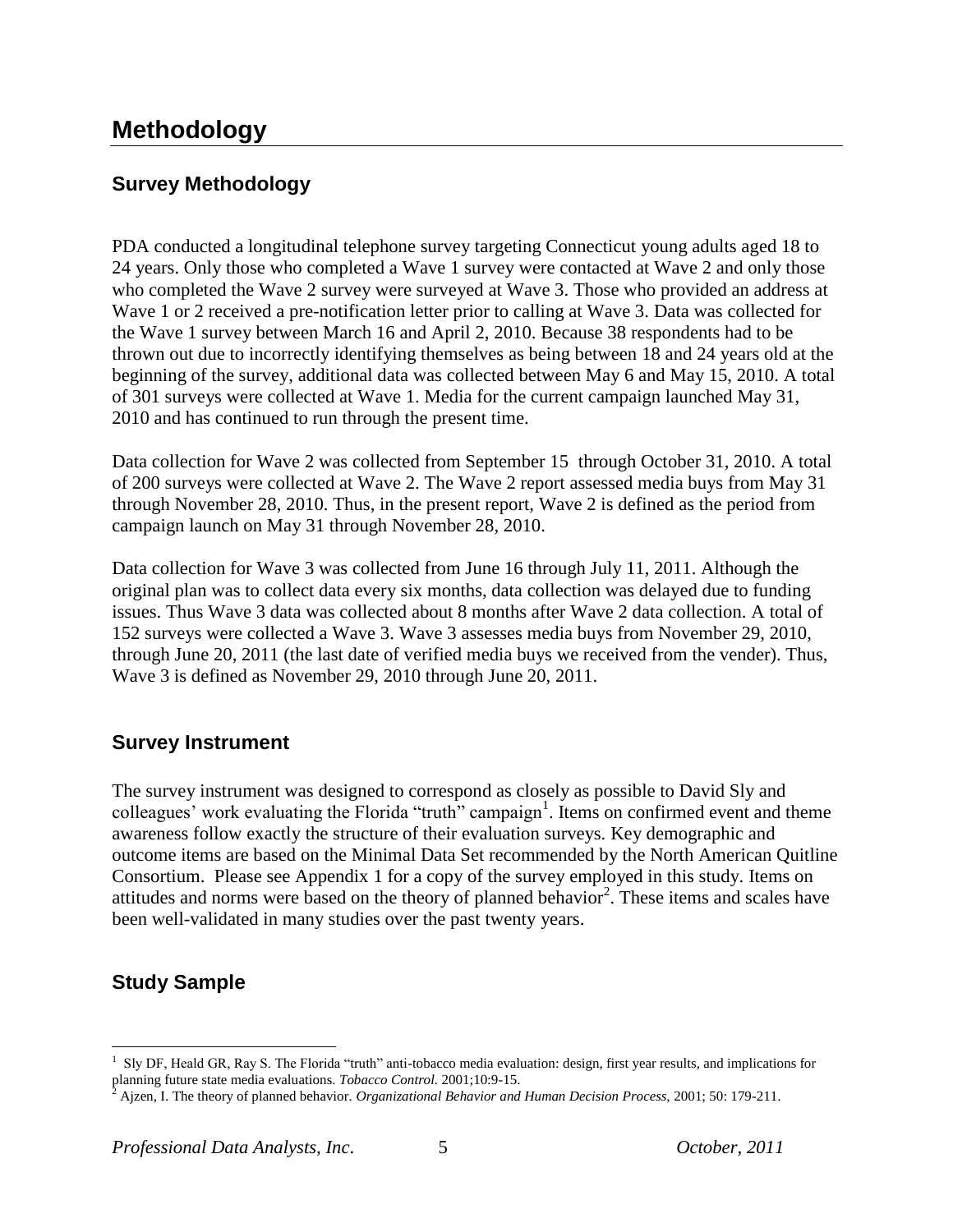# Methodology

## Survey Methodology

PDA conducted a longitudinal telephone survey targeting Connecticut young adults aged 18 to 24 years. Only those who completed a Wave 1 survey were contacted at Wave 2 and only those who completed the Wave 2 survey were surveyed at Wave 3. Those who provided an address at Wave 1 or 2 received a pre-notification letter prior to calling at Wave 3. Data was collected for the Wave 1 survey between March 16 and April 2, 2010. Because 38 respondents had to be thrown out due to incorrectly identifying themselves as being between 18 and 24 years old at the beginning of the survey, additional data was collected between May 6 and May 15, 2010. A total of 301 surveys were collected at Wave 1. Media for the current campaign launched May 31, 2010 and has continued to run through the present time.

Data collection for Wave 2 was collected from September 15 through October 31, 2010. A total of 200 surveys were collected at Wave 2. The Wave 2 report assessed media buys from May 31 through November 28, 2010. Thus, in the present report, Wave 2 is defined as the period from campaign launch on May 31 through November 28, 2010.

Data collection for Wave 3 was collected from June 16 through July 11, 2011. Although the original plan was to collect data every six months, data collection was delayed due to funding issues. Thus Wave 3 data was collected about 8 months after Wave 2 data collection. A total of 152 surveys were collected a Wave 3. Wave 3 assesses media buys from November 29, 2010, through June 20, 2011 (the last date of verified media buys we received from the vender). Thus, Wave 3 is defined as November 29, 2010 through June 20, 2011.

## Survey Instrument

The survey instrument was designed to correspond as closely as possible to David Sly and colleagues' work evaluating the Florida "truth" campaign[1]. Items on confirmed event and theme awareness follow exactly the structure of their evaluation surveys. Key demographic and outcome items are based on the Minimal Data Set recommended by the North American Quitline Consortium. Please see Appendix 1 for a copy of the survey employed in this study. Items on attitudes and norms were based on the theory of planned behavior[2]. These items and scales have been well-validated in many studies over the past twenty years.

## Study Sample

[1] Sly DF, Heald GR, Ray S. The Florida "truth" anti-tobacco media evaluation: design, first year results, and implications for planning future state media evaluations. *Tobacco Control.* 2001;10:9-15.

[2] Ajzen, I. The theory of planned behavior. *Organizational Behavior and Human Decision Process,* 2001; 50: 179-211.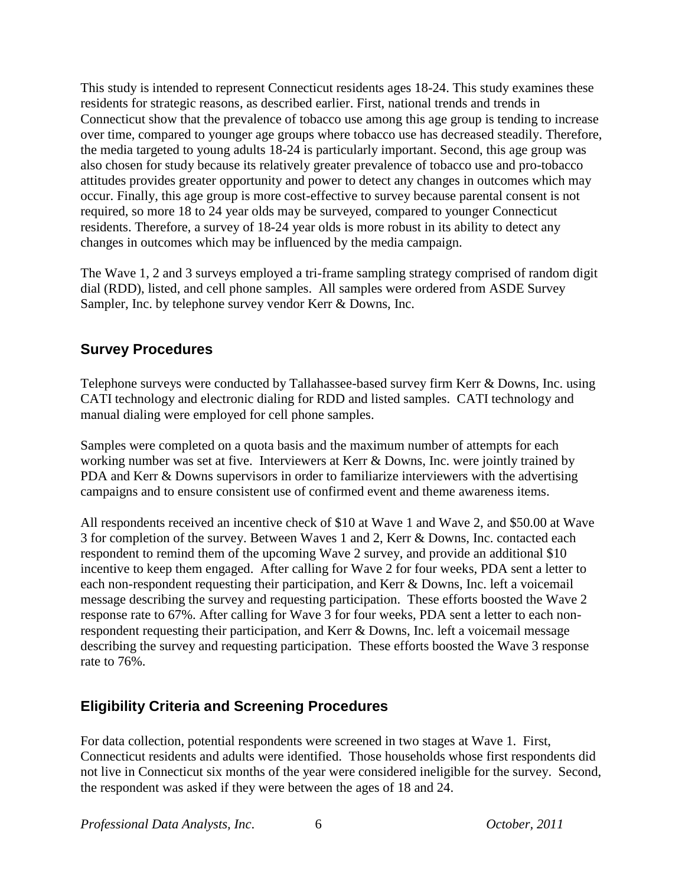This study is intended to represent Connecticut residents ages 18-24. This study examines these residents for strategic reasons, as described earlier. First, national trends and trends in Connecticut show that the prevalence of tobacco use among this age group is tending to increase over time, compared to younger age groups where tobacco use has decreased steadily. Therefore, the media targeted to young adults 18-24 is particularly important. Second, this age group was also chosen for study because its relatively greater prevalence of tobacco use and pro-tobacco attitudes provides greater opportunity and power to detect any changes in outcomes which may occur. Finally, this age group is more cost-effective to survey because parental consent is not required, so more 18 to 24 year olds may be surveyed, compared to younger Connecticut residents. Therefore, a survey of 18-24 year olds is more robust in its ability to detect any changes in outcomes which may be influenced by the media campaign.

The Wave 1, 2 and 3 surveys employed a tri-frame sampling strategy comprised of random digit dial (RDD), listed, and cell phone samples. All samples were ordered from ASDE Survey Sampler, Inc. by telephone survey vendor Kerr & Downs, Inc.

## Survey Procedures

Telephone surveys were conducted by Tallahassee-based survey firm Kerr & Downs, Inc. using CATI technology and electronic dialing for RDD and listed samples. CATI technology and manual dialing were employed for cell phone samples.

Samples were completed on a quota basis and the maximum number of attempts for each working number was set at five. Interviewers at Kerr & Downs, Inc. were jointly trained by PDA and Kerr & Downs supervisors in order to familiarize interviewers with the advertising campaigns and to ensure consistent use of confirmed event and theme awareness items.

All respondents received an incentive check of $10 at Wave 1 and Wave 2, and $50.00 at Wave 3 for completion of the survey. Between Waves 1 and 2, Kerr & Downs, Inc. contacted each respondent to remind them of the upcoming Wave 2 survey, and provide an additional $10 incentive to keep them engaged. After calling for Wave 2 for four weeks, PDA sent a letter to each non-respondent requesting their participation, and Kerr & Downs, Inc. left a voicemail message describing the survey and requesting participation. These efforts boosted the Wave 2 response rate to 67%. After calling for Wave 3 for four weeks, PDA sent a letter to each non-respondent requesting their participation, and Kerr & Downs, Inc. left a voicemail message describing the survey and requesting participation. These efforts boosted the Wave 3 response rate to 76%.

## Eligibility Criteria and Screening Procedures

For data collection, potential respondents were screened in two stages at Wave 1. First, Connecticut residents and adults were identified. Those households whose first respondents did not live in Connecticut six months of the year were considered ineligible for the survey. Second, the respondent was asked if they were between the ages of 18 and 24.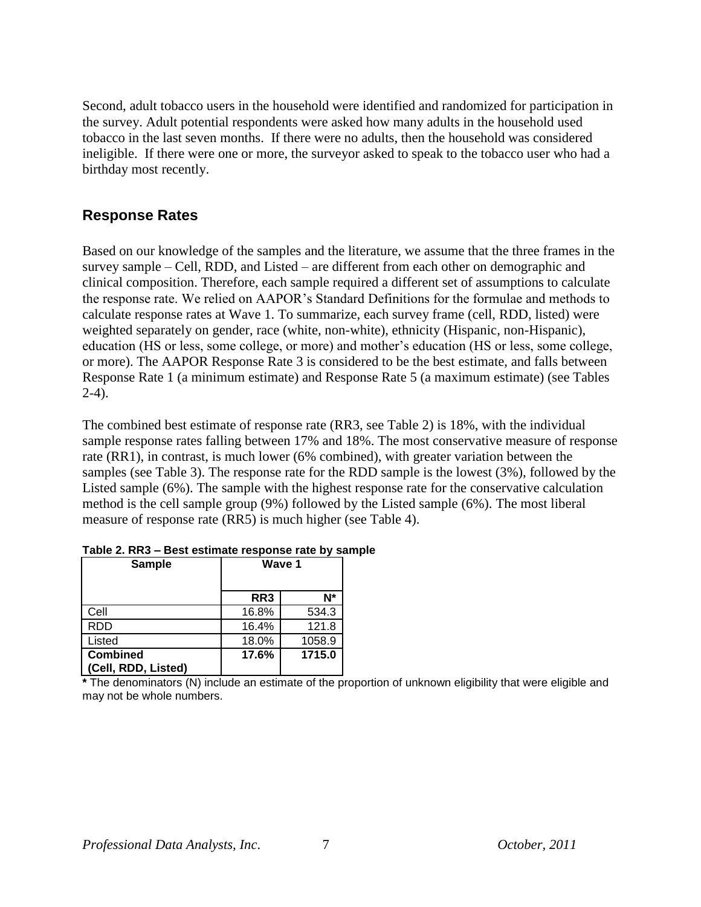Second, adult tobacco users in the household were identified and randomized for participation in the survey. Adult potential respondents were asked how many adults in the household used tobacco in the last seven months. If there were no adults, then the household was considered ineligible. If there were one or more, the surveyor asked to speak to the tobacco user who had a birthday most recently.

## Response Rates

Based on our knowledge of the samples and the literature, we assume that the three frames in the survey sample – Cell, RDD, and Listed – are different from each other on demographic and clinical composition. Therefore, each sample required a different set of assumptions to calculate the response rate. We relied on AAPOR's Standard Definitions for the formulae and methods to calculate response rates at Wave 1. To summarize, each survey frame (cell, RDD, listed) were weighted separately on gender, race (white, non-white), ethnicity (Hispanic, non-Hispanic), education (HS or less, some college, or more) and mother's education (HS or less, some college, or more). The AAPOR Response Rate 3 is considered to be the best estimate, and falls between Response Rate 1 (a minimum estimate) and Response Rate 5 (a maximum estimate) (see Tables 2-4).

The combined best estimate of response rate (RR3, see Table 2) is 18%, with the individual sample response rates falling between 17% and 18%. The most conservative measure of response rate (RR1), in contrast, is much lower (6% combined), with greater variation between the samples (see Table 3). The response rate for the RDD sample is the lowest (3%), followed by the Listed sample (6%). The sample with the highest response rate for the conservative calculation method is the cell sample group (9%) followed by the Listed sample (6%). The most liberal measure of response rate (RR5) is much higher (see Table 4).

**Table 2. RR3 – Best estimate response rate by sample**

| Sample | Wave 1 | |
|---|---|---|
| | RR3 | N* |
| Cell | 16.8% | 534.3 |
| RDD | 16.4% | 121.8 |
| Listed | 18.0% | 1058.9 |
| **Combined (Cell, RDD, Listed)** | **17.6%** | **1715.0** |

**\*** The denominators (N) include an estimate of the proportion of unknown eligibility that were eligible and may not be whole numbers.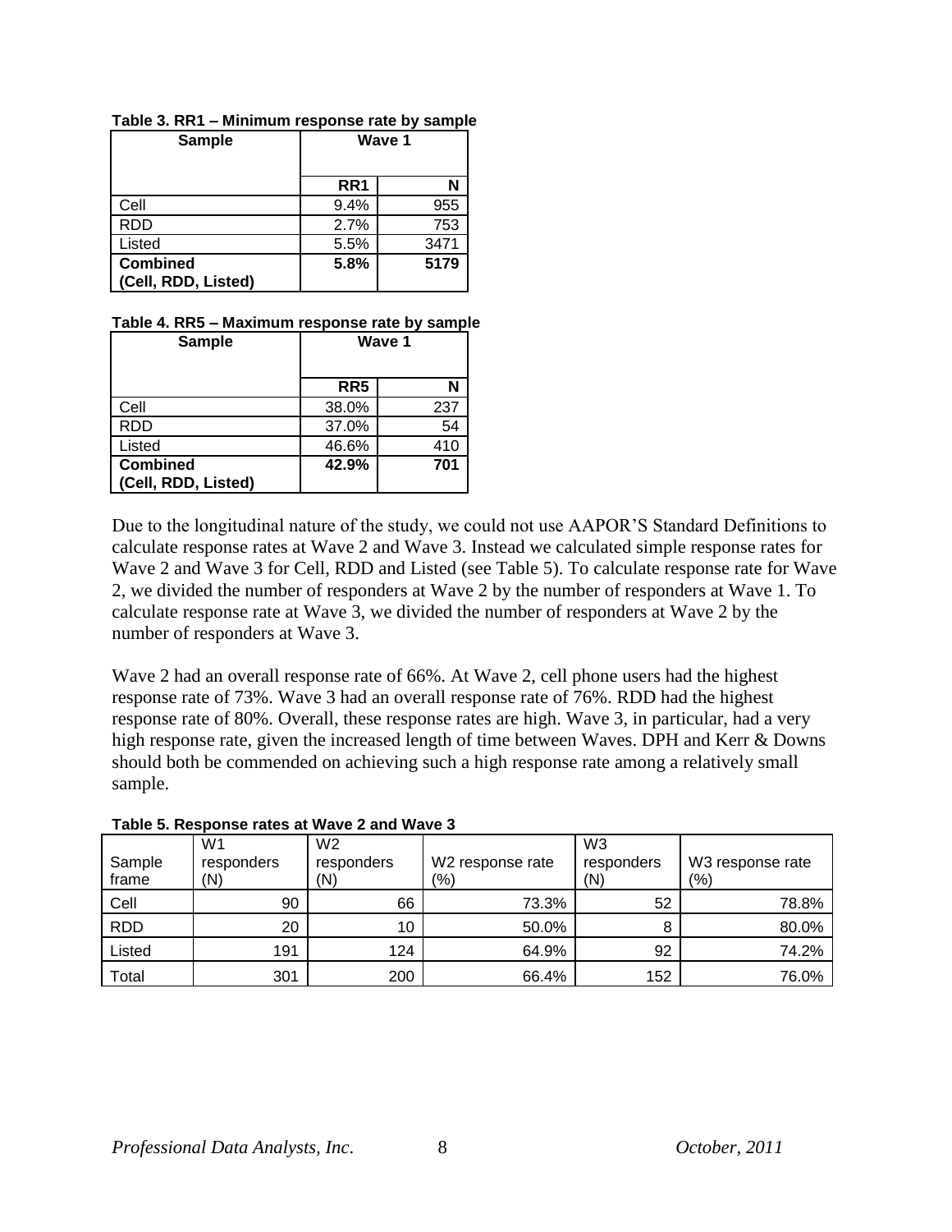**Table 3. RR1 – Minimum response rate by sample**

| Sample | Wave 1 | |
|---|---|---|
| | RR1 | N |
| Cell | 9.4% | 955 |
| RDD | 2.7% | 753 |
| Listed | 5.5% | 3471 |
| **Combined (Cell, RDD, Listed)** | **5.8%** | **5179** |

**Table 4. RR5 – Maximum response rate by sample**

| Sample | Wave 1 | |
|---|---|---|
| | RR5 | N |
| Cell | 38.0% | 237 |
| RDD | 37.0% | 54 |
| Listed | 46.6% | 410 |
| **Combined (Cell, RDD, Listed)** | **42.9%** | **701** |

Due to the longitudinal nature of the study, we could not use AAPOR'S Standard Definitions to calculate response rates at Wave 2 and Wave 3. Instead we calculated simple response rates for Wave 2 and Wave 3 for Cell, RDD and Listed (see Table 5). To calculate response rate for Wave 2, we divided the number of responders at Wave 2 by the number of responders at Wave 1. To calculate response rate at Wave 3, we divided the number of responders at Wave 2 by the number of responders at Wave 3.

Wave 2 had an overall response rate of 66%. At Wave 2, cell phone users had the highest response rate of 73%. Wave 3 had an overall response rate of 76%. RDD had the highest response rate of 80%. Overall, these response rates are high. Wave 3, in particular, had a very high response rate, given the increased length of time between Waves. DPH and Kerr & Downs should both be commended on achieving such a high response rate among a relatively small sample.

**Table 5. Response rates at Wave 2 and Wave 3**

| Sample frame | W1 responders (N) | W2 responders (N) | W2 response rate (%) | W3 responders (N) | W3 response rate (%) |
|---|---|---|---|---|---|
| Cell | 90 | 66 | 73.3% | 52 | 78.8% |
| RDD | 20 | 10 | 50.0% | 8 | 80.0% |
| Listed | 191 | 124 | 64.9% | 92 | 74.2% |
| Total | 301 | 200 | 66.4% | 152 | 76.0% |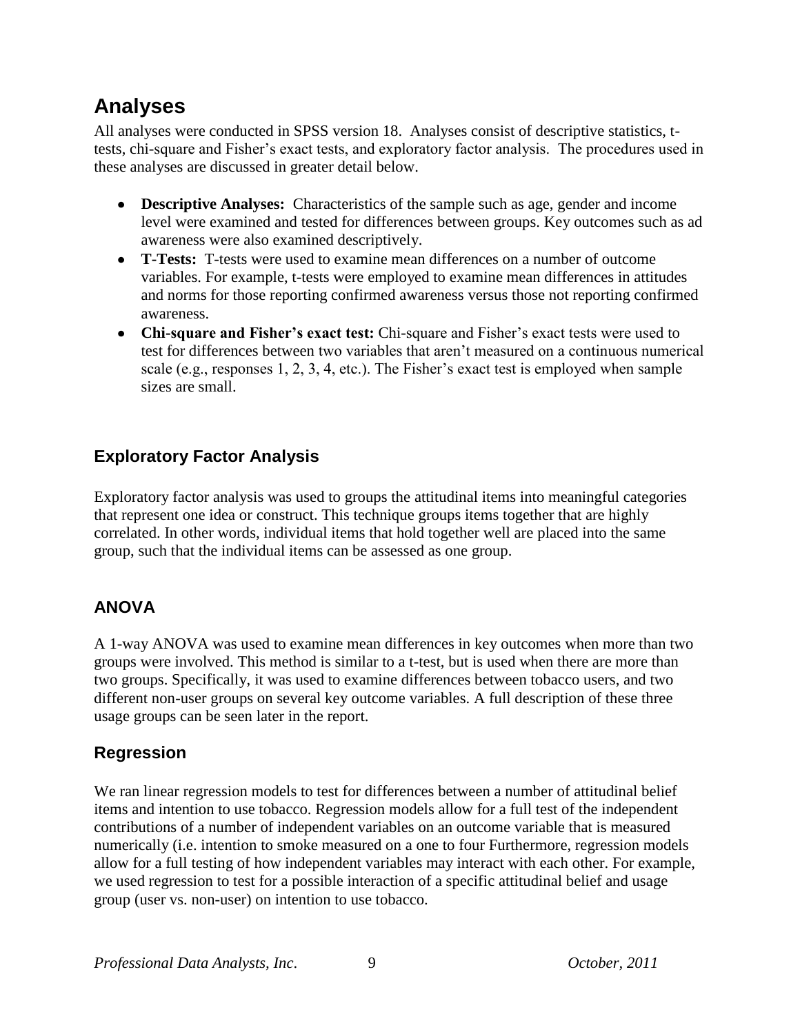# Analyses

All analyses were conducted in SPSS version 18. Analyses consist of descriptive statistics, t-tests, chi-square and Fisher's exact tests, and exploratory factor analysis. The procedures used in these analyses are discussed in greater detail below.

- **Descriptive Analyses:** Characteristics of the sample such as age, gender and income level were examined and tested for differences between groups. Key outcomes such as ad awareness were also examined descriptively.
- **T-Tests:** T-tests were used to examine mean differences on a number of outcome variables. For example, t-tests were employed to examine mean differences in attitudes and norms for those reporting confirmed awareness versus those not reporting confirmed awareness.
- **Chi-square and Fisher's exact test:** Chi-square and Fisher's exact tests were used to test for differences between two variables that aren't measured on a continuous numerical scale (e.g., responses 1, 2, 3, 4, etc.). The Fisher's exact test is employed when sample sizes are small.

## Exploratory Factor Analysis

Exploratory factor analysis was used to groups the attitudinal items into meaningful categories that represent one idea or construct. This technique groups items together that are highly correlated. In other words, individual items that hold together well are placed into the same group, such that the individual items can be assessed as one group.

## ANOVA

A 1-way ANOVA was used to examine mean differences in key outcomes when more than two groups were involved. This method is similar to a t-test, but is used when there are more than two groups. Specifically, it was used to examine differences between tobacco users, and two different non-user groups on several key outcome variables. A full description of these three usage groups can be seen later in the report.

## Regression

We ran linear regression models to test for differences between a number of attitudinal belief items and intention to use tobacco. Regression models allow for a full test of the independent contributions of a number of independent variables on an outcome variable that is measured numerically (i.e. intention to smoke measured on a one to four Furthermore, regression models allow for a full testing of how independent variables may interact with each other. For example, we used regression to test for a possible interaction of a specific attitudinal belief and usage group (user vs. non-user) on intention to use tobacco.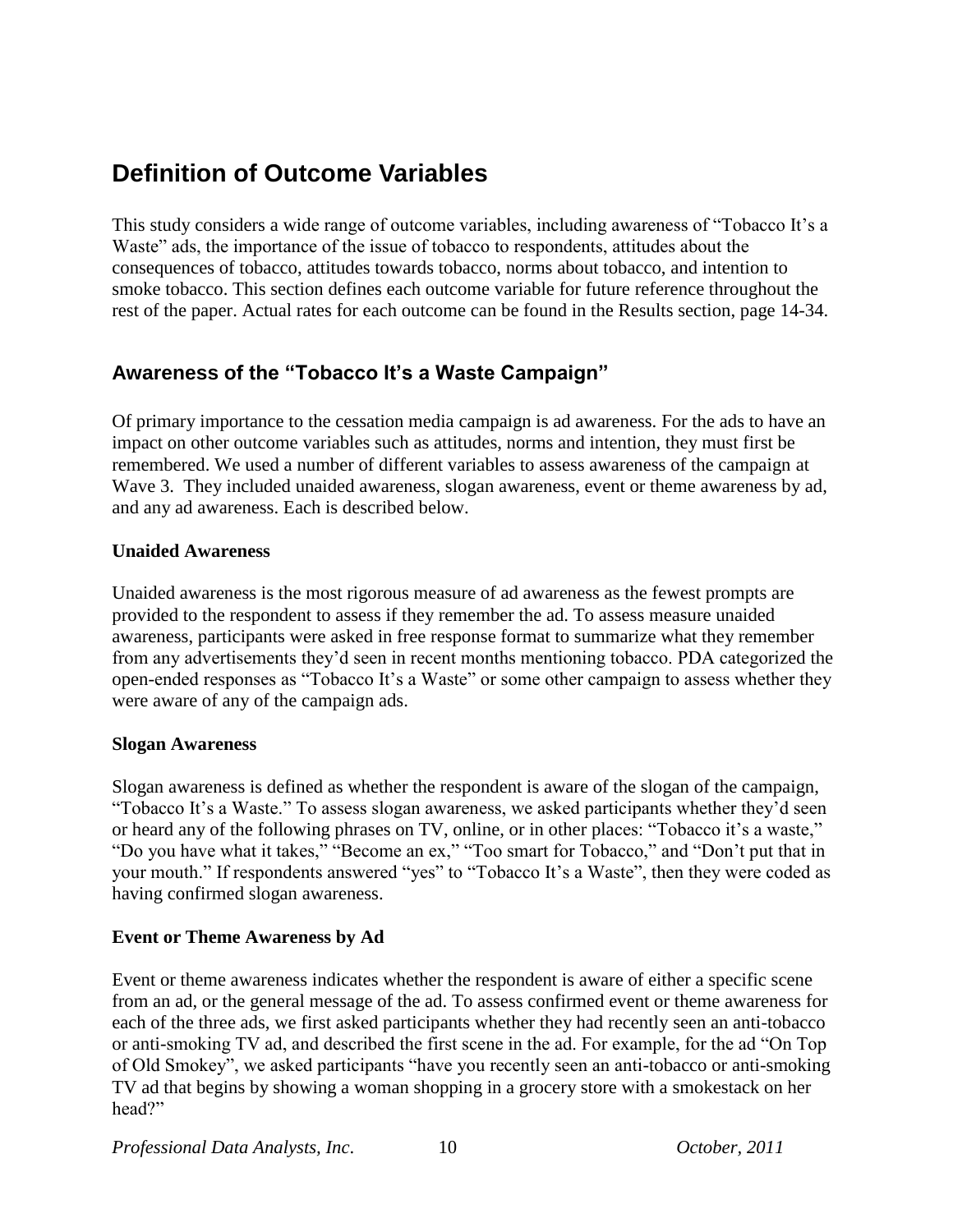# Definition of Outcome Variables

This study considers a wide range of outcome variables, including awareness of "Tobacco It's a Waste" ads, the importance of the issue of tobacco to respondents, attitudes about the consequences of tobacco, attitudes towards tobacco, norms about tobacco, and intention to smoke tobacco. This section defines each outcome variable for future reference throughout the rest of the paper. Actual rates for each outcome can be found in the Results section, page 14-34.

## Awareness of the "Tobacco It's a Waste Campaign"

Of primary importance to the cessation media campaign is ad awareness. For the ads to have an impact on other outcome variables such as attitudes, norms and intention, they must first be remembered. We used a number of different variables to assess awareness of the campaign at Wave 3. They included unaided awareness, slogan awareness, event or theme awareness by ad, and any ad awareness. Each is described below.

**Unaided Awareness**

Unaided awareness is the most rigorous measure of ad awareness as the fewest prompts are provided to the respondent to assess if they remember the ad. To assess measure unaided awareness, participants were asked in free response format to summarize what they remember from any advertisements they'd seen in recent months mentioning tobacco. PDA categorized the open-ended responses as "Tobacco It's a Waste" or some other campaign to assess whether they were aware of any of the campaign ads.

**Slogan Awareness**

Slogan awareness is defined as whether the respondent is aware of the slogan of the campaign, "Tobacco It's a Waste." To assess slogan awareness, we asked participants whether they'd seen or heard any of the following phrases on TV, online, or in other places: "Tobacco it's a waste," "Do you have what it takes," "Become an ex," "Too smart for Tobacco," and "Don't put that in your mouth." If respondents answered "yes" to "Tobacco It's a Waste", then they were coded as having confirmed slogan awareness.

**Event or Theme Awareness by Ad**

Event or theme awareness indicates whether the respondent is aware of either a specific scene from an ad, or the general message of the ad. To assess confirmed event or theme awareness for each of the three ads, we first asked participants whether they had recently seen an anti-tobacco or anti-smoking TV ad, and described the first scene in the ad. For example, for the ad "On Top of Old Smokey", we asked participants "have you recently seen an anti-tobacco or anti-smoking TV ad that begins by showing a woman shopping in a grocery store with a smokestack on her head?"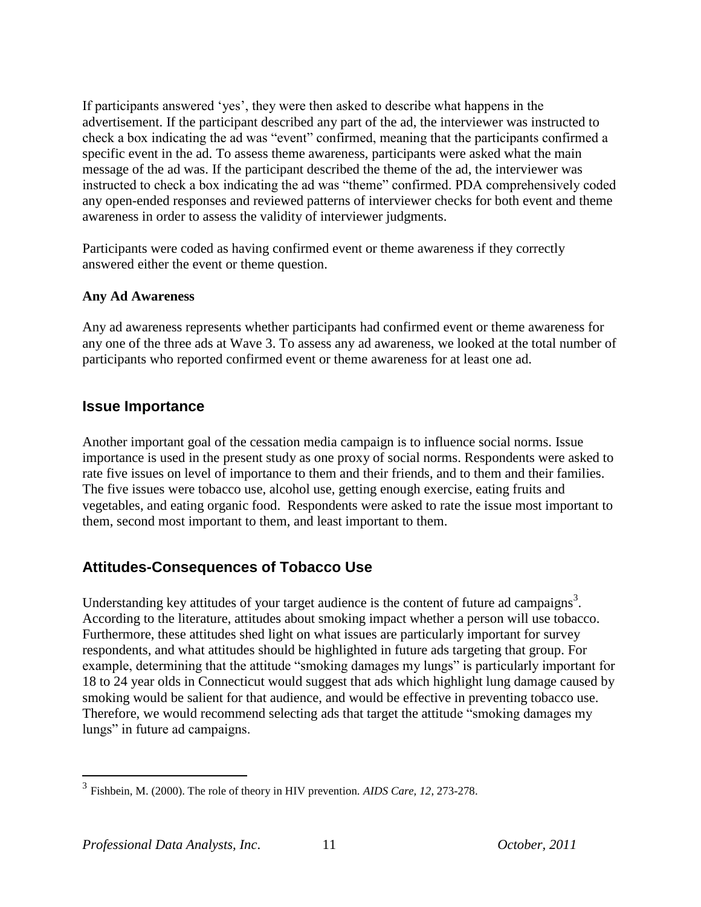If participants answered 'yes', they were then asked to describe what happens in the advertisement. If the participant described any part of the ad, the interviewer was instructed to check a box indicating the ad was "event" confirmed, meaning that the participants confirmed a specific event in the ad. To assess theme awareness, participants were asked what the main message of the ad was. If the participant described the theme of the ad, the interviewer was instructed to check a box indicating the ad was "theme" confirmed. PDA comprehensively coded any open-ended responses and reviewed patterns of interviewer checks for both event and theme awareness in order to assess the validity of interviewer judgments.

Participants were coded as having confirmed event or theme awareness if they correctly answered either the event or theme question.

**Any Ad Awareness**

Any ad awareness represents whether participants had confirmed event or theme awareness for any one of the three ads at Wave 3. To assess any ad awareness, we looked at the total number of participants who reported confirmed event or theme awareness for at least one ad.

## Issue Importance

Another important goal of the cessation media campaign is to influence social norms. Issue importance is used in the present study as one proxy of social norms. Respondents were asked to rate five issues on level of importance to them and their friends, and to them and their families. The five issues were tobacco use, alcohol use, getting enough exercise, eating fruits and vegetables, and eating organic food. Respondents were asked to rate the issue most important to them, second most important to them, and least important to them.

## Attitudes-Consequences of Tobacco Use

Understanding key attitudes of your target audience is the content of future ad campaigns[3]. According to the literature, attitudes about smoking impact whether a person will use tobacco. Furthermore, these attitudes shed light on what issues are particularly important for survey respondents, and what attitudes should be highlighted in future ads targeting that group. For example, determining that the attitude "smoking damages my lungs" is particularly important for 18 to 24 year olds in Connecticut would suggest that ads which highlight lung damage caused by smoking would be salient for that audience, and would be effective in preventing tobacco use. Therefore, we would recommend selecting ads that target the attitude "smoking damages my lungs" in future ad campaigns.

[3] Fishbein, M. (2000). The role of theory in HIV prevention. *AIDS Care, 12*, 273-278.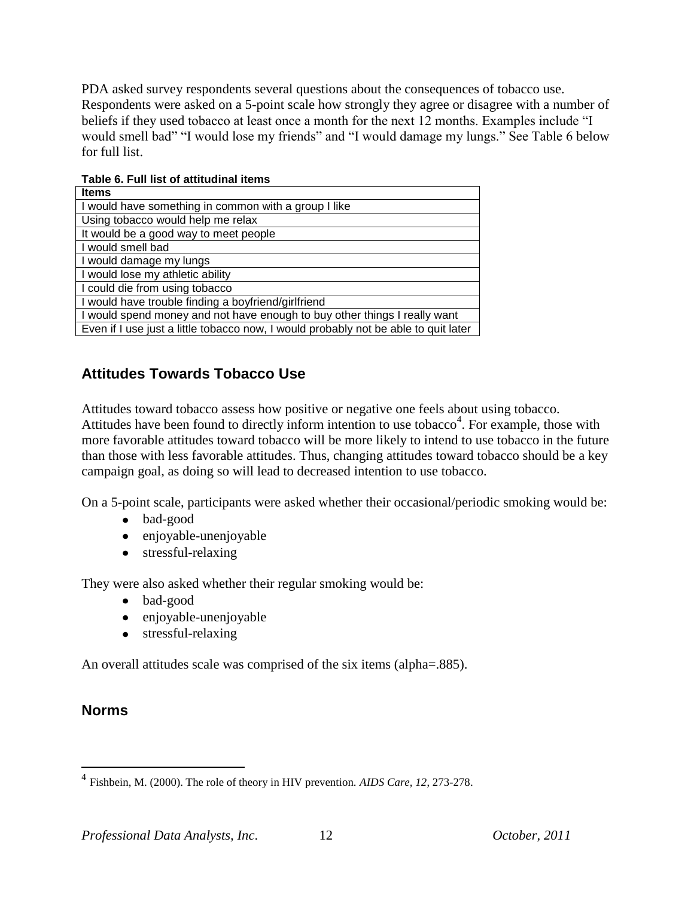PDA asked survey respondents several questions about the consequences of tobacco use. Respondents were asked on a 5-point scale how strongly they agree or disagree with a number of beliefs if they used tobacco at least once a month for the next 12 months. Examples include "I would smell bad" "I would lose my friends" and "I would damage my lungs." See Table 6 below for full list.

**Table 6. Full list of attitudinal items**

| Items |
|---|
| I would have something in common with a group I like |
| Using tobacco would help me relax |
| It would be a good way to meet people |
| I would smell bad |
| I would damage my lungs |
| I would lose my athletic ability |
| I could die from using tobacco |
| I would have trouble finding a boyfriend/girlfriend |
| I would spend money and not have enough to buy other things I really want |
| Even if I use just a little tobacco now, I would probably not be able to quit later |

## Attitudes Towards Tobacco Use

Attitudes toward tobacco assess how positive or negative one feels about using tobacco. Attitudes have been found to directly inform intention to use tobacco[4]. For example, those with more favorable attitudes toward tobacco will be more likely to intend to use tobacco in the future than those with less favorable attitudes. Thus, changing attitudes toward tobacco should be a key campaign goal, as doing so will lead to decreased intention to use tobacco.

On a 5-point scale, participants were asked whether their occasional/periodic smoking would be:

- bad-good
- enjoyable-unenjoyable
- stressful-relaxing

They were also asked whether their regular smoking would be:

- bad-good
- enjoyable-unenjoyable
- stressful-relaxing

An overall attitudes scale was comprised of the six items (alpha=.885).

## Norms

[4] Fishbein, M. (2000). The role of theory in HIV prevention. *AIDS Care, 12*, 273-278.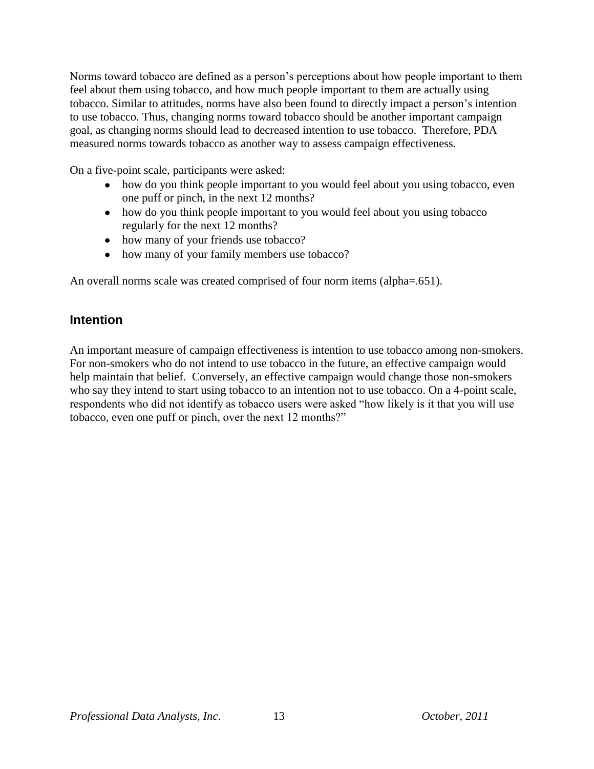Norms toward tobacco are defined as a person's perceptions about how people important to them feel about them using tobacco, and how much people important to them are actually using tobacco. Similar to attitudes, norms have also been found to directly impact a person's intention to use tobacco. Thus, changing norms toward tobacco should be another important campaign goal, as changing norms should lead to decreased intention to use tobacco. Therefore, PDA measured norms towards tobacco as another way to assess campaign effectiveness.

On a five-point scale, participants were asked:

- how do you think people important to you would feel about you using tobacco, even one puff or pinch, in the next 12 months?
- how do you think people important to you would feel about you using tobacco regularly for the next 12 months?
- how many of your friends use tobacco?
- how many of your family members use tobacco?

An overall norms scale was created comprised of four norm items (alpha=.651).

## Intention

An important measure of campaign effectiveness is intention to use tobacco among non-smokers. For non-smokers who do not intend to use tobacco in the future, an effective campaign would help maintain that belief. Conversely, an effective campaign would change those non-smokers who say they intend to start using tobacco to an intention not to use tobacco. On a 4-point scale, respondents who did not identify as tobacco users were asked "how likely is it that you will use tobacco, even one puff or pinch, over the next 12 months?"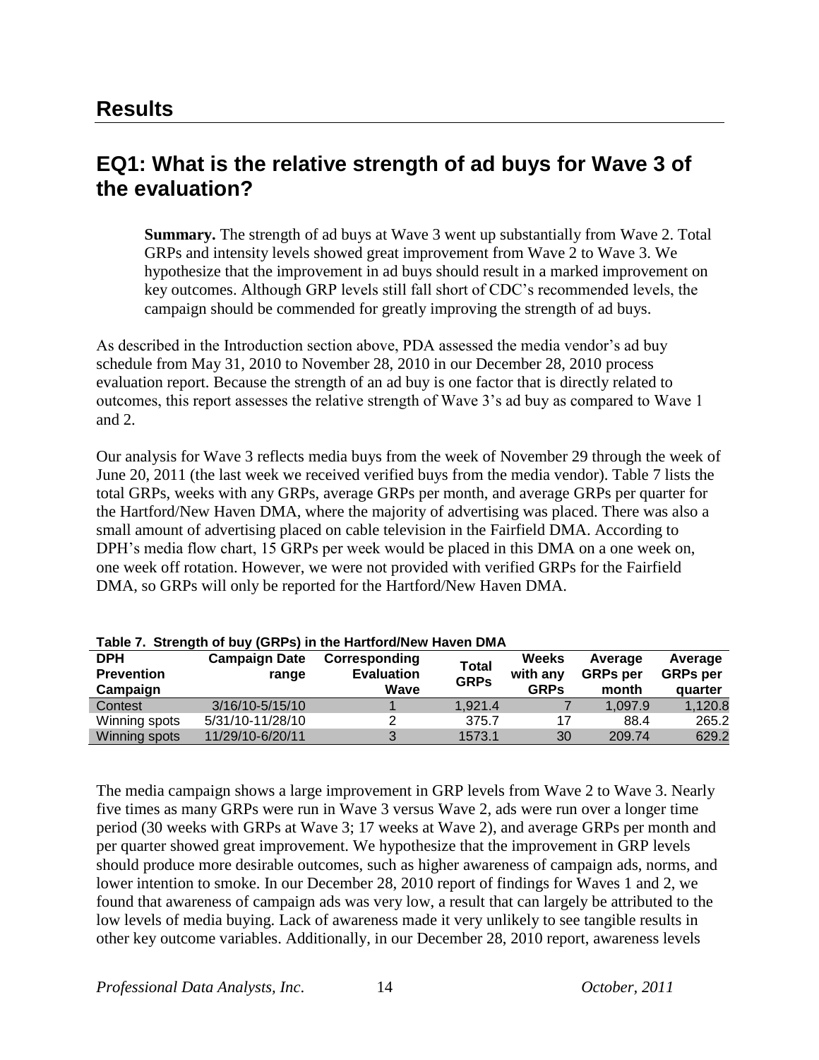## Results

## EQ1: What is the relative strength of ad buys for Wave 3 of the evaluation?

**Summary.** The strength of ad buys at Wave 3 went up substantially from Wave 2. Total GRPs and intensity levels showed great improvement from Wave 2 to Wave 3. We hypothesize that the improvement in ad buys should result in a marked improvement on key outcomes. Although GRP levels still fall short of CDC's recommended levels, the campaign should be commended for greatly improving the strength of ad buys.

As described in the Introduction section above, PDA assessed the media vendor's ad buy schedule from May 31, 2010 to November 28, 2010 in our December 28, 2010 process evaluation report. Because the strength of an ad buy is one factor that is directly related to outcomes, this report assesses the relative strength of Wave 3's ad buy as compared to Wave 1 and 2.

Our analysis for Wave 3 reflects media buys from the week of November 29 through the week of June 20, 2011 (the last week we received verified buys from the media vendor). Table 7 lists the total GRPs, weeks with any GRPs, average GRPs per month, and average GRPs per quarter for the Hartford/New Haven DMA, where the majority of advertising was placed. There was also a small amount of advertising placed on cable television in the Fairfield DMA. According to DPH's media flow chart, 15 GRPs per week would be placed in this DMA on a one week on, one week off rotation. However, we were not provided with verified GRPs for the Fairfield DMA, so GRPs will only be reported for the Hartford/New Haven DMA.

**Table 7. Strength of buy (GRPs) in the Hartford/New Haven DMA**

| DPH Prevention Campaign | Campaign Date range | Corresponding Evaluation Wave | Total GRPs | Weeks with any GRPs | Average GRPs per month | Average GRPs per quarter |
|---|---|---|---|---|---|---|
| Contest | 3/16/10-5/15/10 | 1 | 1,921.4 | 7 | 1,097.9 | 1,120.8 |
| Winning spots | 5/31/10-11/28/10 | 2 | 375.7 | 17 | 88.4 | 265.2 |
| Winning spots | 11/29/10-6/20/11 | 3 | 1573.1 | 30 | 209.74 | 629.2 |

The media campaign shows a large improvement in GRP levels from Wave 2 to Wave 3. Nearly five times as many GRPs were run in Wave 3 versus Wave 2, ads were run over a longer time period (30 weeks with GRPs at Wave 3; 17 weeks at Wave 2), and average GRPs per month and per quarter showed great improvement. We hypothesize that the improvement in GRP levels should produce more desirable outcomes, such as higher awareness of campaign ads, norms, and lower intention to smoke. In our December 28, 2010 report of findings for Waves 1 and 2, we found that awareness of campaign ads was very low, a result that can largely be attributed to the low levels of media buying. Lack of awareness made it very unlikely to see tangible results in other key outcome variables. Additionally, in our December 28, 2010 report, awareness levels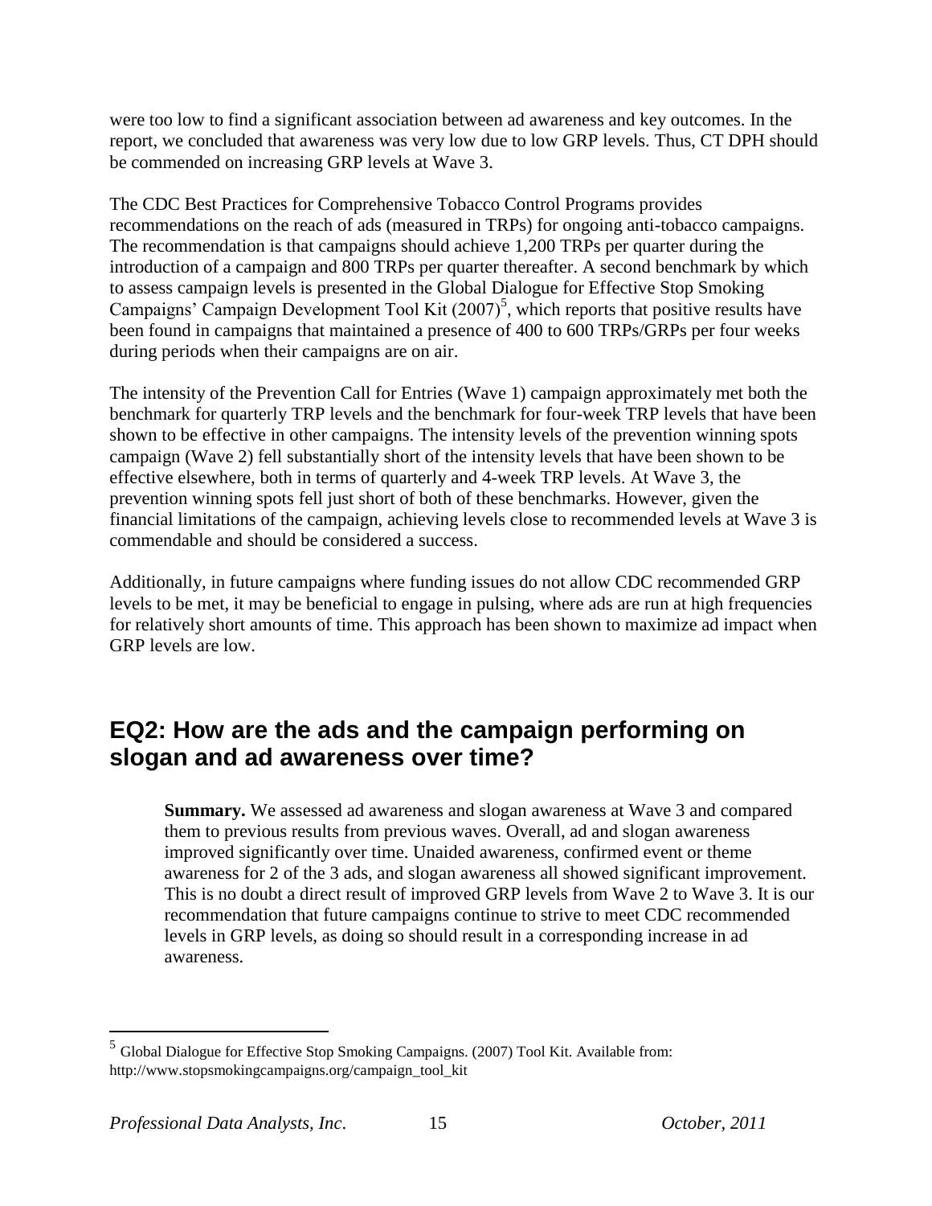were too low to find a significant association between ad awareness and key outcomes. In the report, we concluded that awareness was very low due to low GRP levels. Thus, CT DPH should be commended on increasing GRP levels at Wave 3.

The CDC Best Practices for Comprehensive Tobacco Control Programs provides recommendations on the reach of ads (measured in TRPs) for ongoing anti-tobacco campaigns. The recommendation is that campaigns should achieve 1,200 TRPs per quarter during the introduction of a campaign and 800 TRPs per quarter thereafter. A second benchmark by which to assess campaign levels is presented in the Global Dialogue for Effective Stop Smoking Campaigns' Campaign Development Tool Kit (2007)[5], which reports that positive results have been found in campaigns that maintained a presence of 400 to 600 TRPs/GRPs per four weeks during periods when their campaigns are on air.

The intensity of the Prevention Call for Entries (Wave 1) campaign approximately met both the benchmark for quarterly TRP levels and the benchmark for four-week TRP levels that have been shown to be effective in other campaigns. The intensity levels of the prevention winning spots campaign (Wave 2) fell substantially short of the intensity levels that have been shown to be effective elsewhere, both in terms of quarterly and 4-week TRP levels. At Wave 3, the prevention winning spots fell just short of both of these benchmarks. However, given the financial limitations of the campaign, achieving levels close to recommended levels at Wave 3 is commendable and should be considered a success.

Additionally, in future campaigns where funding issues do not allow CDC recommended GRP levels to be met, it may be beneficial to engage in pulsing, where ads are run at high frequencies for relatively short amounts of time. This approach has been shown to maximize ad impact when GRP levels are low.

## EQ2: How are the ads and the campaign performing on slogan and ad awareness over time?

**Summary.** We assessed ad awareness and slogan awareness at Wave 3 and compared them to previous results from previous waves. Overall, ad and slogan awareness improved significantly over time. Unaided awareness, confirmed event or theme awareness for 2 of the 3 ads, and slogan awareness all showed significant improvement. This is no doubt a direct result of improved GRP levels from Wave 2 to Wave 3. It is our recommendation that future campaigns continue to strive to meet CDC recommended levels in GRP levels, as doing so should result in a corresponding increase in ad awareness.

[5] Global Dialogue for Effective Stop Smoking Campaigns. (2007) Tool Kit. Available from: http://www.stopsmokingcampaigns.org/campaign_tool_kit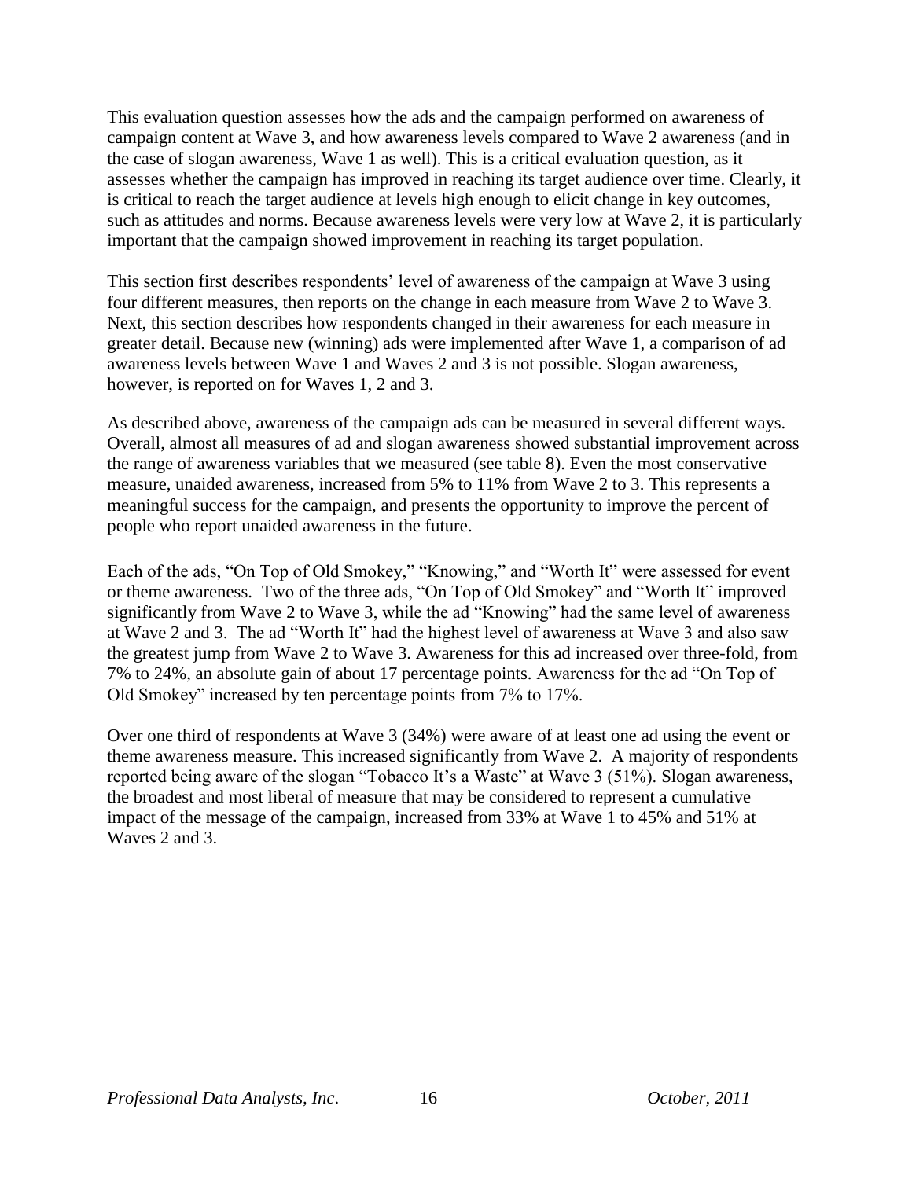This evaluation question assesses how the ads and the campaign performed on awareness of campaign content at Wave 3, and how awareness levels compared to Wave 2 awareness (and in the case of slogan awareness, Wave 1 as well). This is a critical evaluation question, as it assesses whether the campaign has improved in reaching its target audience over time. Clearly, it is critical to reach the target audience at levels high enough to elicit change in key outcomes, such as attitudes and norms. Because awareness levels were very low at Wave 2, it is particularly important that the campaign showed improvement in reaching its target population.

This section first describes respondents' level of awareness of the campaign at Wave 3 using four different measures, then reports on the change in each measure from Wave 2 to Wave 3. Next, this section describes how respondents changed in their awareness for each measure in greater detail. Because new (winning) ads were implemented after Wave 1, a comparison of ad awareness levels between Wave 1 and Waves 2 and 3 is not possible. Slogan awareness, however, is reported on for Waves 1, 2 and 3.

As described above, awareness of the campaign ads can be measured in several different ways. Overall, almost all measures of ad and slogan awareness showed substantial improvement across the range of awareness variables that we measured (see table 8). Even the most conservative measure, unaided awareness, increased from 5% to 11% from Wave 2 to 3. This represents a meaningful success for the campaign, and presents the opportunity to improve the percent of people who report unaided awareness in the future.

Each of the ads, "On Top of Old Smokey," "Knowing," and "Worth It" were assessed for event or theme awareness. Two of the three ads, "On Top of Old Smokey" and "Worth It" improved significantly from Wave 2 to Wave 3, while the ad "Knowing" had the same level of awareness at Wave 2 and 3. The ad "Worth It" had the highest level of awareness at Wave 3 and also saw the greatest jump from Wave 2 to Wave 3. Awareness for this ad increased over three-fold, from 7% to 24%, an absolute gain of about 17 percentage points. Awareness for the ad "On Top of Old Smokey" increased by ten percentage points from 7% to 17%.

Over one third of respondents at Wave 3 (34%) were aware of at least one ad using the event or theme awareness measure. This increased significantly from Wave 2. A majority of respondents reported being aware of the slogan "Tobacco It's a Waste" at Wave 3 (51%). Slogan awareness, the broadest and most liberal of measure that may be considered to represent a cumulative impact of the message of the campaign, increased from 33% at Wave 1 to 45% and 51% at Waves 2 and 3.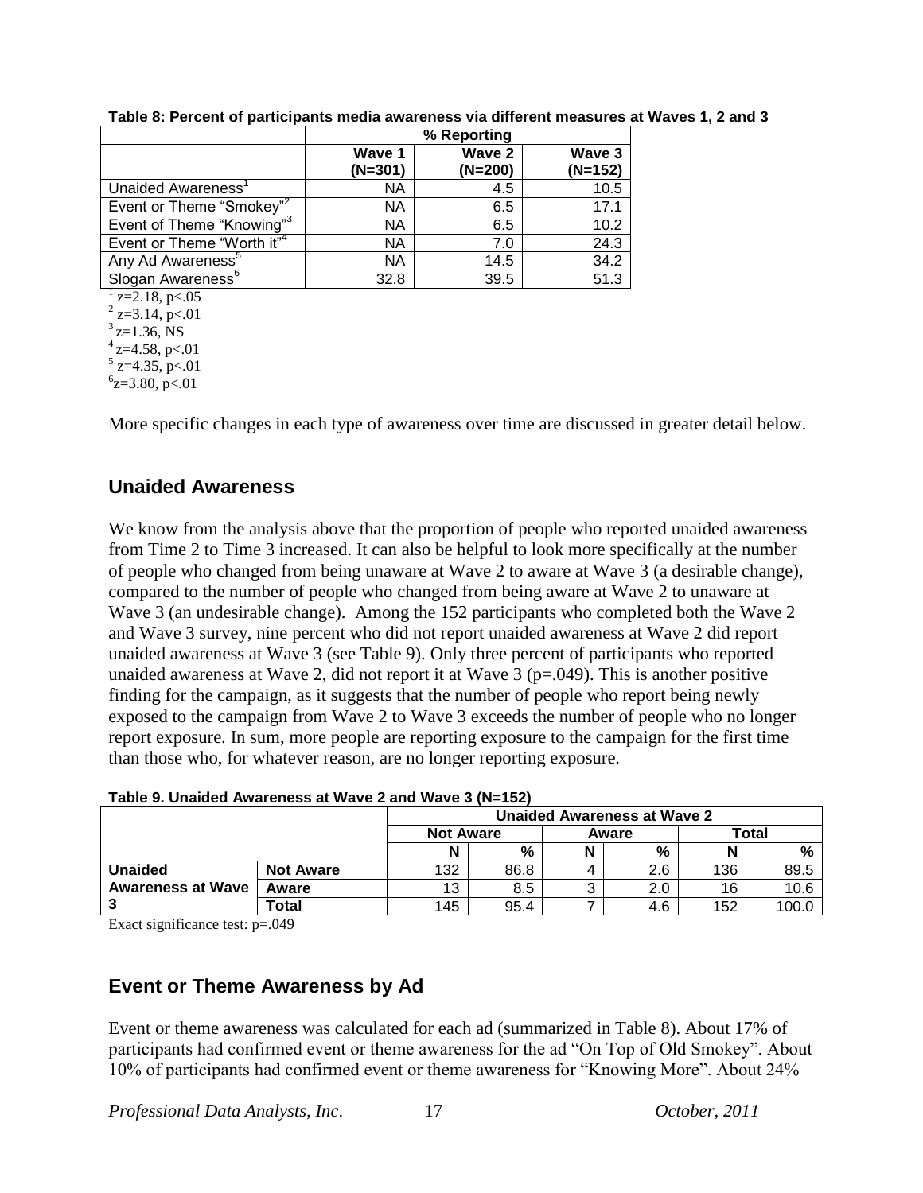**Table 8: Percent of participants media awareness via different measures at Waves 1, 2 and 3**

| | % Reporting | | |
|---|---|---|---|
| | Wave 1 (N=301) | Wave 2 (N=200) | Wave 3 (N=152) |
| Unaided Awareness[1] | NA | 4.5 | 10.5 |
| Event or Theme "Smokey"[2] | NA | 6.5 | 17.1 |
| Event of Theme "Knowing"[3] | NA | 6.5 | 10.2 |
| Event or Theme "Worth it"[4] | NA | 7.0 | 24.3 |
| Any Ad Awareness[5] | NA | 14.5 | 34.2 |
| Slogan Awareness[6] | 32.8 | 39.5 | 51.3 |

[1] $z=2.18$, $p<.05$
[2] $z=3.14$, $p<.01$
[3] $z=1.36$, NS
[4] $z=4.58$, $p<.01$
[5] $z=4.35$, $p<.01$
[6] $z=3.80$, $p<.01$

More specific changes in each type of awareness over time are discussed in greater detail below.

## Unaided Awareness

We know from the analysis above that the proportion of people who reported unaided awareness from Time 2 to Time 3 increased. It can also be helpful to look more specifically at the number of people who changed from being unaware at Wave 2 to aware at Wave 3 (a desirable change), compared to the number of people who changed from being aware at Wave 2 to unaware at Wave 3 (an undesirable change). Among the 152 participants who completed both the Wave 2 and Wave 3 survey, nine percent who did not report unaided awareness at Wave 2 did report unaided awareness at Wave 3 (see Table 9). Only three percent of participants who reported unaided awareness at Wave 2, did not report it at Wave 3 (p=.049). This is another positive finding for the campaign, as it suggests that the number of people who report being newly exposed to the campaign from Wave 2 to Wave 3 exceeds the number of people who no longer report exposure. In sum, more people are reporting exposure to the campaign for the first time than those who, for whatever reason, are no longer reporting exposure.

**Table 9. Unaided Awareness at Wave 2 and Wave 3 (N=152)**

| | | Unaided Awareness at Wave 2 | | | | | |
|---|---|---|---|---|---|---|---|
| | | Not Aware | | Aware | | Total | |
| | | N | % | N | % | N | % |
| Unaided Awareness at Wave 3 | Not Aware | 132 | 86.8 | 4 | 2.6 | 136 | 89.5 |
| | Aware | 13 | 8.5 | 3 | 2.0 | 16 | 10.6 |
| | Total | 145 | 95.4 | 7 | 4.6 | 152 | 100.0 |

Exact significance test: p=.049

## Event or Theme Awareness by Ad

Event or theme awareness was calculated for each ad (summarized in Table 8). About 17% of participants had confirmed event or theme awareness for the ad "On Top of Old Smokey". About 10% of participants had confirmed event or theme awareness for "Knowing More". About 24%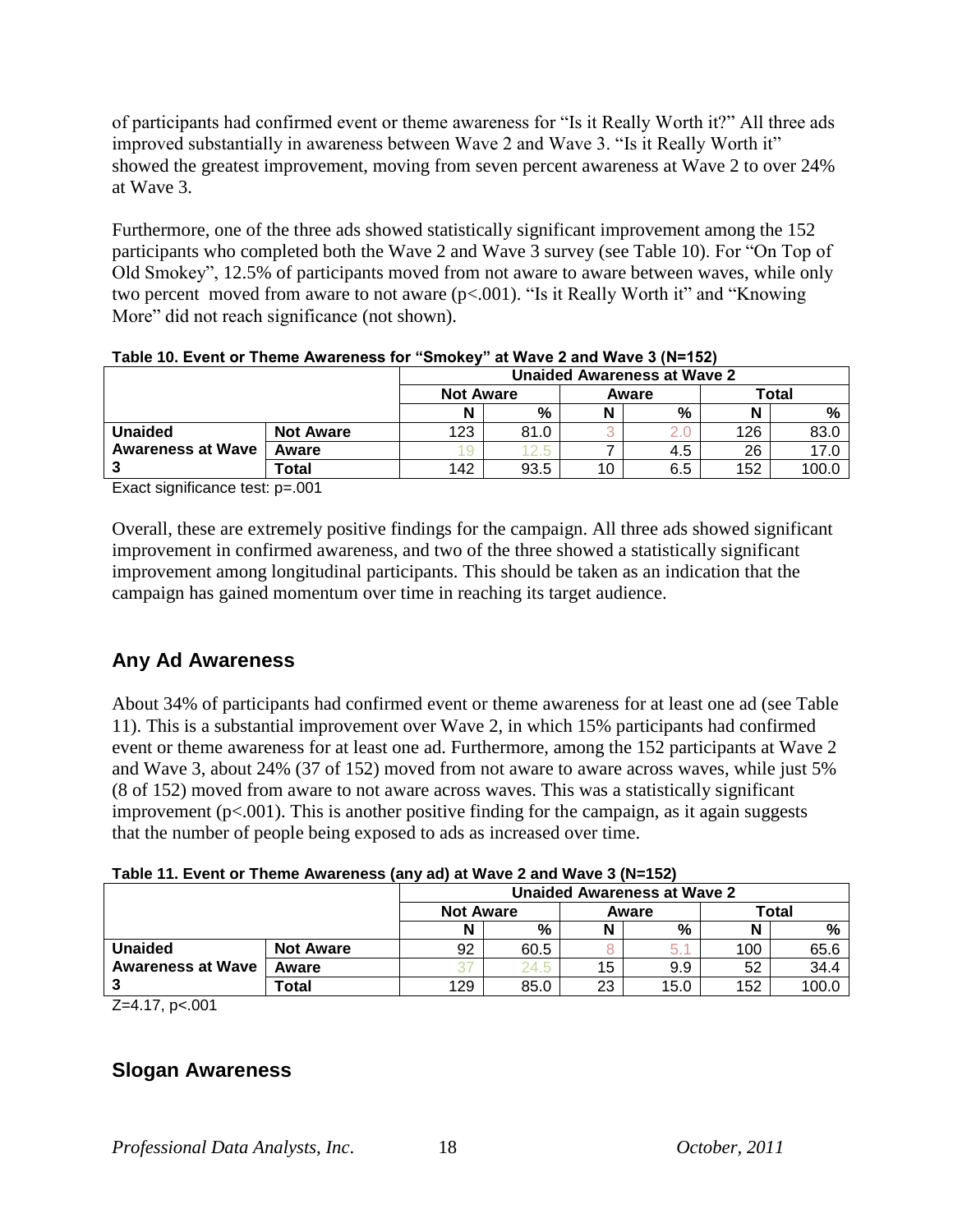of participants had confirmed event or theme awareness for "Is it Really Worth it?" All three ads improved substantially in awareness between Wave 2 and Wave 3. "Is it Really Worth it" showed the greatest improvement, moving from seven percent awareness at Wave 2 to over 24% at Wave 3.

Furthermore, one of the three ads showed statistically significant improvement among the 152 participants who completed both the Wave 2 and Wave 3 survey (see Table 10). For "On Top of Old Smokey", 12.5% of participants moved from not aware to aware between waves, while only two percent moved from aware to not aware ($p<.001$). "Is it Really Worth it" and "Knowing More" did not reach significance (not shown).

**Table 10. Event or Theme Awareness for "Smokey" at Wave 2 and Wave 3 (N=152)**

| | | Unaided Awareness at Wave 2 | | | | | |
|---|---|---|---|---|---|---|---|
| | | Not Aware | | Aware | | Total | |
| | | N | % | N | % | N | % |
| **Unaided Awareness at Wave 3** | **Not Aware** | 123 | 81.0 | 3 | 2.0 | 126 | 83.0 |
| | **Aware** | 19 | 12.5 | 7 | 4.5 | 26 | 17.0 |
| | **Total** | 142 | 93.5 | 10 | 6.5 | 152 | 100.0 |

Exact significance test: p=.001

Overall, these are extremely positive findings for the campaign. All three ads showed significant improvement in confirmed awareness, and two of the three showed a statistically significant improvement among longitudinal participants. This should be taken as an indication that the campaign has gained momentum over time in reaching its target audience.

## Any Ad Awareness

About 34% of participants had confirmed event or theme awareness for at least one ad (see Table 11). This is a substantial improvement over Wave 2, in which 15% participants had confirmed event or theme awareness for at least one ad. Furthermore, among the 152 participants at Wave 2 and Wave 3, about 24% (37 of 152) moved from not aware to aware across waves, while just 5% (8 of 152) moved from aware to not aware across waves. This was a statistically significant improvement ($p<.001$). This is another positive finding for the campaign, as it again suggests that the number of people being exposed to ads as increased over time.

**Table 11. Event or Theme Awareness (any ad) at Wave 2 and Wave 3 (N=152)**

| | | Unaided Awareness at Wave 2 | | | | | |
|---|---|---|---|---|---|---|---|
| | | Not Aware | | Aware | | Total | |
| | | N | % | N | % | N | % |
| **Unaided Awareness at Wave 3** | **Not Aware** | 92 | 60.5 | 8 | 5.1 | 100 | 65.6 |
| | **Aware** | 37 | 24.5 | 15 | 9.9 | 52 | 34.4 |
| | **Total** | 129 | 85.0 | 23 | 15.0 | 152 | 100.0 |

$Z=4.17$, $p<.001$

## Slogan Awareness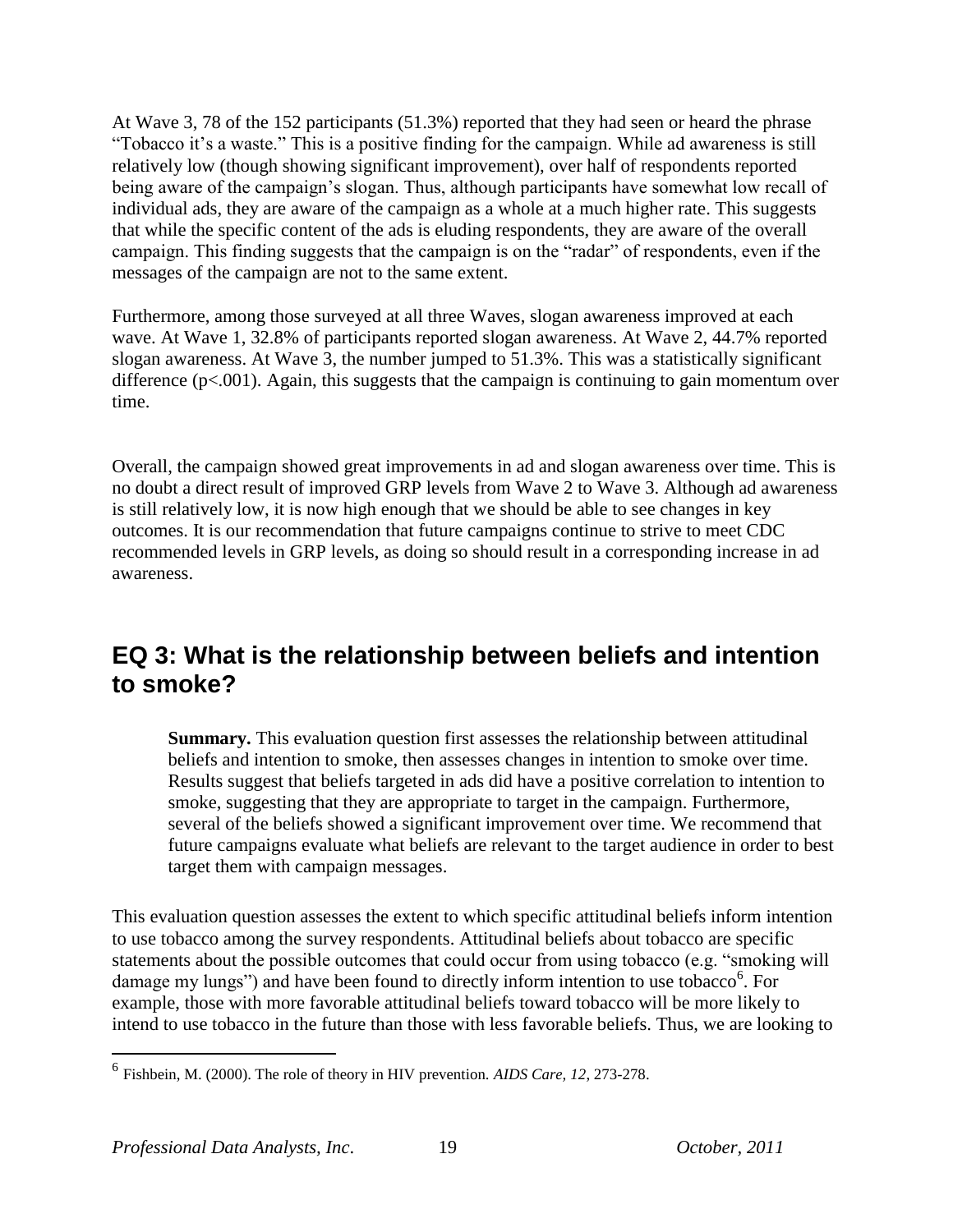At Wave 3, 78 of the 152 participants (51.3%) reported that they had seen or heard the phrase "Tobacco it's a waste." This is a positive finding for the campaign. While ad awareness is still relatively low (though showing significant improvement), over half of respondents reported being aware of the campaign's slogan. Thus, although participants have somewhat low recall of individual ads, they are aware of the campaign as a whole at a much higher rate. This suggests that while the specific content of the ads is eluding respondents, they are aware of the overall campaign. This finding suggests that the campaign is on the "radar" of respondents, even if the messages of the campaign are not to the same extent.

Furthermore, among those surveyed at all three Waves, slogan awareness improved at each wave. At Wave 1, 32.8% of participants reported slogan awareness. At Wave 2, 44.7% reported slogan awareness. At Wave 3, the number jumped to 51.3%. This was a statistically significant difference ($p<.001$). Again, this suggests that the campaign is continuing to gain momentum over time.

Overall, the campaign showed great improvements in ad and slogan awareness over time. This is no doubt a direct result of improved GRP levels from Wave 2 to Wave 3. Although ad awareness is still relatively low, it is now high enough that we should be able to see changes in key outcomes. It is our recommendation that future campaigns continue to strive to meet CDC recommended levels in GRP levels, as doing so should result in a corresponding increase in ad awareness.

## EQ 3: What is the relationship between beliefs and intention to smoke?

**Summary.** This evaluation question first assesses the relationship between attitudinal beliefs and intention to smoke, then assesses changes in intention to smoke over time. Results suggest that beliefs targeted in ads did have a positive correlation to intention to smoke, suggesting that they are appropriate to target in the campaign. Furthermore, several of the beliefs showed a significant improvement over time. We recommend that future campaigns evaluate what beliefs are relevant to the target audience in order to best target them with campaign messages.

This evaluation question assesses the extent to which specific attitudinal beliefs inform intention to use tobacco among the survey respondents. Attitudinal beliefs about tobacco are specific statements about the possible outcomes that could occur from using tobacco (e.g. "smoking will damage my lungs") and have been found to directly inform intention to use tobacco[6]. For example, those with more favorable attitudinal beliefs toward tobacco will be more likely to intend to use tobacco in the future than those with less favorable beliefs. Thus, we are looking to

[6] Fishbein, M. (2000). The role of theory in HIV prevention. *AIDS Care, 12*, 273-278.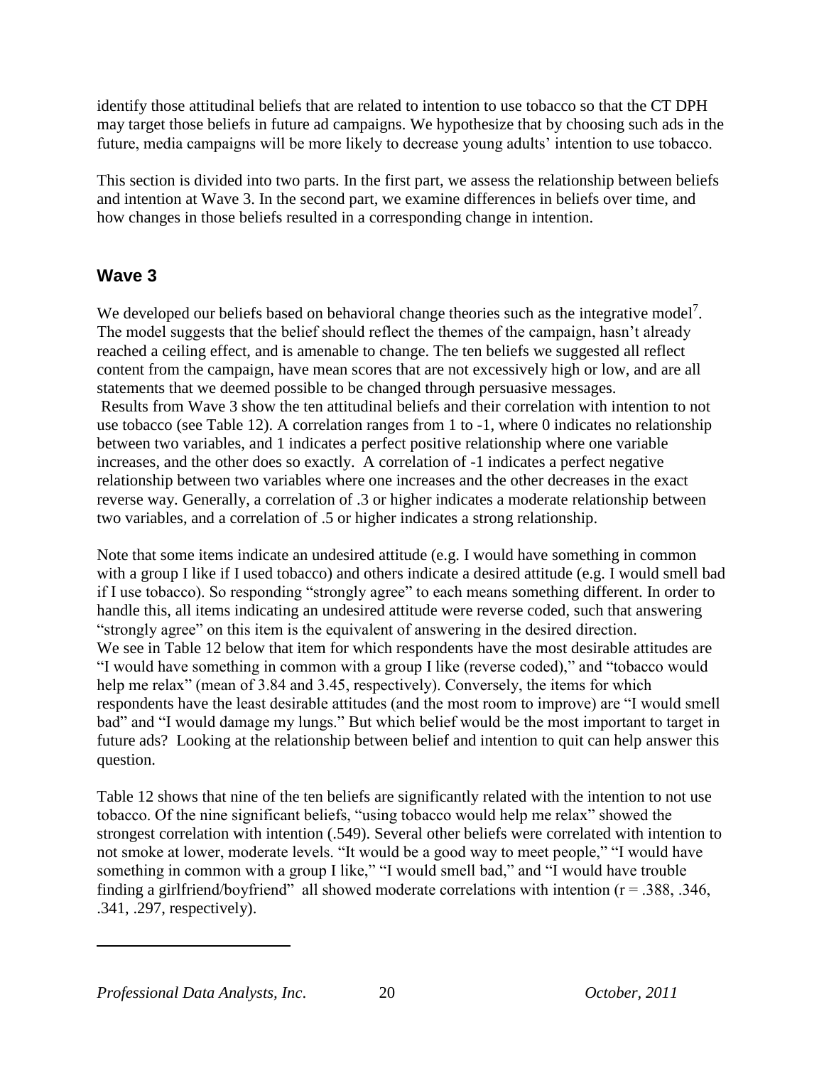identify those attitudinal beliefs that are related to intention to use tobacco so that the CT DPH may target those beliefs in future ad campaigns. We hypothesize that by choosing such ads in the future, media campaigns will be more likely to decrease young adults' intention to use tobacco.

This section is divided into two parts. In the first part, we assess the relationship between beliefs and intention at Wave 3. In the second part, we examine differences in beliefs over time, and how changes in those beliefs resulted in a corresponding change in intention.

## Wave 3

We developed our beliefs based on behavioral change theories such as the integrative model[7]. The model suggests that the belief should reflect the themes of the campaign, hasn't already reached a ceiling effect, and is amenable to change. The ten beliefs we suggested all reflect content from the campaign, have mean scores that are not excessively high or low, and are all statements that we deemed possible to be changed through persuasive messages.
Results from Wave 3 show the ten attitudinal beliefs and their correlation with intention to not use tobacco (see Table 12). A correlation ranges from 1 to -1, where 0 indicates no relationship between two variables, and 1 indicates a perfect positive relationship where one variable increases, and the other does so exactly. A correlation of -1 indicates a perfect negative relationship between two variables where one increases and the other decreases in the exact reverse way. Generally, a correlation of .3 or higher indicates a moderate relationship between two variables, and a correlation of .5 or higher indicates a strong relationship.

Note that some items indicate an undesired attitude (e.g. I would have something in common with a group I like if I used tobacco) and others indicate a desired attitude (e.g. I would smell bad if I use tobacco). So responding "strongly agree" to each means something different. In order to handle this, all items indicating an undesired attitude were reverse coded, such that answering "strongly agree" on this item is the equivalent of answering in the desired direction.
We see in Table 12 below that item for which respondents have the most desirable attitudes are "I would have something in common with a group I like (reverse coded)," and "tobacco would help me relax" (mean of 3.84 and 3.45, respectively). Conversely, the items for which respondents have the least desirable attitudes (and the most room to improve) are "I would smell bad" and "I would damage my lungs." But which belief would be the most important to target in future ads? Looking at the relationship between belief and intention to quit can help answer this question.

Table 12 shows that nine of the ten beliefs are significantly related with the intention to not use tobacco. Of the nine significant beliefs, "using tobacco would help me relax" showed the strongest correlation with intention (.549). Several other beliefs were correlated with intention to not smoke at lower, moderate levels. "It would be a good way to meet people," "I would have something in common with a group I like," "I would smell bad," and "I would have trouble finding a girlfriend/boyfriend" all showed moderate correlations with intention (r = .388, .346, .341, .297, respectively).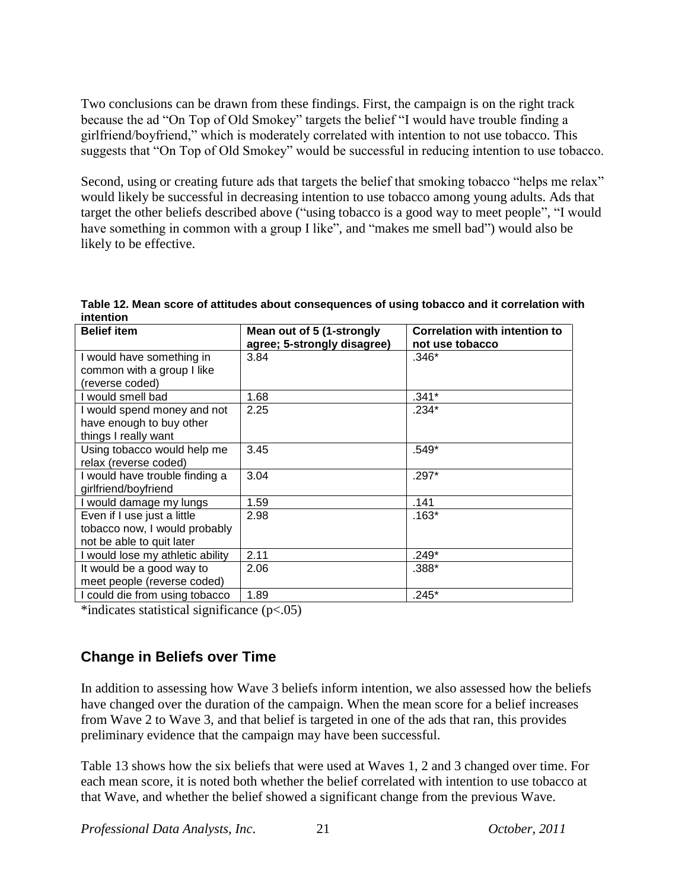Two conclusions can be drawn from these findings. First, the campaign is on the right track because the ad "On Top of Old Smokey" targets the belief "I would have trouble finding a girlfriend/boyfriend," which is moderately correlated with intention to not use tobacco. This suggests that "On Top of Old Smokey" would be successful in reducing intention to use tobacco.

Second, using or creating future ads that targets the belief that smoking tobacco "helps me relax" would likely be successful in decreasing intention to use tobacco among young adults. Ads that target the other beliefs described above ("using tobacco is a good way to meet people", "I would have something in common with a group I like", and "makes me smell bad") would also be likely to be effective.

**Table 12. Mean score of attitudes about consequences of using tobacco and it correlation with intention**

| Belief item | Mean out of 5 (1-strongly agree; 5-strongly disagree) | Correlation with intention to not use tobacco |
|---|---|---|
| I would have something in common with a group I like (reverse coded) | 3.84 | .346* |
| I would smell bad | 1.68 | .341* |
| I would spend money and not have enough to buy other things I really want | 2.25 | .234* |
| Using tobacco would help me relax (reverse coded) | 3.45 | .549* |
| I would have trouble finding a girlfriend/boyfriend | 3.04 | .297* |
| I would damage my lungs | 1.59 | .141 |
| Even if I use just a little tobacco now, I would probably not be able to quit later | 2.98 | .163* |
| I would lose my athletic ability | 2.11 | .249* |
| It would be a good way to meet people (reverse coded) | 2.06 | .388* |
| I could die from using tobacco | 1.89 | .245* |

*indicates statistical significance ($p<.05$)

## Change in Beliefs over Time

In addition to assessing how Wave 3 beliefs inform intention, we also assessed how the beliefs have changed over the duration of the campaign. When the mean score for a belief increases from Wave 2 to Wave 3, and that belief is targeted in one of the ads that ran, this provides preliminary evidence that the campaign may have been successful.

Table 13 shows how the six beliefs that were used at Waves 1, 2 and 3 changed over time. For each mean score, it is noted both whether the belief correlated with intention to use tobacco at that Wave, and whether the belief showed a significant change from the previous Wave.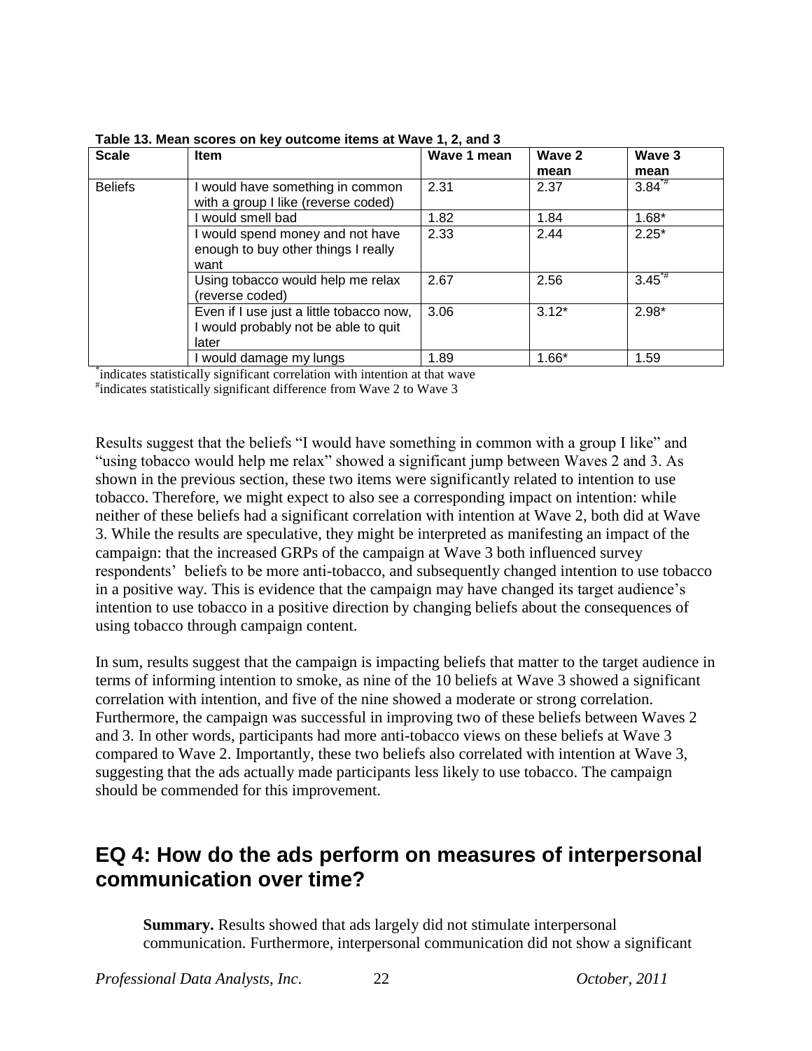**Table 13. Mean scores on key outcome items at Wave 1, 2, and 3**

| Scale | Item | Wave 1 mean | Wave 2 mean | Wave 3 mean |
|---|---|---|---|---|
| Beliefs | I would have something in common with a group I like (reverse coded) | 2.31 | 2.37 | 3.84*# |
| | I would smell bad | 1.82 | 1.84 | 1.68* |
| | I would spend money and not have enough to buy other things I really want | 2.33 | 2.44 | 2.25* |
| | Using tobacco would help me relax (reverse coded) | 2.67 | 2.56 | 3.45*# |
| | Even if I use just a little tobacco now, I would probably not be able to quit later | 3.06 | 3.12* | 2.98* |
| | I would damage my lungs | 1.89 | 1.66* | 1.59 |

*indicates statistically significant correlation with intention at that wave

#indicates statistically significant difference from Wave 2 to Wave 3

Results suggest that the beliefs "I would have something in common with a group I like" and "using tobacco would help me relax" showed a significant jump between Waves 2 and 3. As shown in the previous section, these two items were significantly related to intention to use tobacco. Therefore, we might expect to also see a corresponding impact on intention: while neither of these beliefs had a significant correlation with intention at Wave 2, both did at Wave 3. While the results are speculative, they might be interpreted as manifesting an impact of the campaign: that the increased GRPs of the campaign at Wave 3 both influenced survey respondents' beliefs to be more anti-tobacco, and subsequently changed intention to use tobacco in a positive way. This is evidence that the campaign may have changed its target audience's intention to use tobacco in a positive direction by changing beliefs about the consequences of using tobacco through campaign content.

In sum, results suggest that the campaign is impacting beliefs that matter to the target audience in terms of informing intention to smoke, as nine of the 10 beliefs at Wave 3 showed a significant correlation with intention, and five of the nine showed a moderate or strong correlation. Furthermore, the campaign was successful in improving two of these beliefs between Waves 2 and 3. In other words, participants had more anti-tobacco views on these beliefs at Wave 3 compared to Wave 2. Importantly, these two beliefs also correlated with intention at Wave 3, suggesting that the ads actually made participants less likely to use tobacco. The campaign should be commended for this improvement.

## EQ 4: How do the ads perform on measures of interpersonal communication over time?

**Summary.** Results showed that ads largely did not stimulate interpersonal communication. Furthermore, interpersonal communication did not show a significant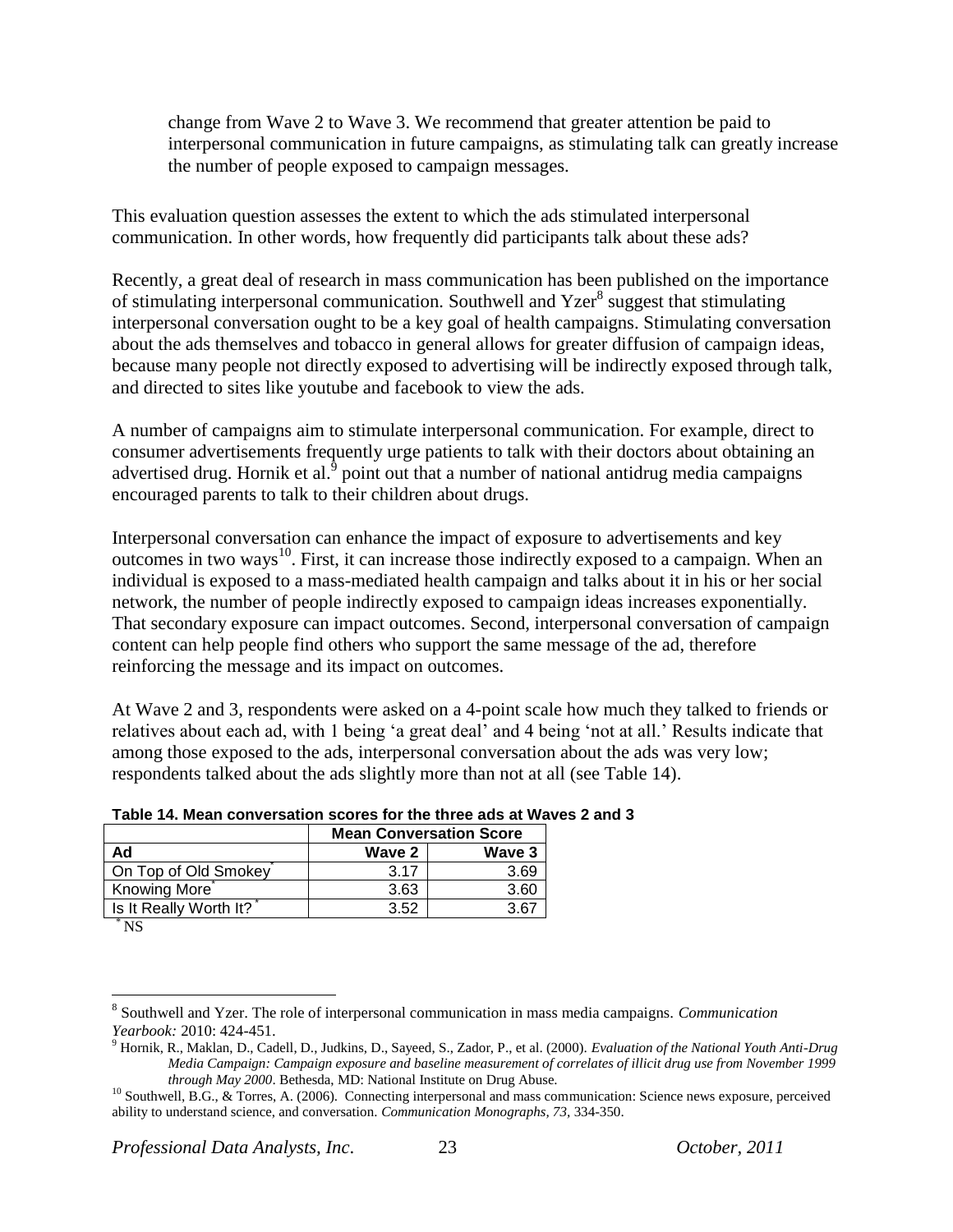change from Wave 2 to Wave 3. We recommend that greater attention be paid to interpersonal communication in future campaigns, as stimulating talk can greatly increase the number of people exposed to campaign messages.

This evaluation question assesses the extent to which the ads stimulated interpersonal communication. In other words, how frequently did participants talk about these ads?

Recently, a great deal of research in mass communication has been published on the importance of stimulating interpersonal communication. Southwell and Yzer[8] suggest that stimulating interpersonal conversation ought to be a key goal of health campaigns. Stimulating conversation about the ads themselves and tobacco in general allows for greater diffusion of campaign ideas, because many people not directly exposed to advertising will be indirectly exposed through talk, and directed to sites like youtube and facebook to view the ads.

A number of campaigns aim to stimulate interpersonal communication. For example, direct to consumer advertisements frequently urge patients to talk with their doctors about obtaining an advertised drug. Hornik et al.[9] point out that a number of national antidrug media campaigns encouraged parents to talk to their children about drugs.

Interpersonal conversation can enhance the impact of exposure to advertisements and key outcomes in two ways[10]. First, it can increase those indirectly exposed to a campaign. When an individual is exposed to a mass-mediated health campaign and talks about it in his or her social network, the number of people indirectly exposed to campaign ideas increases exponentially. That secondary exposure can impact outcomes. Second, interpersonal conversation of campaign content can help people find others who support the same message of the ad, therefore reinforcing the message and its impact on outcomes.

At Wave 2 and 3, respondents were asked on a 4-point scale how much they talked to friends or relatives about each ad, with 1 being 'a great deal' and 4 being 'not at all.' Results indicate that among those exposed to the ads, interpersonal conversation about the ads was very low; respondents talked about the ads slightly more than not at all (see Table 14).

**Table 14. Mean conversation scores for the three ads at Waves 2 and 3**

| | Mean Conversation Score | |
|---|---|---|
| **Ad** | **Wave 2** | **Wave 3** |
| On Top of Old Smokey* | 3.17 | 3.69 |
| Knowing More* | 3.63 | 3.60 |
| Is It Really Worth It?* | 3.52 | 3.67 |

* NS

[8] Southwell and Yzer. The role of interpersonal communication in mass media campaigns. *Communication Yearbook:* 2010: 424-451.

[9] Hornik, R., Maklan, D., Cadell, D., Judkins, D., Sayeed, S., Zador, P., et al. (2000). *Evaluation of the National Youth Anti-Drug Media Campaign: Campaign exposure and baseline measurement of correlates of illicit drug use from November 1999 through May 2000*. Bethesda, MD: National Institute on Drug Abuse.

[10] Southwell, B.G., & Torres, A. (2006). Connecting interpersonal and mass communication: Science news exposure, perceived ability to understand science, and conversation. *Communication Monographs, 73,* 334-350.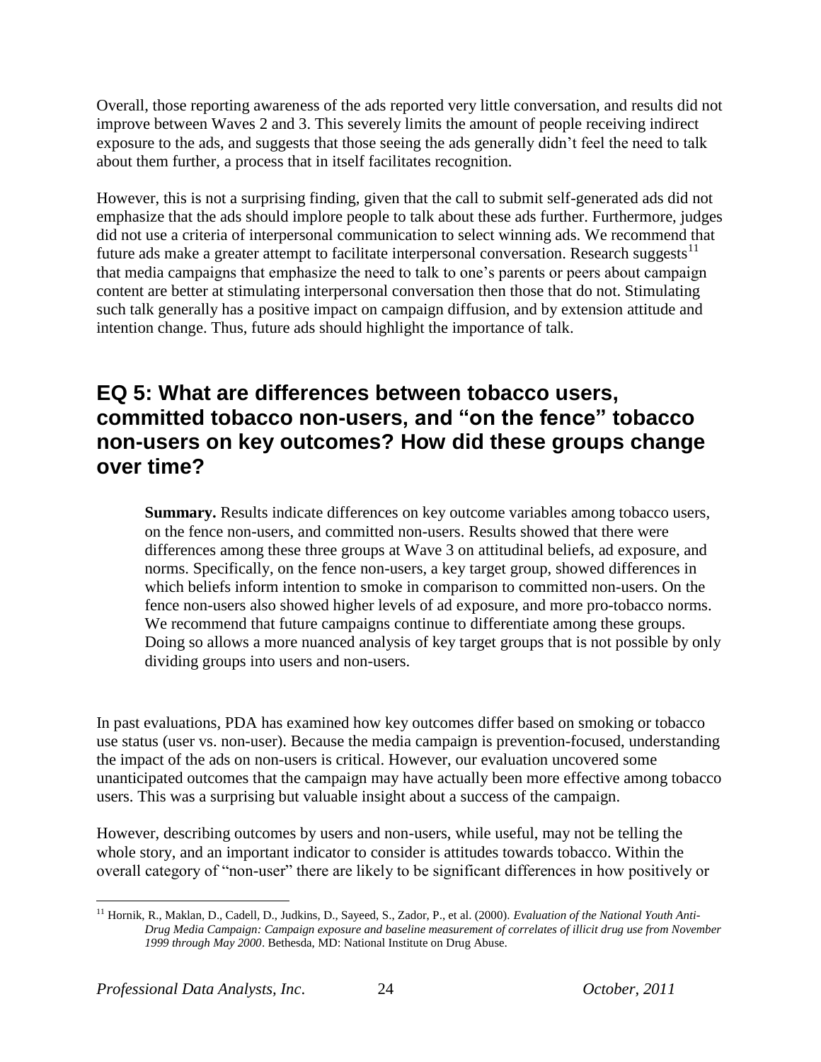Overall, those reporting awareness of the ads reported very little conversation, and results did not improve between Waves 2 and 3. This severely limits the amount of people receiving indirect exposure to the ads, and suggests that those seeing the ads generally didn't feel the need to talk about them further, a process that in itself facilitates recognition.

However, this is not a surprising finding, given that the call to submit self-generated ads did not emphasize that the ads should implore people to talk about these ads further. Furthermore, judges did not use a criteria of interpersonal communication to select winning ads. We recommend that future ads make a greater attempt to facilitate interpersonal conversation. Research suggests[11] that media campaigns that emphasize the need to talk to one's parents or peers about campaign content are better at stimulating interpersonal conversation then those that do not. Stimulating such talk generally has a positive impact on campaign diffusion, and by extension attitude and intention change. Thus, future ads should highlight the importance of talk.

## EQ 5: What are differences between tobacco users, committed tobacco non-users, and "on the fence" tobacco non-users on key outcomes? How did these groups change over time?

> **Summary.** Results indicate differences on key outcome variables among tobacco users, on the fence non-users, and committed non-users. Results showed that there were differences among these three groups at Wave 3 on attitudinal beliefs, ad exposure, and norms. Specifically, on the fence non-users, a key target group, showed differences in which beliefs inform intention to smoke in comparison to committed non-users. On the fence non-users also showed higher levels of ad exposure, and more pro-tobacco norms. We recommend that future campaigns continue to differentiate among these groups. Doing so allows a more nuanced analysis of key target groups that is not possible by only dividing groups into users and non-users.

In past evaluations, PDA has examined how key outcomes differ based on smoking or tobacco use status (user vs. non-user). Because the media campaign is prevention-focused, understanding the impact of the ads on non-users is critical. However, our evaluation uncovered some unanticipated outcomes that the campaign may have actually been more effective among tobacco users. This was a surprising but valuable insight about a success of the campaign.

However, describing outcomes by users and non-users, while useful, may not be telling the whole story, and an important indicator to consider is attitudes towards tobacco. Within the overall category of "non-user" there are likely to be significant differences in how positively or

[11] Hornik, R., Maklan, D., Cadell, D., Judkins, D., Sayeed, S., Zador, P., et al. (2000). *Evaluation of the National Youth Anti-Drug Media Campaign: Campaign exposure and baseline measurement of correlates of illicit drug use from November 1999 through May 2000*. Bethesda, MD: National Institute on Drug Abuse.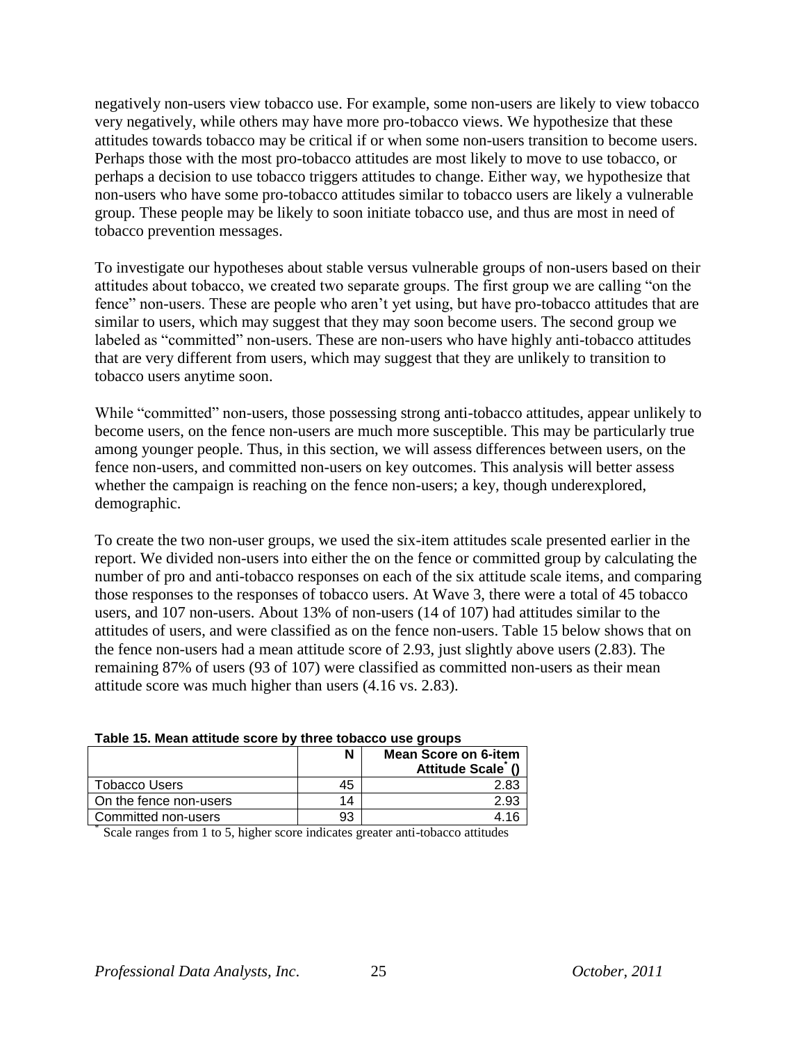negatively non-users view tobacco use. For example, some non-users are likely to view tobacco very negatively, while others may have more pro-tobacco views. We hypothesize that these attitudes towards tobacco may be critical if or when some non-users transition to become users. Perhaps those with the most pro-tobacco attitudes are most likely to move to use tobacco, or perhaps a decision to use tobacco triggers attitudes to change. Either way, we hypothesize that non-users who have some pro-tobacco attitudes similar to tobacco users are likely a vulnerable group. These people may be likely to soon initiate tobacco use, and thus are most in need of tobacco prevention messages.

To investigate our hypotheses about stable versus vulnerable groups of non-users based on their attitudes about tobacco, we created two separate groups. The first group we are calling "on the fence" non-users. These are people who aren't yet using, but have pro-tobacco attitudes that are similar to users, which may suggest that they may soon become users. The second group we labeled as "committed" non-users. These are non-users who have highly anti-tobacco attitudes that are very different from users, which may suggest that they are unlikely to transition to tobacco users anytime soon.

While "committed" non-users, those possessing strong anti-tobacco attitudes, appear unlikely to become users, on the fence non-users are much more susceptible. This may be particularly true among younger people. Thus, in this section, we will assess differences between users, on the fence non-users, and committed non-users on key outcomes. This analysis will better assess whether the campaign is reaching on the fence non-users; a key, though underexplored, demographic.

To create the two non-user groups, we used the six-item attitudes scale presented earlier in the report. We divided non-users into either the on the fence or committed group by calculating the number of pro and anti-tobacco responses on each of the six attitude scale items, and comparing those responses to the responses of tobacco users. At Wave 3, there were a total of 45 tobacco users, and 107 non-users. About 13% of non-users (14 of 107) had attitudes similar to the attitudes of users, and were classified as on the fence non-users. Table 15 below shows that on the fence non-users had a mean attitude score of 2.93, just slightly above users (2.83). The remaining 87% of users (93 of 107) were classified as committed non-users as their mean attitude score was much higher than users (4.16 vs. 2.83).

**Table 15. Mean attitude score by three tobacco use groups**

| | N | Mean Score on 6-item Attitude Scale* () |
|---|---|---|
| Tobacco Users | 45 | 2.83 |
| On the fence non-users | 14 | 2.93 |
| Committed non-users | 93 | 4.16 |

* Scale ranges from 1 to 5, higher score indicates greater anti-tobacco attitudes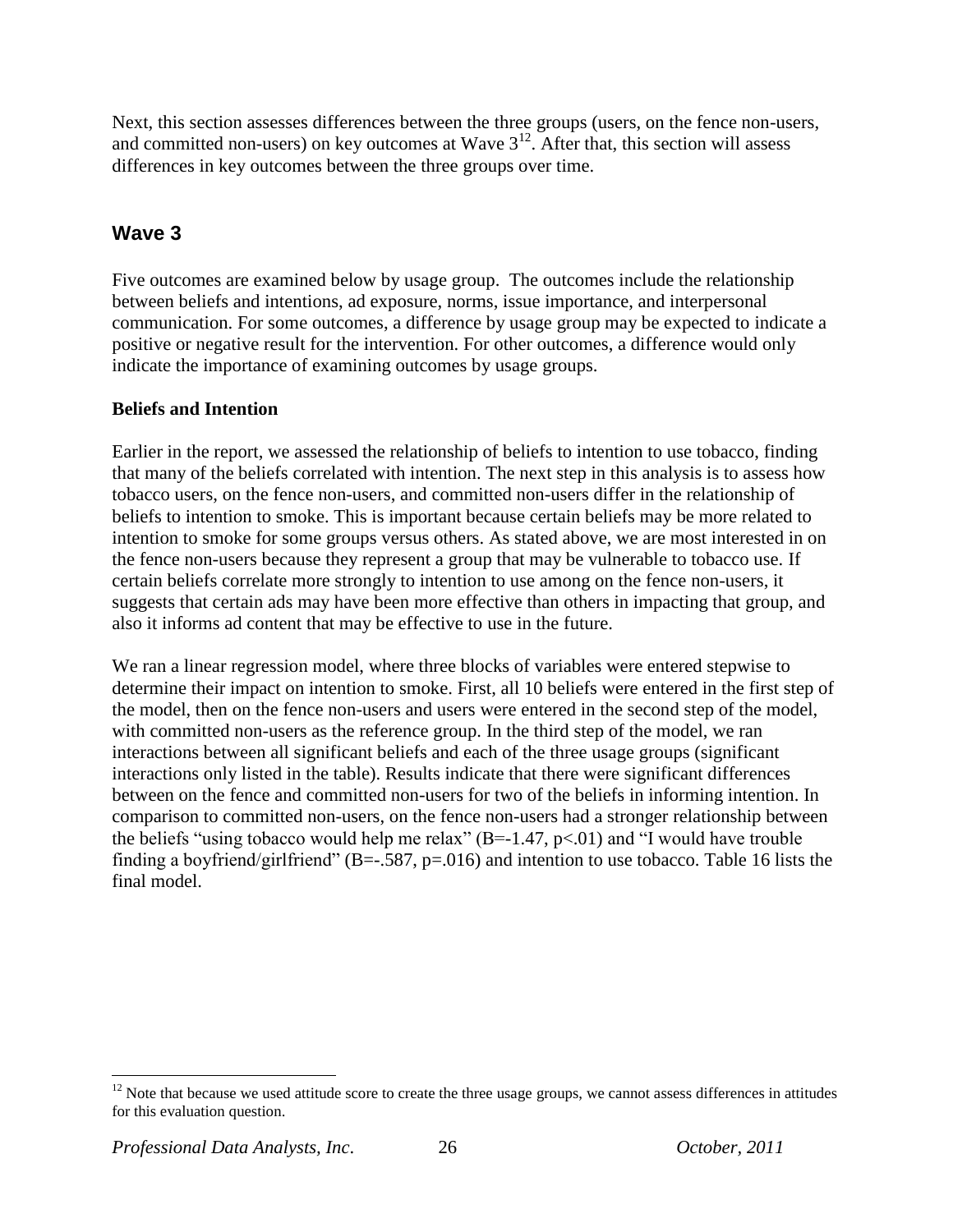Next, this section assesses differences between the three groups (users, on the fence non-users, and committed non-users) on key outcomes at Wave 3[12]. After that, this section will assess differences in key outcomes between the three groups over time.

## Wave 3

Five outcomes are examined below by usage group. The outcomes include the relationship between beliefs and intentions, ad exposure, norms, issue importance, and interpersonal communication. For some outcomes, a difference by usage group may be expected to indicate a positive or negative result for the intervention. For other outcomes, a difference would only indicate the importance of examining outcomes by usage groups.

**Beliefs and Intention**

Earlier in the report, we assessed the relationship of beliefs to intention to use tobacco, finding that many of the beliefs correlated with intention. The next step in this analysis is to assess how tobacco users, on the fence non-users, and committed non-users differ in the relationship of beliefs to intention to smoke. This is important because certain beliefs may be more related to intention to smoke for some groups versus others. As stated above, we are most interested in on the fence non-users because they represent a group that may be vulnerable to tobacco use. If certain beliefs correlate more strongly to intention to use among on the fence non-users, it suggests that certain ads may have been more effective than others in impacting that group, and also it informs ad content that may be effective to use in the future.

We ran a linear regression model, where three blocks of variables were entered stepwise to determine their impact on intention to smoke. First, all 10 beliefs were entered in the first step of the model, then on the fence non-users and users were entered in the second step of the model, with committed non-users as the reference group. In the third step of the model, we ran interactions between all significant beliefs and each of the three usage groups (significant interactions only listed in the table). Results indicate that there were significant differences between on the fence and committed non-users for two of the beliefs in informing intention. In comparison to committed non-users, on the fence non-users had a stronger relationship between the beliefs "using tobacco would help me relax" ($B=-1.47$, $p<.01$) and "I would have trouble finding a boyfriend/girlfriend" ($B=-.587$, $p=.016$) and intention to use tobacco. Table 16 lists the final model.

[12] Note that because we used attitude score to create the three usage groups, we cannot assess differences in attitudes for this evaluation question.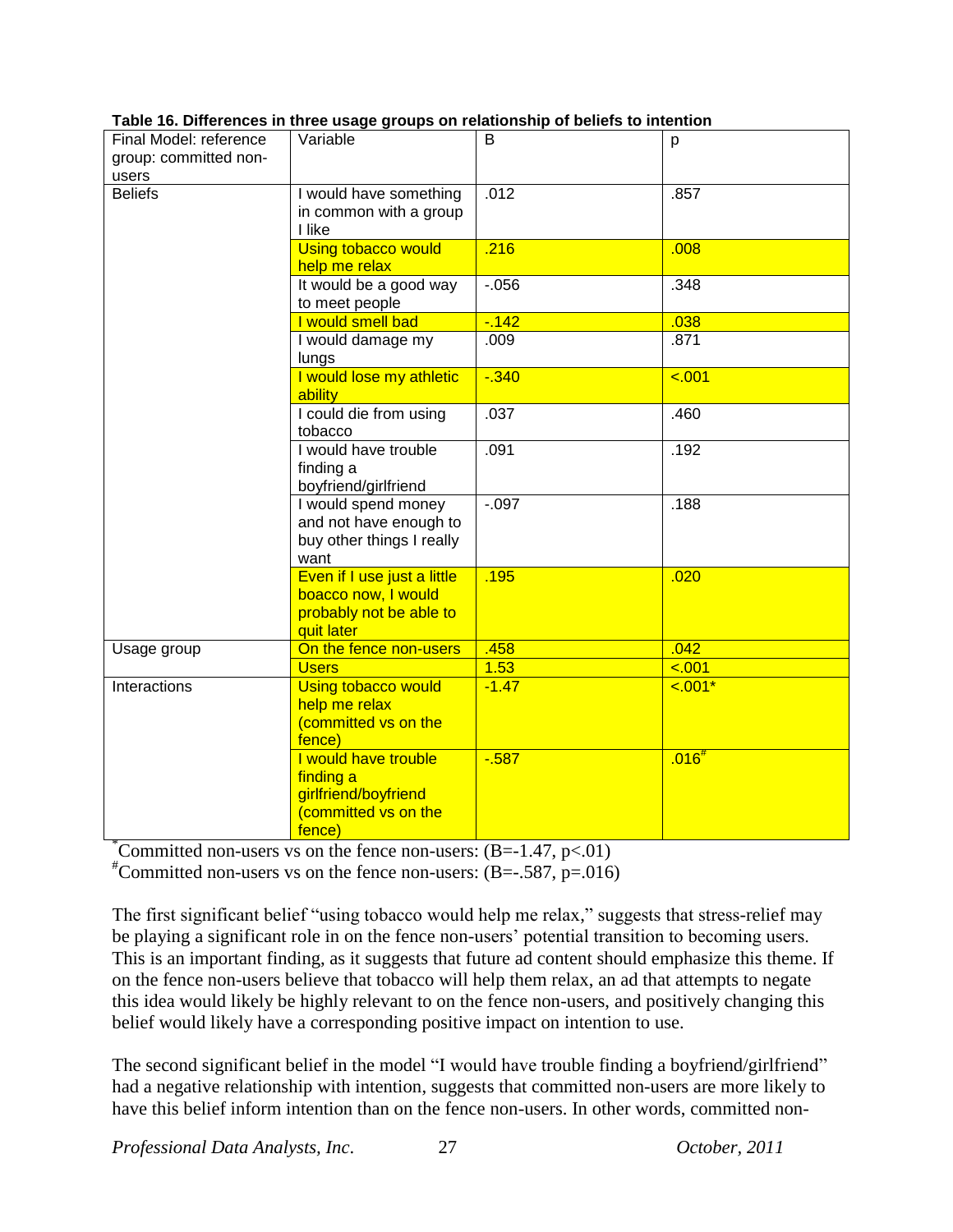**Table 16. Differences in three usage groups on relationship of beliefs to intention**

| Final Model: reference group: committed non-users | Variable | B | p |
|---|---|---|---|
| Beliefs | I would have something in common with a group I like | .012 | .857 |
| | Using tobacco would help me relax | .216 | .008 |
| | It would be a good way to meet people | -.056 | .348 |
| | I would smell bad | -.142 | .038 |
| | I would damage my lungs | .009 | .871 |
| | I would lose my athletic ability | -.340 | <.001 |
| | I could die from using tobacco | .037 | .460 |
| | I would have trouble finding a boyfriend/girlfriend | .091 | .192 |
| | I would spend money and not have enough to buy other things I really want | -.097 | .188 |
| | Even if I use just a little boacco now, I would probably not be able to quit later | .195 | .020 |
| Usage group | On the fence non-users | .458 | .042 |
| | Users | 1.53 | <.001 |
| Interactions | Using tobacco would help me relax (committed vs on the fence) | -1.47 | <.001* |
| | I would have trouble finding a girlfriend/boyfriend (committed vs on the fence) | -.587 | .016# |

*Committed non-users vs on the fence non-users: (B=-1.47, $p<.01$)
#Committed non-users vs on the fence non-users: (B=-.587, p=.016)

The first significant belief "using tobacco would help me relax," suggests that stress-relief may be playing a significant role in on the fence non-users' potential transition to becoming users. This is an important finding, as it suggests that future ad content should emphasize this theme. If on the fence non-users believe that tobacco will help them relax, an ad that attempts to negate this idea would likely be highly relevant to on the fence non-users, and positively changing this belief would likely have a corresponding positive impact on intention to use.

The second significant belief in the model "I would have trouble finding a boyfriend/girlfriend" had a negative relationship with intention, suggests that committed non-users are more likely to have this belief inform intention than on the fence non-users. In other words, committed non-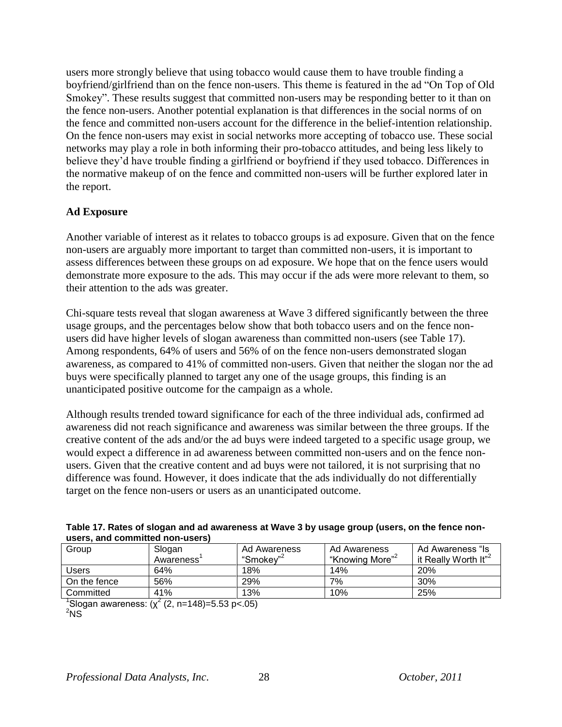users more strongly believe that using tobacco would cause them to have trouble finding a boyfriend/girlfriend than on the fence non-users. This theme is featured in the ad "On Top of Old Smokey". These results suggest that committed non-users may be responding better to it than on the fence non-users. Another potential explanation is that differences in the social norms of on the fence and committed non-users account for the difference in the belief-intention relationship. On the fence non-users may exist in social networks more accepting of tobacco use. These social networks may play a role in both informing their pro-tobacco attitudes, and being less likely to believe they'd have trouble finding a girlfriend or boyfriend if they used tobacco. Differences in the normative makeup of on the fence and committed non-users will be further explored later in the report.

**Ad Exposure**

Another variable of interest as it relates to tobacco groups is ad exposure. Given that on the fence non-users are arguably more important to target than committed non-users, it is important to assess differences between these groups on ad exposure. We hope that on the fence users would demonstrate more exposure to the ads. This may occur if the ads were more relevant to them, so their attention to the ads was greater.

Chi-square tests reveal that slogan awareness at Wave 3 differed significantly between the three usage groups, and the percentages below show that both tobacco users and on the fence non-users did have higher levels of slogan awareness than committed non-users (see Table 17). Among respondents, 64% of users and 56% of on the fence non-users demonstrated slogan awareness, as compared to 41% of committed non-users. Given that neither the slogan nor the ad buys were specifically planned to target any one of the usage groups, this finding is an unanticipated positive outcome for the campaign as a whole.

Although results trended toward significance for each of the three individual ads, confirmed ad awareness did not reach significance and awareness was similar between the three groups. If the creative content of the ads and/or the ad buys were indeed targeted to a specific usage group, we would expect a difference in ad awareness between committed non-users and on the fence non-users. Given that the creative content and ad buys were not tailored, it is not surprising that no difference was found. However, it does indicate that the ads individually do not differentially target on the fence non-users or users as an unanticipated outcome.

**Table 17. Rates of slogan and ad awareness at Wave 3 by usage group (users, on the fence non-users, and committed non-users)**

| Group | Slogan Awareness[1] | Ad Awareness "Smokey"[2] | Ad Awareness "Knowing More"[2] | Ad Awareness "Is it Really Worth It"[2] |
|---|---|---|---|---|
| Users | 64% | 18% | 14% | 20% |
| On the fence | 56% | 29% | 7% | 30% |
| Committed | 41% | 13% | 10% | 25% |

[1]Slogan awareness: ($\chi^2$ (2, n=148)=5.53 $p<.05$)
[2]NS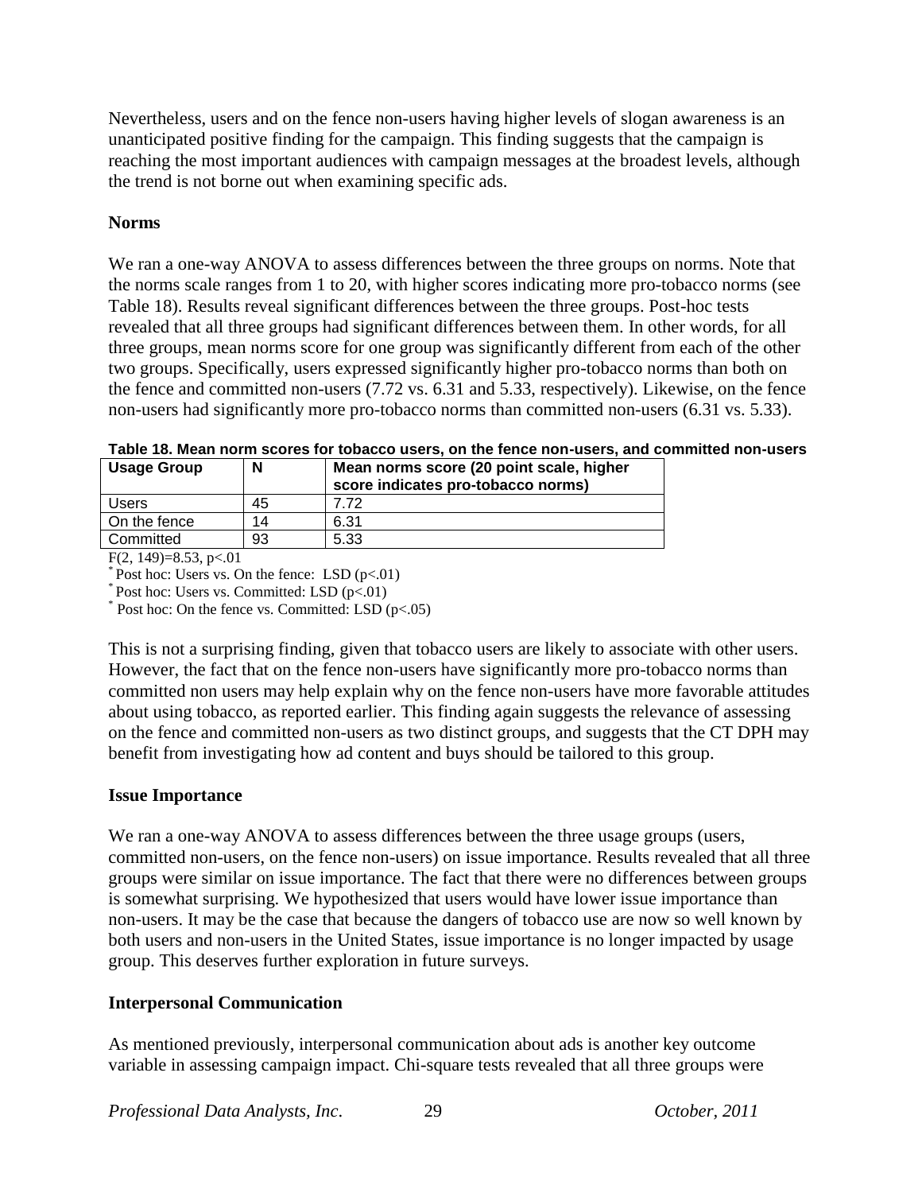Nevertheless, users and on the fence non-users having higher levels of slogan awareness is an unanticipated positive finding for the campaign. This finding suggests that the campaign is reaching the most important audiences with campaign messages at the broadest levels, although the trend is not borne out when examining specific ads.

**Norms**

We ran a one-way ANOVA to assess differences between the three groups on norms. Note that the norms scale ranges from 1 to 20, with higher scores indicating more pro-tobacco norms (see Table 18). Results reveal significant differences between the three groups. Post-hoc tests revealed that all three groups had significant differences between them. In other words, for all three groups, mean norms score for one group was significantly different from each of the other two groups. Specifically, users expressed significantly higher pro-tobacco norms than both on the fence and committed non-users (7.72 vs. 6.31 and 5.33, respectively). Likewise, on the fence non-users had significantly more pro-tobacco norms than committed non-users (6.31 vs. 5.33).

**Table 18. Mean norm scores for tobacco users, on the fence non-users, and committed non-users**

| Usage Group | N | Mean norms score (20 point scale, higher score indicates pro-tobacco norms) |
|---|---|---|
| Users | 45 | 7.72 |
| On the fence | 14 | 6.31 |
| Committed | 93 | 5.33 |

$F(2, 149)=8.53$, $p<.01$

\* Post hoc: Users vs. On the fence: LSD ($p<.01$)

\* Post hoc: Users vs. Committed: LSD ($p<.01$)

\* Post hoc: On the fence vs. Committed: LSD ($p<.05$)

This is not a surprising finding, given that tobacco users are likely to associate with other users. However, the fact that on the fence non-users have significantly more pro-tobacco norms than committed non users may help explain why on the fence non-users have more favorable attitudes about using tobacco, as reported earlier. This finding again suggests the relevance of assessing on the fence and committed non-users as two distinct groups, and suggests that the CT DPH may benefit from investigating how ad content and buys should be tailored to this group.

**Issue Importance**

We ran a one-way ANOVA to assess differences between the three usage groups (users, committed non-users, on the fence non-users) on issue importance. Results revealed that all three groups were similar on issue importance. The fact that there were no differences between groups is somewhat surprising. We hypothesized that users would have lower issue importance than non-users. It may be the case that because the dangers of tobacco use are now so well known by both users and non-users in the United States, issue importance is no longer impacted by usage group. This deserves further exploration in future surveys.

**Interpersonal Communication**

As mentioned previously, interpersonal communication about ads is another key outcome variable in assessing campaign impact. Chi-square tests revealed that all three groups were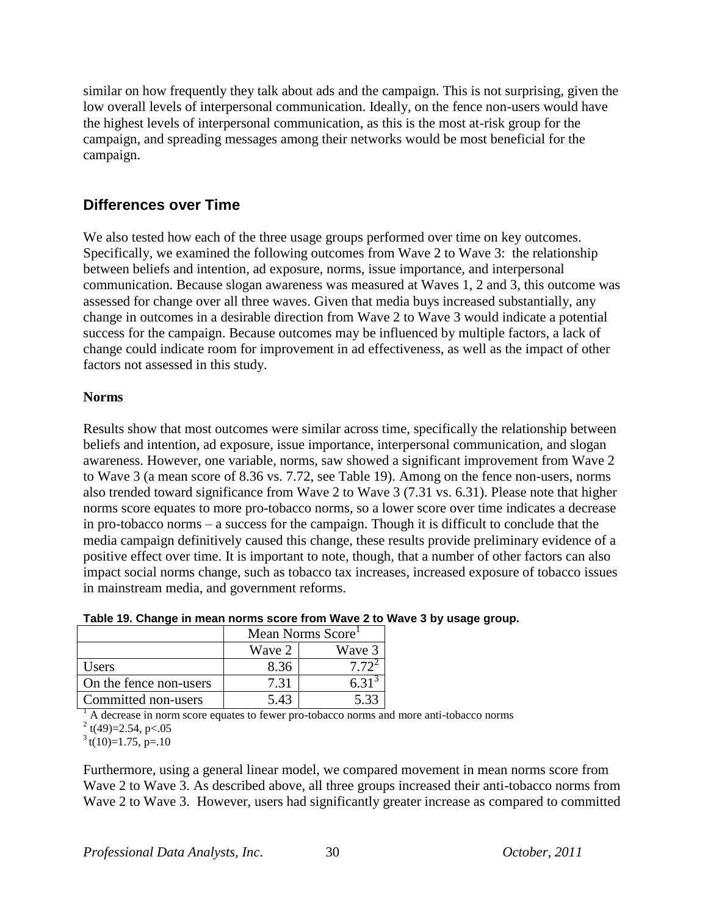similar on how frequently they talk about ads and the campaign. This is not surprising, given the low overall levels of interpersonal communication. Ideally, on the fence non-users would have the highest levels of interpersonal communication, as this is the most at-risk group for the campaign, and spreading messages among their networks would be most beneficial for the campaign.

## Differences over Time

We also tested how each of the three usage groups performed over time on key outcomes. Specifically, we examined the following outcomes from Wave 2 to Wave 3: the relationship between beliefs and intention, ad exposure, norms, issue importance, and interpersonal communication. Because slogan awareness was measured at Waves 1, 2 and 3, this outcome was assessed for change over all three waves. Given that media buys increased substantially, any change in outcomes in a desirable direction from Wave 2 to Wave 3 would indicate a potential success for the campaign. Because outcomes may be influenced by multiple factors, a lack of change could indicate room for improvement in ad effectiveness, as well as the impact of other factors not assessed in this study.

**Norms**

Results show that most outcomes were similar across time, specifically the relationship between beliefs and intention, ad exposure, issue importance, interpersonal communication, and slogan awareness. However, one variable, norms, saw showed a significant improvement from Wave 2 to Wave 3 (a mean score of 8.36 vs. 7.72, see Table 19). Among on the fence non-users, norms also trended toward significance from Wave 2 to Wave 3 (7.31 vs. 6.31). Please note that higher norms score equates to more pro-tobacco norms, so a lower score over time indicates a decrease in pro-tobacco norms – a success for the campaign. Though it is difficult to conclude that the media campaign definitively caused this change, these results provide preliminary evidence of a positive effect over time. It is important to note, though, that a number of other factors can also impact social norms change, such as tobacco tax increases, increased exposure of tobacco issues in mainstream media, and government reforms.

**Table 19. Change in mean norms score from Wave 2 to Wave 3 by usage group.**

| | Mean Norms Score[1] | |
|---|---|---|
| | Wave 2 | Wave 3 |
| Users | 8.36 | 7.72[2] |
| On the fence non-users | 7.31 | 6.31[3] |
| Committed non-users | 5.43 | 5.33 |

[1] A decrease in norm score equates to fewer pro-tobacco norms and more anti-tobacco norms
[2] $t(49)=2.54$, $p<.05$
[3] $t(10)=1.75$, $p=.10$

Furthermore, using a general linear model, we compared movement in mean norms score from Wave 2 to Wave 3. As described above, all three groups increased their anti-tobacco norms from Wave 2 to Wave 3. However, users had significantly greater increase as compared to committed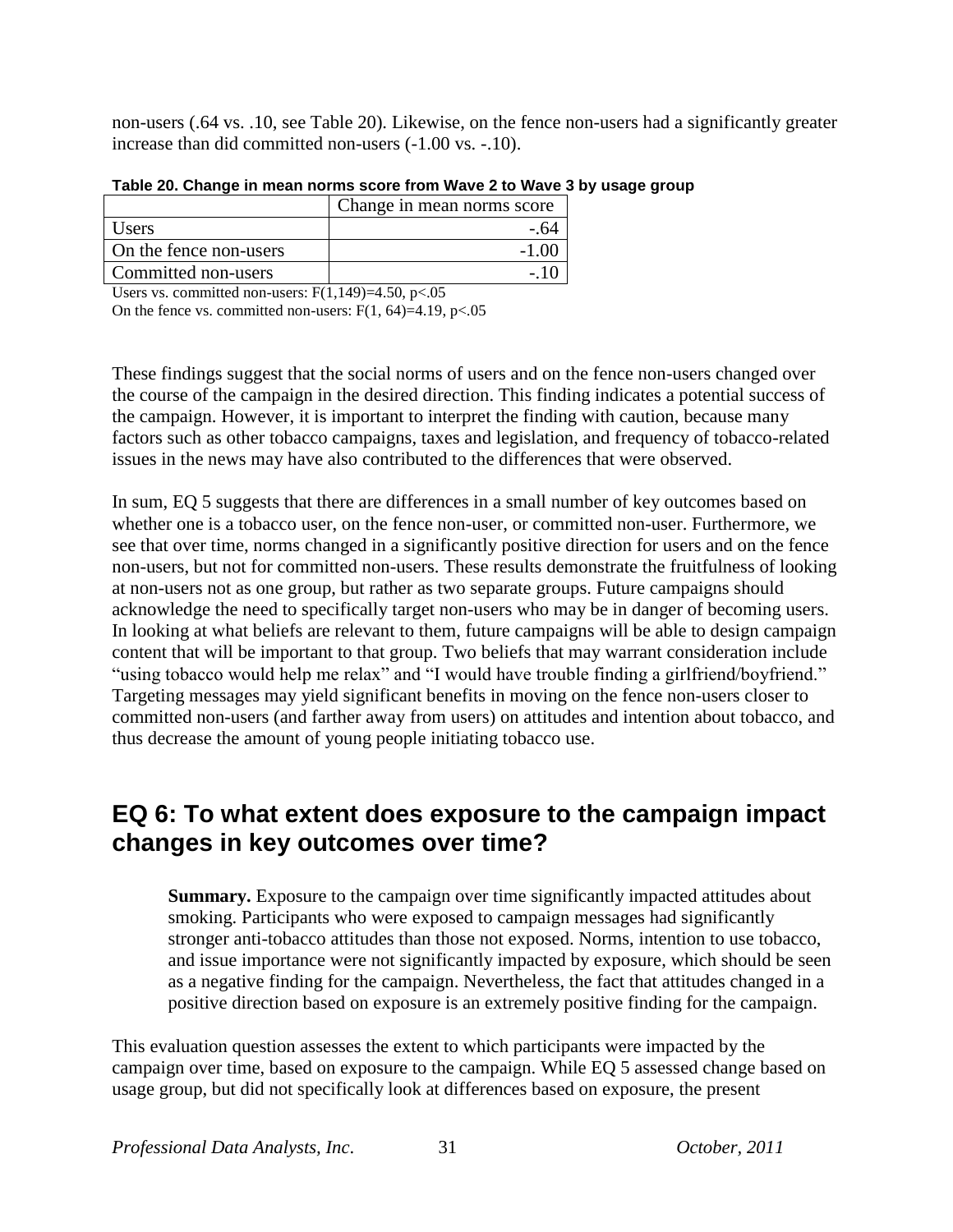non-users (.64 vs. .10, see Table 20). Likewise, on the fence non-users had a significantly greater increase than did committed non-users (-1.00 vs. -.10).

**Table 20. Change in mean norms score from Wave 2 to Wave 3 by usage group**

| | Change in mean norms score |
|---|---:|
| Users | -.64 |
| On the fence non-users | -1.00 |
| Committed non-users | -.10 |

Users vs. committed non-users: $F(1,149)=4.50$, $p<.05$
On the fence vs. committed non-users: $F(1, 64)=4.19$, $p<.05$

These findings suggest that the social norms of users and on the fence non-users changed over the course of the campaign in the desired direction. This finding indicates a potential success of the campaign. However, it is important to interpret the finding with caution, because many factors such as other tobacco campaigns, taxes and legislation, and frequency of tobacco-related issues in the news may have also contributed to the differences that were observed.

In sum, EQ 5 suggests that there are differences in a small number of key outcomes based on whether one is a tobacco user, on the fence non-user, or committed non-user. Furthermore, we see that over time, norms changed in a significantly positive direction for users and on the fence non-users, but not for committed non-users. These results demonstrate the fruitfulness of looking at non-users not as one group, but rather as two separate groups. Future campaigns should acknowledge the need to specifically target non-users who may be in danger of becoming users. In looking at what beliefs are relevant to them, future campaigns will be able to design campaign content that will be important to that group. Two beliefs that may warrant consideration include "using tobacco would help me relax" and "I would have trouble finding a girlfriend/boyfriend." Targeting messages may yield significant benefits in moving on the fence non-users closer to committed non-users (and farther away from users) on attitudes and intention about tobacco, and thus decrease the amount of young people initiating tobacco use.

## EQ 6: To what extent does exposure to the campaign impact changes in key outcomes over time?

> **Summary.** Exposure to the campaign over time significantly impacted attitudes about smoking. Participants who were exposed to campaign messages had significantly stronger anti-tobacco attitudes than those not exposed. Norms, intention to use tobacco, and issue importance were not significantly impacted by exposure, which should be seen as a negative finding for the campaign. Nevertheless, the fact that attitudes changed in a positive direction based on exposure is an extremely positive finding for the campaign.

This evaluation question assesses the extent to which participants were impacted by the campaign over time, based on exposure to the campaign. While EQ 5 assessed change based on usage group, but did not specifically look at differences based on exposure, the present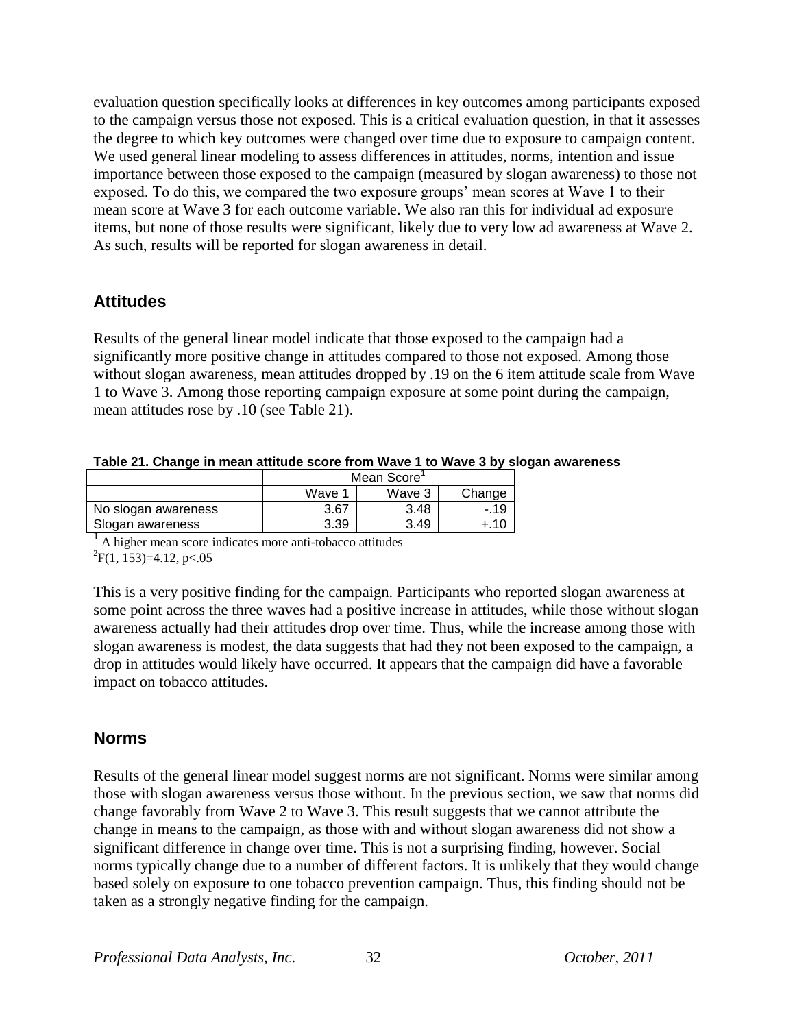evaluation question specifically looks at differences in key outcomes among participants exposed to the campaign versus those not exposed. This is a critical evaluation question, in that it assesses the degree to which key outcomes were changed over time due to exposure to campaign content. We used general linear modeling to assess differences in attitudes, norms, intention and issue importance between those exposed to the campaign (measured by slogan awareness) to those not exposed. To do this, we compared the two exposure groups' mean scores at Wave 1 to their mean score at Wave 3 for each outcome variable. We also ran this for individual ad exposure items, but none of those results were significant, likely due to very low ad awareness at Wave 2. As such, results will be reported for slogan awareness in detail.

## Attitudes

Results of the general linear model indicate that those exposed to the campaign had a significantly more positive change in attitudes compared to those not exposed. Among those without slogan awareness, mean attitudes dropped by .19 on the 6 item attitude scale from Wave 1 to Wave 3. Among those reporting campaign exposure at some point during the campaign, mean attitudes rose by .10 (see Table 21).

**Table 21. Change in mean attitude score from Wave 1 to Wave 3 by slogan awareness**

| | Mean Score[1] | | |
|---|---|---|---|
| | Wave 1 | Wave 3 | Change |
| No slogan awareness | 3.67 | 3.48 | -.19 |
| Slogan awareness | 3.39 | 3.49 | +.10 |

[1] A higher mean score indicates more anti-tobacco attitudes
[2] $F(1, 153)=4.12$, $p<.05$

This is a very positive finding for the campaign. Participants who reported slogan awareness at some point across the three waves had a positive increase in attitudes, while those without slogan awareness actually had their attitudes drop over time. Thus, while the increase among those with slogan awareness is modest, the data suggests that had they not been exposed to the campaign, a drop in attitudes would likely have occurred. It appears that the campaign did have a favorable impact on tobacco attitudes.

## Norms

Results of the general linear model suggest norms are not significant. Norms were similar among those with slogan awareness versus those without. In the previous section, we saw that norms did change favorably from Wave 2 to Wave 3. This result suggests that we cannot attribute the change in means to the campaign, as those with and without slogan awareness did not show a significant difference in change over time. This is not a surprising finding, however. Social norms typically change due to a number of different factors. It is unlikely that they would change based solely on exposure to one tobacco prevention campaign. Thus, this finding should not be taken as a strongly negative finding for the campaign.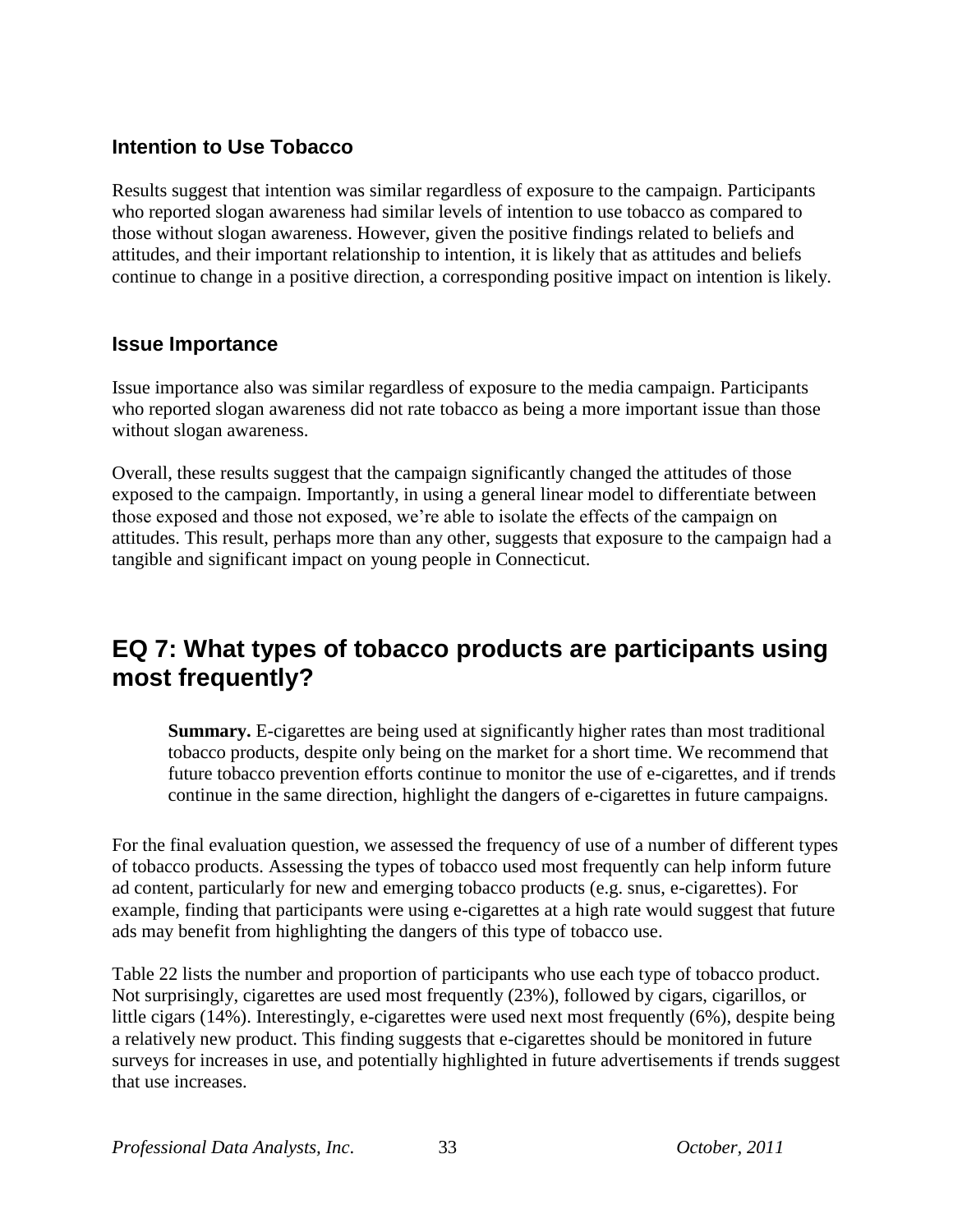### Intention to Use Tobacco

Results suggest that intention was similar regardless of exposure to the campaign. Participants who reported slogan awareness had similar levels of intention to use tobacco as compared to those without slogan awareness. However, given the positive findings related to beliefs and attitudes, and their important relationship to intention, it is likely that as attitudes and beliefs continue to change in a positive direction, a corresponding positive impact on intention is likely.

### Issue Importance

Issue importance also was similar regardless of exposure to the media campaign. Participants who reported slogan awareness did not rate tobacco as being a more important issue than those without slogan awareness.

Overall, these results suggest that the campaign significantly changed the attitudes of those exposed to the campaign. Importantly, in using a general linear model to differentiate between those exposed and those not exposed, we're able to isolate the effects of the campaign on attitudes. This result, perhaps more than any other, suggests that exposure to the campaign had a tangible and significant impact on young people in Connecticut.

## EQ 7: What types of tobacco products are participants using most frequently?

> **Summary.** E-cigarettes are being used at significantly higher rates than most traditional tobacco products, despite only being on the market for a short time. We recommend that future tobacco prevention efforts continue to monitor the use of e-cigarettes, and if trends continue in the same direction, highlight the dangers of e-cigarettes in future campaigns.

For the final evaluation question, we assessed the frequency of use of a number of different types of tobacco products. Assessing the types of tobacco used most frequently can help inform future ad content, particularly for new and emerging tobacco products (e.g. snus, e-cigarettes). For example, finding that participants were using e-cigarettes at a high rate would suggest that future ads may benefit from highlighting the dangers of this type of tobacco use.

Table 22 lists the number and proportion of participants who use each type of tobacco product. Not surprisingly, cigarettes are used most frequently (23%), followed by cigars, cigarillos, or little cigars (14%). Interestingly, e-cigarettes were used next most frequently (6%), despite being a relatively new product. This finding suggests that e-cigarettes should be monitored in future surveys for increases in use, and potentially highlighted in future advertisements if trends suggest that use increases.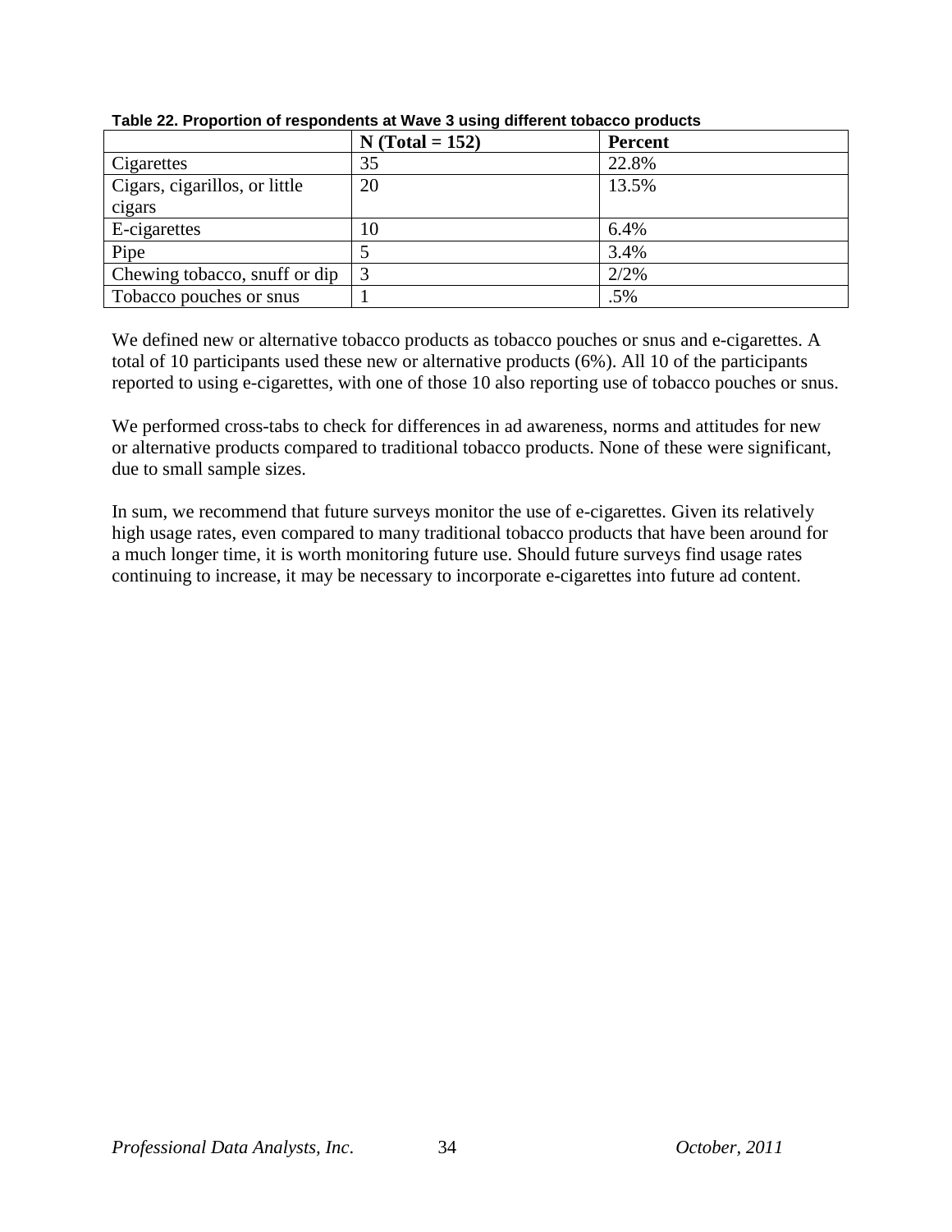**Table 22. Proportion of respondents at Wave 3 using different tobacco products**

| | N (Total = 152) | Percent |
|---|---|---|
| Cigarettes | 35 | 22.8% |
| Cigars, cigarillos, or little cigars | 20 | 13.5% |
| E-cigarettes | 10 | 6.4% |
| Pipe | 5 | 3.4% |
| Chewing tobacco, snuff or dip | 3 | 2/2% |
| Tobacco pouches or snus | 1 | .5% |

We defined new or alternative tobacco products as tobacco pouches or snus and e-cigarettes. A total of 10 participants used these new or alternative products (6%). All 10 of the participants reported to using e-cigarettes, with one of those 10 also reporting use of tobacco pouches or snus.

We performed cross-tabs to check for differences in ad awareness, norms and attitudes for new or alternative products compared to traditional tobacco products. None of these were significant, due to small sample sizes.

In sum, we recommend that future surveys monitor the use of e-cigarettes. Given its relatively high usage rates, even compared to many traditional tobacco products that have been around for a much longer time, it is worth monitoring future use. Should future surveys find usage rates continuing to increase, it may be necessary to incorporate e-cigarettes into future ad content.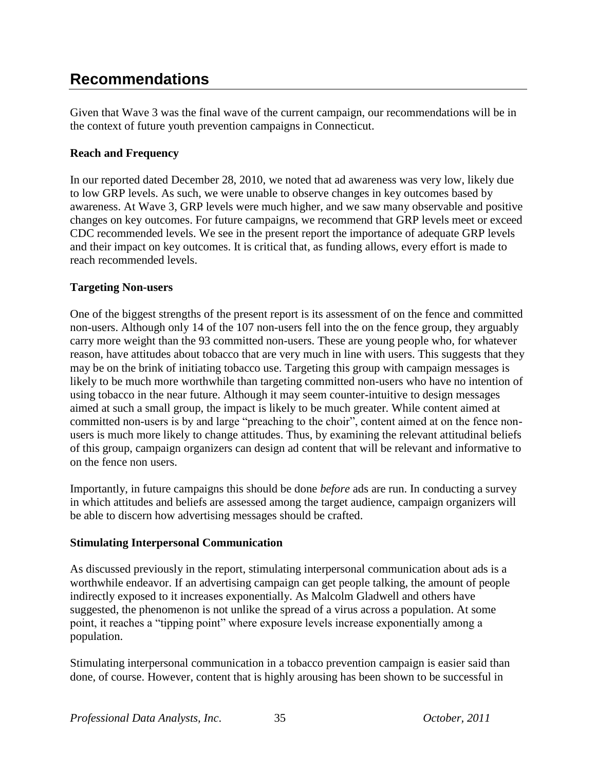# Recommendations

Given that Wave 3 was the final wave of the current campaign, our recommendations will be in the context of future youth prevention campaigns in Connecticut.

**Reach and Frequency**

In our reported dated December 28, 2010, we noted that ad awareness was very low, likely due to low GRP levels. As such, we were unable to observe changes in key outcomes based by awareness. At Wave 3, GRP levels were much higher, and we saw many observable and positive changes on key outcomes. For future campaigns, we recommend that GRP levels meet or exceed CDC recommended levels. We see in the present report the importance of adequate GRP levels and their impact on key outcomes. It is critical that, as funding allows, every effort is made to reach recommended levels.

**Targeting Non-users**

One of the biggest strengths of the present report is its assessment of on the fence and committed non-users. Although only 14 of the 107 non-users fell into the on the fence group, they arguably carry more weight than the 93 committed non-users. These are young people who, for whatever reason, have attitudes about tobacco that are very much in line with users. This suggests that they may be on the brink of initiating tobacco use. Targeting this group with campaign messages is likely to be much more worthwhile than targeting committed non-users who have no intention of using tobacco in the near future. Although it may seem counter-intuitive to design messages aimed at such a small group, the impact is likely to be much greater. While content aimed at committed non-users is by and large "preaching to the choir", content aimed at on the fence non-users is much more likely to change attitudes. Thus, by examining the relevant attitudinal beliefs of this group, campaign organizers can design ad content that will be relevant and informative to on the fence non users.

Importantly, in future campaigns this should be done *before* ads are run. In conducting a survey in which attitudes and beliefs are assessed among the target audience, campaign organizers will be able to discern how advertising messages should be crafted.

**Stimulating Interpersonal Communication**

As discussed previously in the report, stimulating interpersonal communication about ads is a worthwhile endeavor. If an advertising campaign can get people talking, the amount of people indirectly exposed to it increases exponentially. As Malcolm Gladwell and others have suggested, the phenomenon is not unlike the spread of a virus across a population. At some point, it reaches a "tipping point" where exposure levels increase exponentially among a population.

Stimulating interpersonal communication in a tobacco prevention campaign is easier said than done, of course. However, content that is highly arousing has been shown to be successful in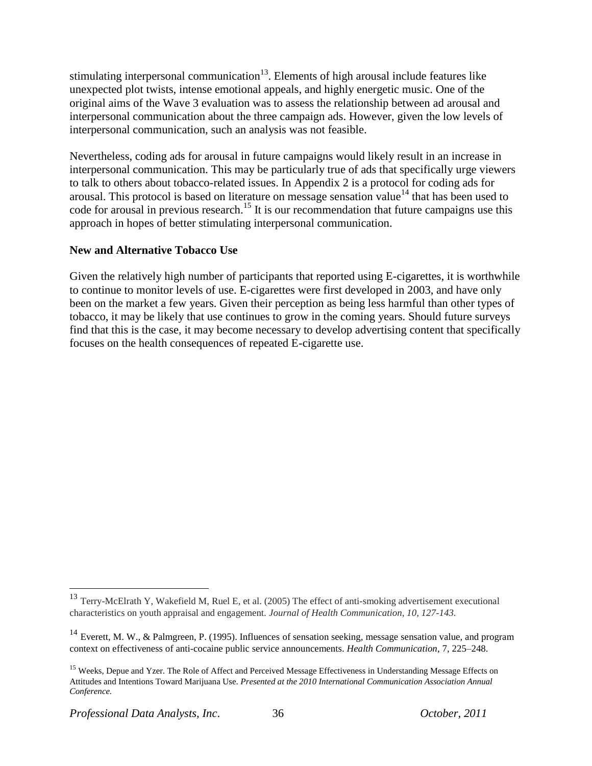stimulating interpersonal communication[13]. Elements of high arousal include features like unexpected plot twists, intense emotional appeals, and highly energetic music. One of the original aims of the Wave 3 evaluation was to assess the relationship between ad arousal and interpersonal communication about the three campaign ads. However, given the low levels of interpersonal communication, such an analysis was not feasible.

Nevertheless, coding ads for arousal in future campaigns would likely result in an increase in interpersonal communication. This may be particularly true of ads that specifically urge viewers to talk to others about tobacco-related issues. In Appendix 2 is a protocol for coding ads for arousal. This protocol is based on literature on message sensation value[14] that has been used to code for arousal in previous research.[15] It is our recommendation that future campaigns use this approach in hopes of better stimulating interpersonal communication.

**New and Alternative Tobacco Use**

Given the relatively high number of participants that reported using E-cigarettes, it is worthwhile to continue to monitor levels of use. E-cigarettes were first developed in 2003, and have only been on the market a few years. Given their perception as being less harmful than other types of tobacco, it may be likely that use continues to grow in the coming years. Should future surveys find that this is the case, it may become necessary to develop advertising content that specifically focuses on the health consequences of repeated E-cigarette use.

---

[13] Terry-McElrath Y, Wakefield M, Ruel E, et al. (2005) The effect of anti-smoking advertisement executional characteristics on youth appraisal and engagement. *Journal of Health Communication, 10, 127-143.*

[14] Everett, M. W., & Palmgreen, P. (1995). Influences of sensation seeking, message sensation value, and program context on effectiveness of anti-cocaine public service announcements. *Health Communication*, 7, 225–248.

[15] Weeks, Depue and Yzer. The Role of Affect and Perceived Message Effectiveness in Understanding Message Effects on Attitudes and Intentions Toward Marijuana Use. *Presented at the 2010 International Communication Association Annual Conference.*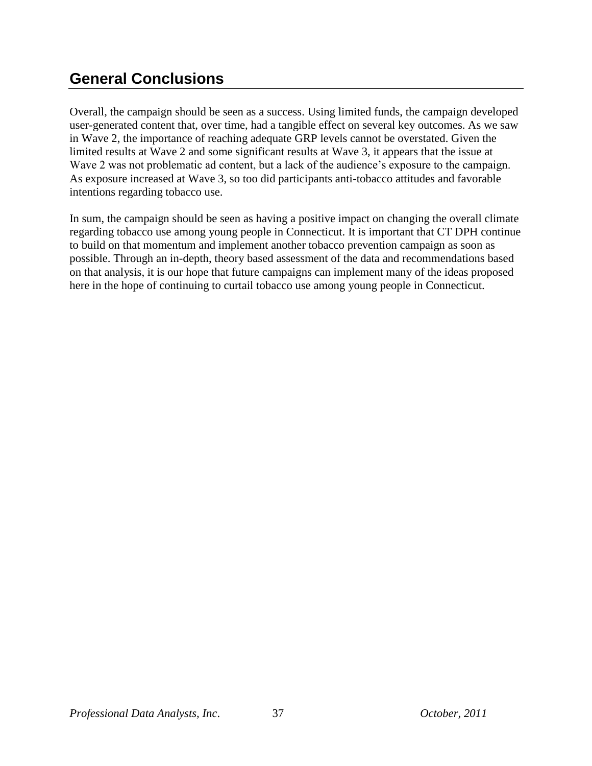## General Conclusions

Overall, the campaign should be seen as a success. Using limited funds, the campaign developed user-generated content that, over time, had a tangible effect on several key outcomes. As we saw in Wave 2, the importance of reaching adequate GRP levels cannot be overstated. Given the limited results at Wave 2 and some significant results at Wave 3, it appears that the issue at Wave 2 was not problematic ad content, but a lack of the audience's exposure to the campaign. As exposure increased at Wave 3, so too did participants anti-tobacco attitudes and favorable intentions regarding tobacco use.

In sum, the campaign should be seen as having a positive impact on changing the overall climate regarding tobacco use among young people in Connecticut. It is important that CT DPH continue to build on that momentum and implement another tobacco prevention campaign as soon as possible. Through an in-depth, theory based assessment of the data and recommendations based on that analysis, it is our hope that future campaigns can implement many of the ideas proposed here in the hope of continuing to curtail tobacco use among young people in Connecticut.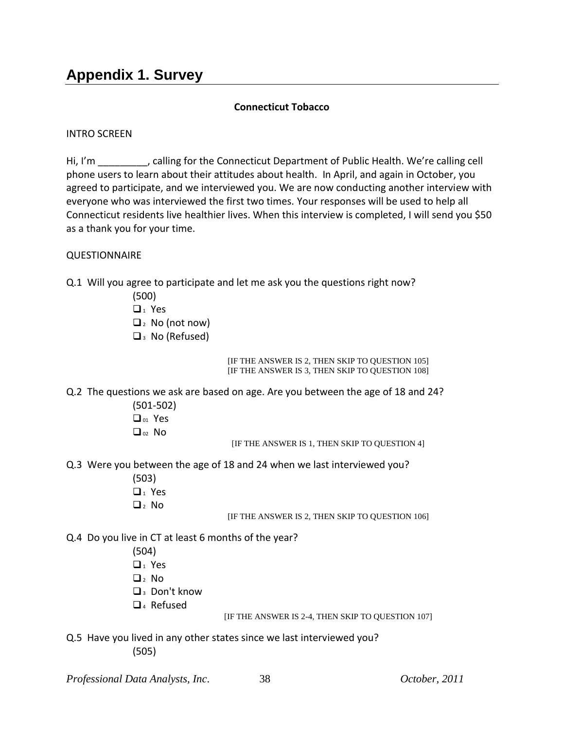# Appendix 1. Survey

**Connecticut Tobacco**

INTRO SCREEN

Hi, I'm _________, calling for the Connecticut Department of Public Health. We're calling cell phone users to learn about their attitudes about health. In April, and again in October, you agreed to participate, and we interviewed you. We are now conducting another interview with everyone who was interviewed the first two times. Your responses will be used to help all Connecticut residents live healthier lives. When this interview is completed, I will send you $50 as a thank you for your time.

QUESTIONNAIRE

Q.1 Will you agree to participate and let me ask you the questions right now?

(500)

- ❑ 1 Yes
- ❑ 2 No (not now)
- ❑ 3 No (Refused)

[IF THE ANSWER IS 2, THEN SKIP TO QUESTION 105]
[IF THE ANSWER IS 3, THEN SKIP TO QUESTION 108]

Q.2 The questions we ask are based on age. Are you between the age of 18 and 24?

(501-502)

- ❑ 01 Yes
- ❑ 02 No

[IF THE ANSWER IS 1, THEN SKIP TO QUESTION 4]

Q.3 Were you between the age of 18 and 24 when we last interviewed you?

(503)

- ❑ 1 Yes
- ❑ 2 No

[IF THE ANSWER IS 2, THEN SKIP TO QUESTION 106]

Q.4 Do you live in CT at least 6 months of the year?

(504)

- ❑ 1 Yes
- ❑ 2 No
- ❑ 3 Don't know
- ❑ 4 Refused

[IF THE ANSWER IS 2-4, THEN SKIP TO QUESTION 107]

Q.5 Have you lived in any other states since we last interviewed you?

(505)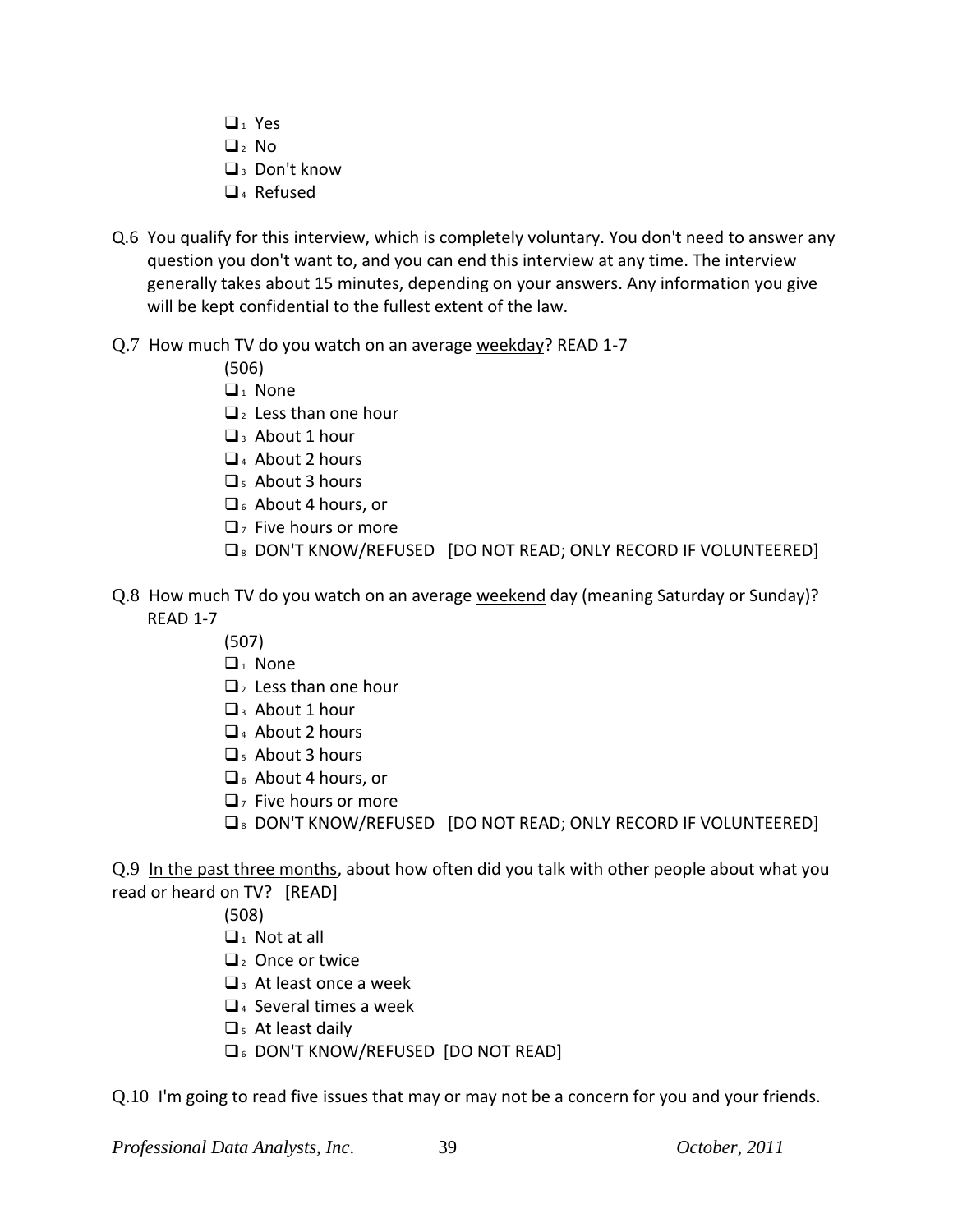- ❑1 Yes
- ❑2 No
- ❑3 Don't know
- ❑4 Refused

Q.6 You qualify for this interview, which is completely voluntary. You don't need to answer any question you don't want to, and you can end this interview at any time. The interview generally takes about 15 minutes, depending on your answers. Any information you give will be kept confidential to the fullest extent of the law.

Q.7 How much TV do you watch on an average <u>weekday</u>? READ 1-7

(506)

- ❑1 None
- ❑2 Less than one hour
- ❑3 About 1 hour
- ❑4 About 2 hours
- ❑5 About 3 hours
- ❑6 About 4 hours, or
- ❑7 Five hours or more
- ❑8 DON'T KNOW/REFUSED [DO NOT READ; ONLY RECORD IF VOLUNTEERED]

Q.8 How much TV do you watch on an average <u>weekend</u> day (meaning Saturday or Sunday)? READ 1-7

(507)

- ❑1 None
- ❑2 Less than one hour
- ❑3 About 1 hour
- ❑4 About 2 hours
- ❑5 About 3 hours
- ❑6 About 4 hours, or
- ❑7 Five hours or more
- ❑8 DON'T KNOW/REFUSED [DO NOT READ; ONLY RECORD IF VOLUNTEERED]

Q.9 <u>In the past three months</u>, about how often did you talk with other people about what you read or heard on TV? [READ]

(508)

- ❑1 Not at all
- ❑2 Once or twice
- ❑3 At least once a week
- ❑4 Several times a week
- ❑5 At least daily
- ❑6 DON'T KNOW/REFUSED [DO NOT READ]

Q.10 I'm going to read five issues that may or may not be a concern for you and your friends.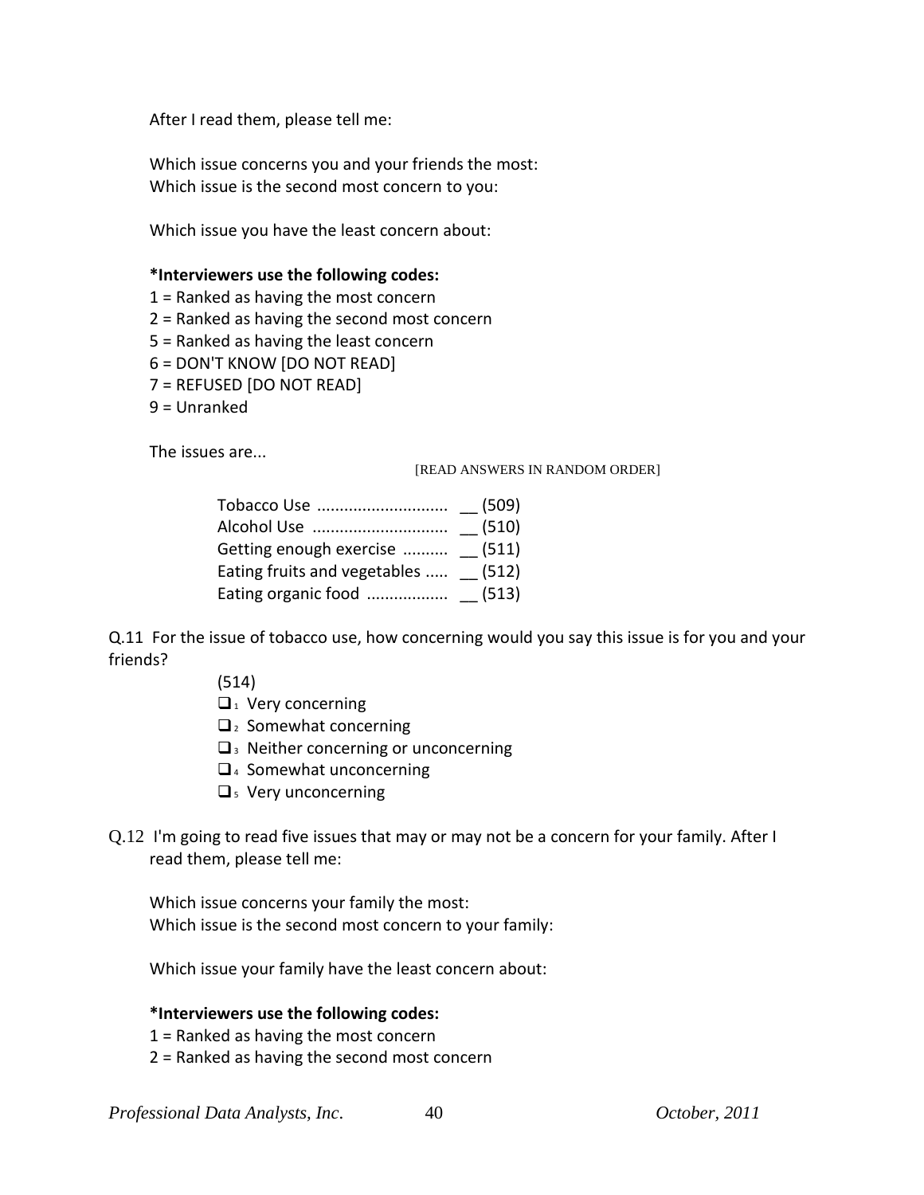After I read them, please tell me:

Which issue concerns you and your friends the most:
Which issue is the second most concern to you:

Which issue you have the least concern about:

**\*Interviewers use the following codes:**
1 = Ranked as having the most concern
2 = Ranked as having the second most concern
5 = Ranked as having the least concern
6 = DON'T KNOW [DO NOT READ]
7 = REFUSED [DO NOT READ]
9 = Unranked

The issues are...

[READ ANSWERS IN RANDOM ORDER]

Tobacco Use ............................ __ (509)
Alcohol Use ............................. __ (510)
Getting enough exercise .......... __ (511)
Eating fruits and vegetables ..... __ (512)
Eating organic food .................. __ (513)

Q.11 For the issue of tobacco use, how concerning would you say this issue is for you and your friends?

(514)
- ❑1 Very concerning
- ❑2 Somewhat concerning
- ❑3 Neither concerning or unconcerning
- ❑4 Somewhat unconcerning
- ❑5 Very unconcerning

Q.12 I'm going to read five issues that may or may not be a concern for your family. After I read them, please tell me:

Which issue concerns your family the most:
Which issue is the second most concern to your family:

Which issue your family have the least concern about:

**\*Interviewers use the following codes:**
1 = Ranked as having the most concern
2 = Ranked as having the second most concern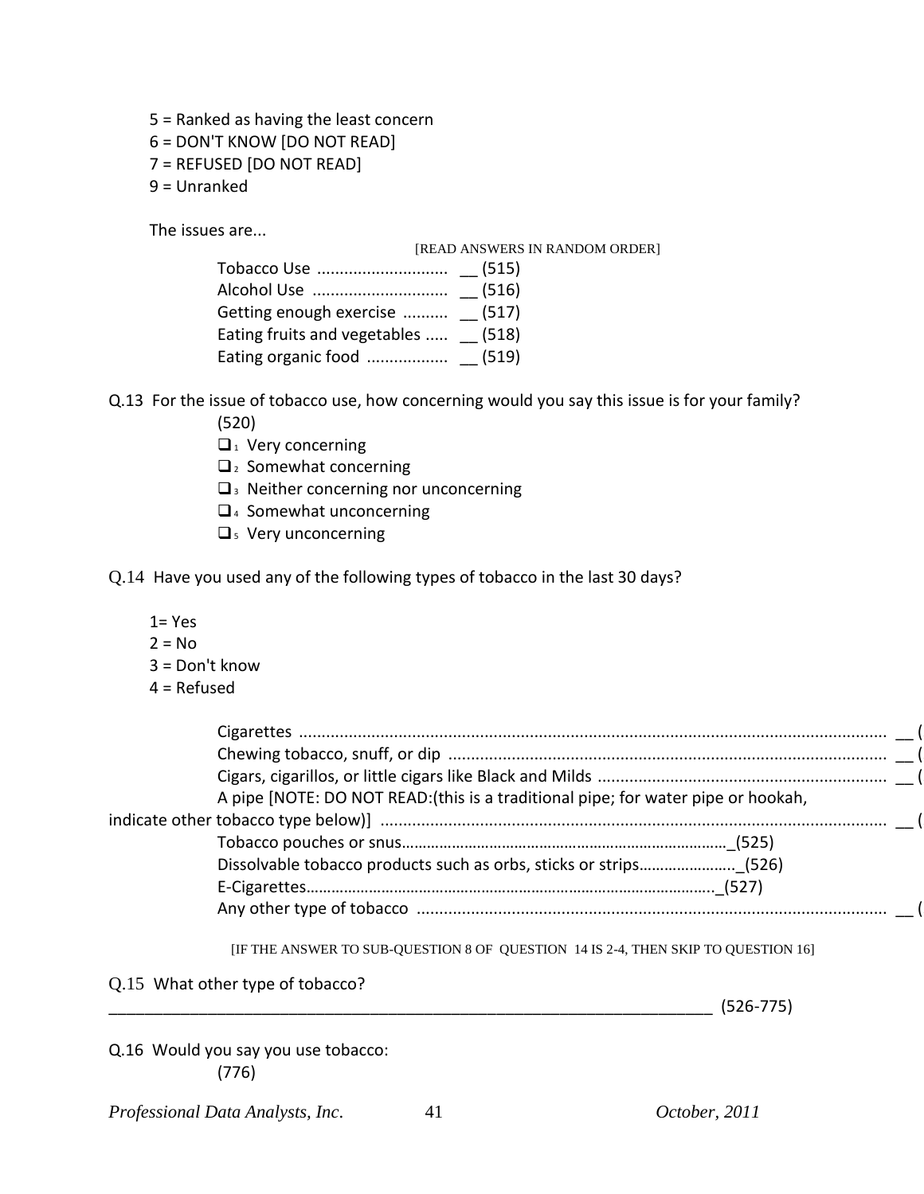5 = Ranked as having the least concern
6 = DON'T KNOW [DO NOT READ]
7 = REFUSED [DO NOT READ]
9 = Unranked

The issues are...

[READ ANSWERS IN RANDOM ORDER]

Tobacco Use ............................ __ (515)
Alcohol Use ............................. __ (516)
Getting enough exercise .......... __ (517)
Eating fruits and vegetables ..... __ (518)
Eating organic food ................. __ (519)

Q.13 For the issue of tobacco use, how concerning would you say this issue is for your family?
(520)

- ❑1 Very concerning
- ❑2 Somewhat concerning
- ❑3 Neither concerning nor unconcerning
- ❑4 Somewhat unconcerning
- ❑5 Very unconcerning

Q.14 Have you used any of the following types of tobacco in the last 30 days?

1= Yes
2 = No
3 = Don't know
4 = Refused

Cigarettes ................................................................................................................................ __ (
Chewing tobacco, snuff, or dip ............................................................................................... __ (
Cigars, cigarillos, or little cigars like Black and Milds ............................................................... __ (
A pipe [NOTE: DO NOT READ:(this is a traditional pipe; for water pipe or hookah, indicate other tobacco type below)] ........................................................................................................... __ (
Tobacco pouches or snus…………………………………………………………………_(525)
Dissolvable tobacco products such as orbs, sticks or strips…………………._(526)
E-Cigarettes……………………………………………………………………………………._(527)
Any other type of tobacco ........................................................................................................ __ (

[IF THE ANSWER TO SUB-QUESTION 8 OF QUESTION 14 IS 2-4, THEN SKIP TO QUESTION 16]

Q.15 What other type of tobacco?

______________________________________________________________________ (526-775)

Q.16 Would you say you use tobacco:
(776)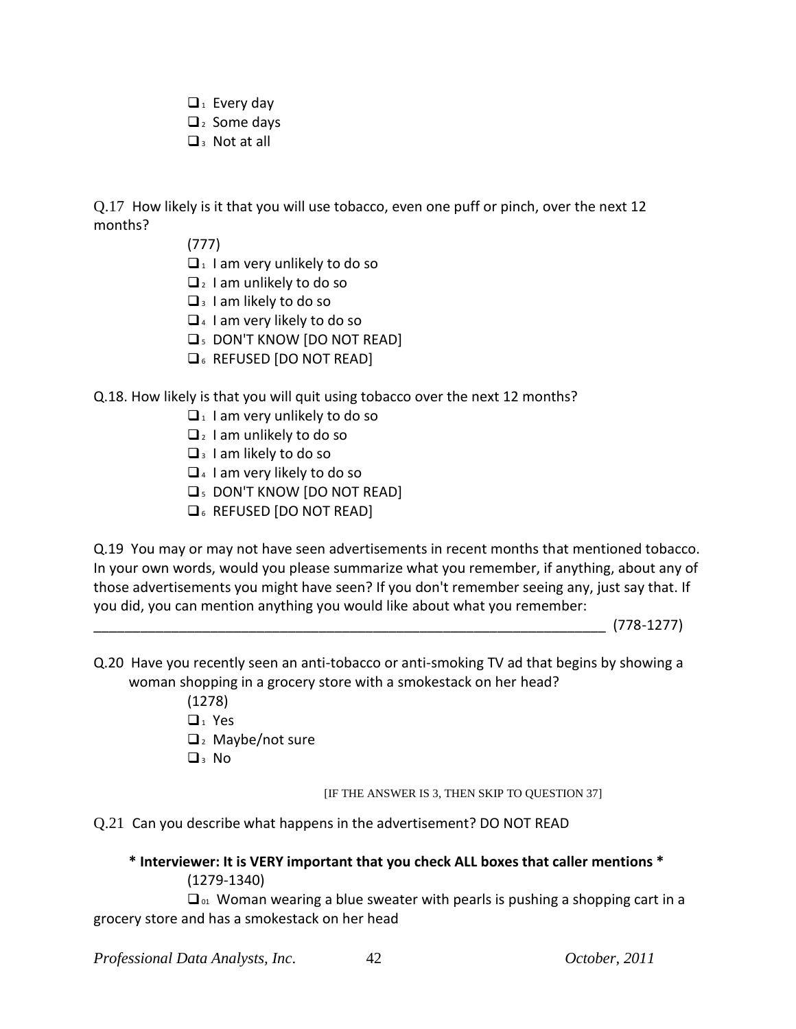- ❑₁ Every day
- ❑₂ Some days
- ❑₃ Not at all

Q.17 How likely is it that you will use tobacco, even one puff or pinch, over the next 12 months?

(777)

- ❑₁ I am very unlikely to do so
- ❑₂ I am unlikely to do so
- ❑₃ I am likely to do so
- ❑₄ I am very likely to do so
- ❑₅ DON'T KNOW [DO NOT READ]
- ❑₆ REFUSED [DO NOT READ]

Q.18. How likely is that you will quit using tobacco over the next 12 months?

- ❑₁ I am very unlikely to do so
- ❑₂ I am unlikely to do so
- ❑₃ I am likely to do so
- ❑₄ I am very likely to do so
- ❑₅ DON'T KNOW [DO NOT READ]
- ❑₆ REFUSED [DO NOT READ]

Q.19 You may or may not have seen advertisements in recent months that mentioned tobacco. In your own words, would you please summarize what you remember, if anything, about any of those advertisements you might have seen? If you don't remember seeing any, just say that. If you did, you can mention anything you would like about what you remember:

_________________________________________________________________ (778-1277)

Q.20 Have you recently seen an anti-tobacco or anti-smoking TV ad that begins by showing a woman shopping in a grocery store with a smokestack on her head?

(1278)

- ❑₁ Yes
- ❑₂ Maybe/not sure
- ❑₃ No

[IF THE ANSWER IS 3, THEN SKIP TO QUESTION 37]

Q.21 Can you describe what happens in the advertisement? DO NOT READ

**\* Interviewer: It is VERY important that you check ALL boxes that caller mentions \***

(1279-1340)

❑₀₁ Woman wearing a blue sweater with pearls is pushing a shopping cart in a grocery store and has a smokestack on her head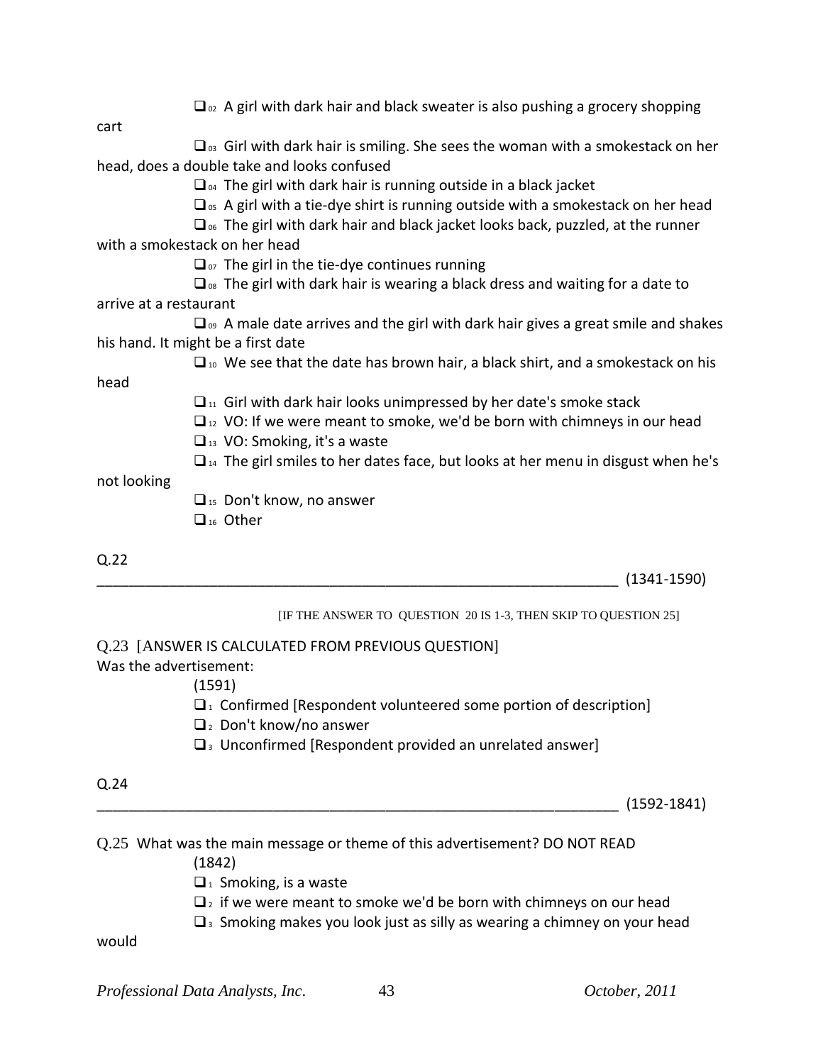- ☐ 02 A girl with dark hair and black sweater is also pushing a grocery shopping cart
- ☐ 03 Girl with dark hair is smiling. She sees the woman with a smokestack on her head, does a double take and looks confused
- ☐ 04 The girl with dark hair is running outside in a black jacket
- ☐ 05 A girl with a tie-dye shirt is running outside with a smokestack on her head
- ☐ 06 The girl with dark hair and black jacket looks back, puzzled, at the runner with a smokestack on her head
- ☐ 07 The girl in the tie-dye continues running
- ☐ 08 The girl with dark hair is wearing a black dress and waiting for a date to arrive at a restaurant
- ☐ 09 A male date arrives and the girl with dark hair gives a great smile and shakes his hand. It might be a first date
- ☐ 10 We see that the date has brown hair, a black shirt, and a smokestack on his head
- ☐ 11 Girl with dark hair looks unimpressed by her date's smoke stack
- ☐ 12 VO: If we were meant to smoke, we'd be born with chimneys in our head
- ☐ 13 VO: Smoking, it's a waste
- ☐ 14 The girl smiles to her dates face, but looks at her menu in disgust when he's not looking
- ☐ 15 Don't know, no answer
- ☐ 16 Other

Q.22

_________________________________________________________________ (1341-1590)

[IF THE ANSWER TO QUESTION 20 IS 1-3, THEN SKIP TO QUESTION 25]

Q.23 [ANSWER IS CALCULATED FROM PREVIOUS QUESTION]
Was the advertisement:

(1591)

- ☐ 1 Confirmed [Respondent volunteered some portion of description]
- ☐ 2 Don't know/no answer
- ☐ 3 Unconfirmed [Respondent provided an unrelated answer]

Q.24

_________________________________________________________________ (1592-1841)

Q.25 What was the main message or theme of this advertisement? DO NOT READ

(1842)

- ☐ 1 Smoking, is a waste
- ☐ 2 if we were meant to smoke we'd be born with chimneys on our head
- ☐ 3 Smoking makes you look just as silly as wearing a chimney on your head would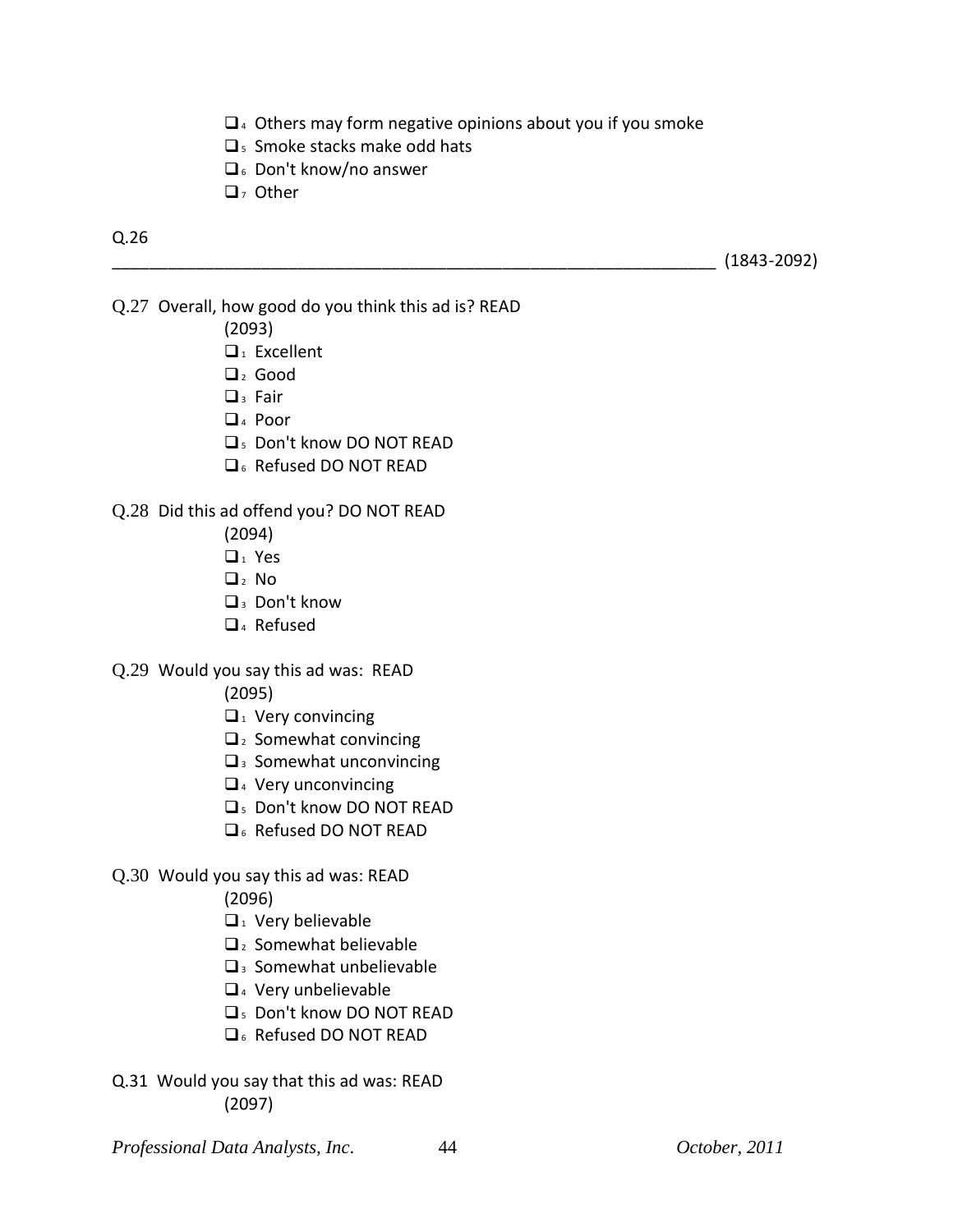- ❑4 Others may form negative opinions about you if you smoke
- ❑5 Smoke stacks make odd hats
- ❑6 Don't know/no answer
- ❑7 Other

Q.26

_________________________________________________________________ (1843-2092)

Q.27 Overall, how good do you think this ad is? READ

(2093)

- ❑1 Excellent
- ❑2 Good
- ❑3 Fair
- ❑4 Poor
- ❑5 Don't know DO NOT READ
- ❑6 Refused DO NOT READ

Q.28 Did this ad offend you? DO NOT READ

(2094)

- ❑1 Yes
- ❑2 No
- ❑3 Don't know
- ❑4 Refused

Q.29 Would you say this ad was: READ

(2095)

- ❑1 Very convincing
- ❑2 Somewhat convincing
- ❑3 Somewhat unconvincing
- ❑4 Very unconvincing
- ❑5 Don't know DO NOT READ
- ❑6 Refused DO NOT READ

Q.30 Would you say this ad was: READ

(2096)

- ❑1 Very believable
- ❑2 Somewhat believable
- ❑3 Somewhat unbelievable
- ❑4 Very unbelievable
- ❑5 Don't know DO NOT READ
- ❑6 Refused DO NOT READ

Q.31 Would you say that this ad was: READ

(2097)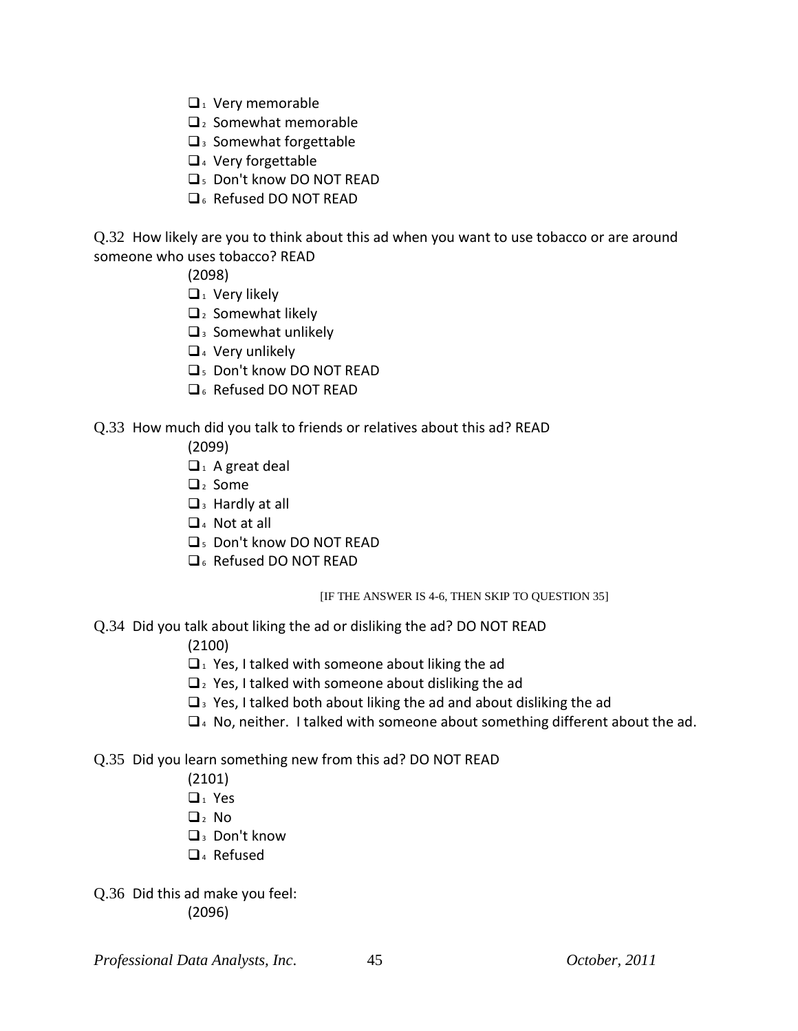- ☐₁ Very memorable
- ☐₂ Somewhat memorable
- ☐₃ Somewhat forgettable
- ☐₄ Very forgettable
- ☐₅ Don't know DO NOT READ
- ☐₆ Refused DO NOT READ

Q.32 How likely are you to think about this ad when you want to use tobacco or are around someone who uses tobacco? READ

(2098)

- ☐₁ Very likely
- ☐₂ Somewhat likely
- ☐₃ Somewhat unlikely
- ☐₄ Very unlikely
- ☐₅ Don't know DO NOT READ
- ☐₆ Refused DO NOT READ

Q.33 How much did you talk to friends or relatives about this ad? READ

(2099)

- ☐₁ A great deal
- ☐₂ Some
- ☐₃ Hardly at all
- ☐₄ Not at all
- ☐₅ Don't know DO NOT READ
- ☐₆ Refused DO NOT READ

[IF THE ANSWER IS 4-6, THEN SKIP TO QUESTION 35]

Q.34 Did you talk about liking the ad or disliking the ad? DO NOT READ

(2100)

- ☐₁ Yes, I talked with someone about liking the ad
- ☐₂ Yes, I talked with someone about disliking the ad
- ☐₃ Yes, I talked both about liking the ad and about disliking the ad
- ☐₄ No, neither. I talked with someone about something different about the ad.

Q.35 Did you learn something new from this ad? DO NOT READ

(2101)

- ☐₁ Yes
- ☐₂ No
- ☐₃ Don't know
- ☐₄ Refused

Q.36 Did this ad make you feel:

(2096)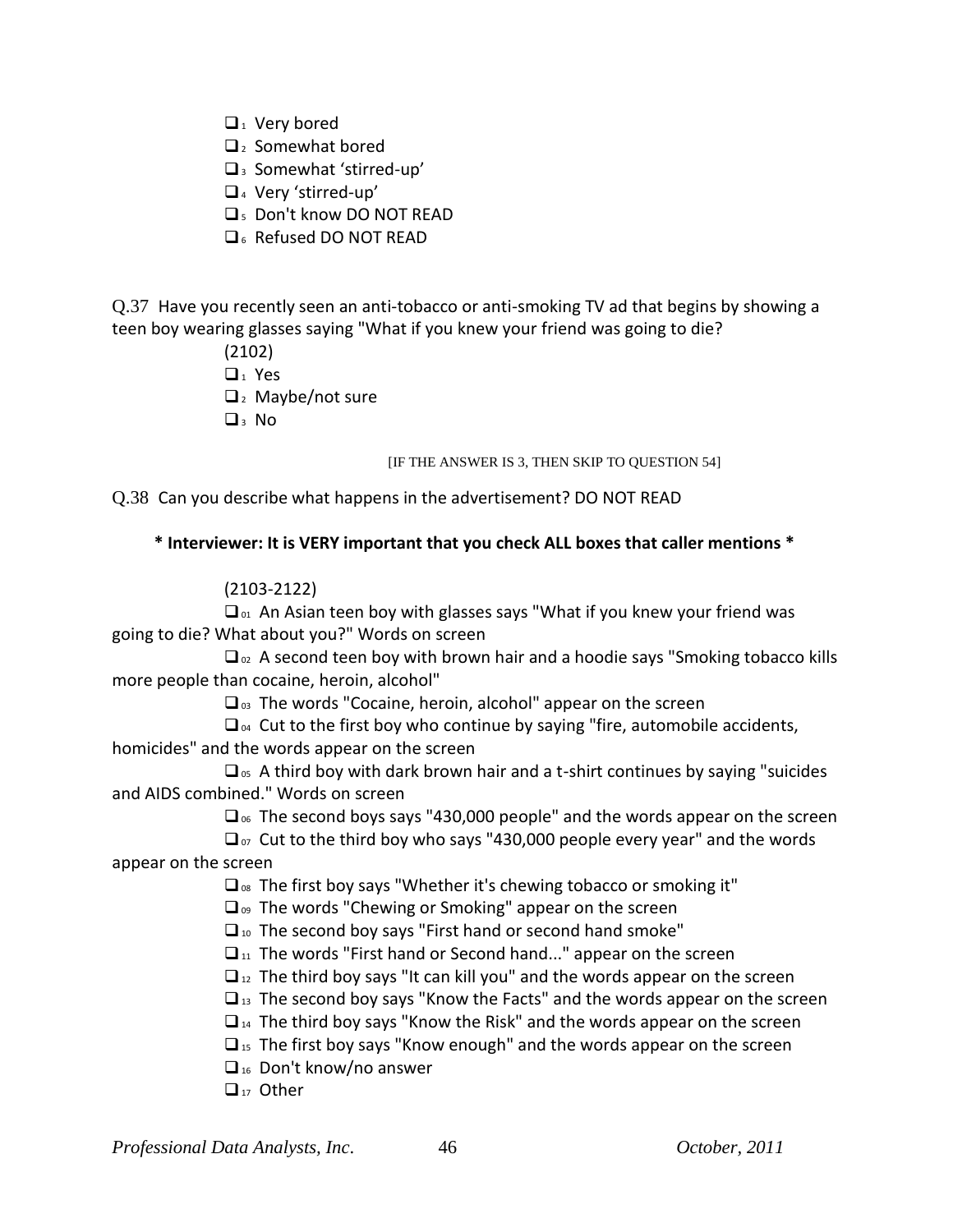- ❑1 Very bored
- ❑2 Somewhat bored
- ❑3 Somewhat 'stirred-up'
- ❑4 Very 'stirred-up'
- ❑5 Don't know DO NOT READ
- ❑6 Refused DO NOT READ

Q.37 Have you recently seen an anti-tobacco or anti-smoking TV ad that begins by showing a teen boy wearing glasses saying "What if you knew your friend was going to die?

(2102)

- ❑1 Yes
- ❑2 Maybe/not sure
- ❑3 No

[IF THE ANSWER IS 3, THEN SKIP TO QUESTION 54]

Q.38 Can you describe what happens in the advertisement? DO NOT READ

**\* Interviewer: It is VERY important that you check ALL boxes that caller mentions \***

(2103-2122)

- ❑01 An Asian teen boy with glasses says "What if you knew your friend was going to die? What about you?" Words on screen
- ❑02 A second teen boy with brown hair and a hoodie says "Smoking tobacco kills more people than cocaine, heroin, alcohol"
- ❑03 The words "Cocaine, heroin, alcohol" appear on the screen
- ❑04 Cut to the first boy who continue by saying "fire, automobile accidents, homicides" and the words appear on the screen
- ❑05 A third boy with dark brown hair and a t-shirt continues by saying "suicides and AIDS combined." Words on screen
- ❑06 The second boys says "430,000 people" and the words appear on the screen
- ❑07 Cut to the third boy who says "430,000 people every year" and the words appear on the screen
- ❑08 The first boy says "Whether it's chewing tobacco or smoking it"
- ❑09 The words "Chewing or Smoking" appear on the screen
- ❑10 The second boy says "First hand or second hand smoke"
- ❑11 The words "First hand or Second hand..." appear on the screen
- ❑12 The third boy says "It can kill you" and the words appear on the screen
- ❑13 The second boy says "Know the Facts" and the words appear on the screen
- ❑14 The third boy says "Know the Risk" and the words appear on the screen
- ❑15 The first boy says "Know enough" and the words appear on the screen
- ❑16 Don't know/no answer
- ❑17 Other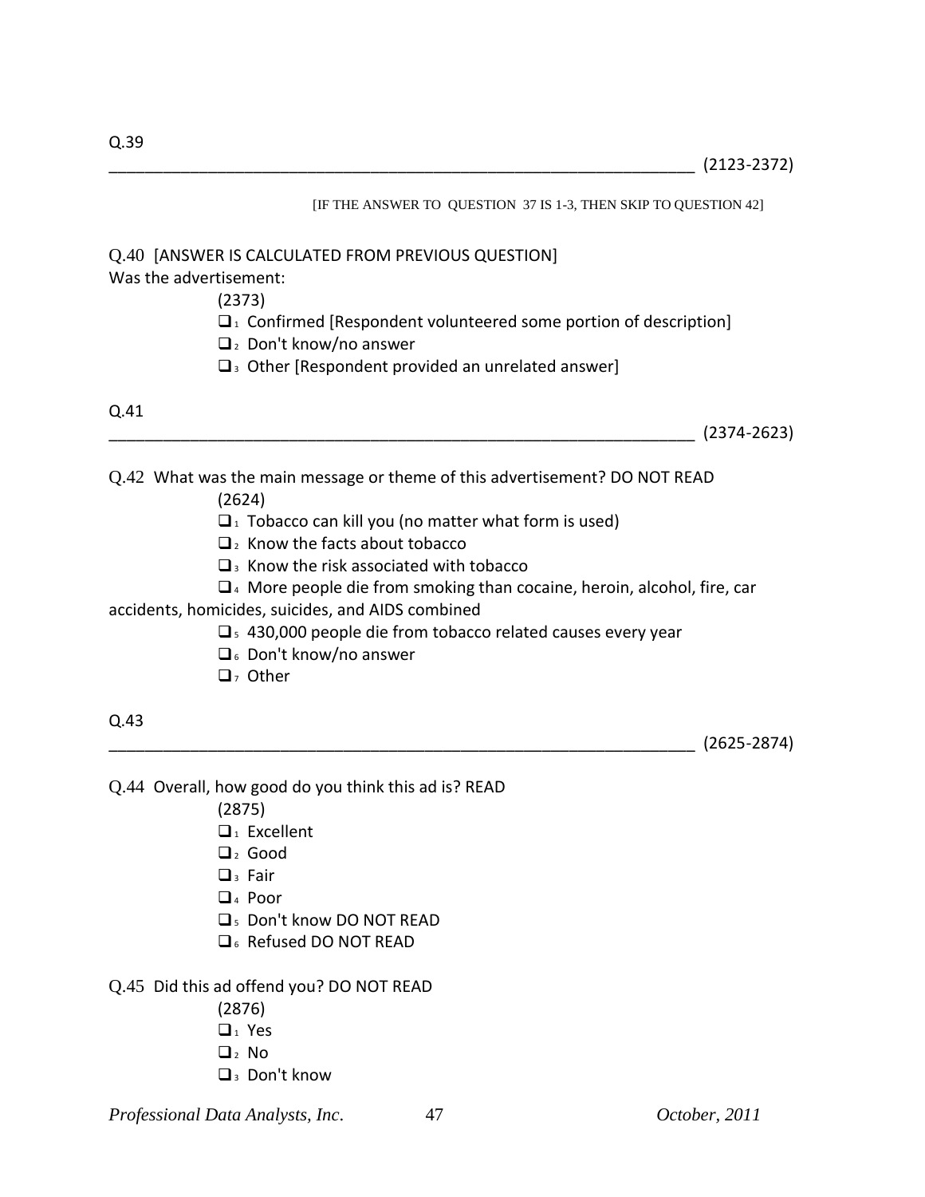Q.39

__________________________________________________________________ (2123-2372)

[IF THE ANSWER TO QUESTION 37 IS 1-3, THEN SKIP TO QUESTION 42]

Q.40 [ANSWER IS CALCULATED FROM PREVIOUS QUESTION]
Was the advertisement:

(2373)

- ❑1 Confirmed [Respondent volunteered some portion of description]
- ❑2 Don't know/no answer
- ❑3 Other [Respondent provided an unrelated answer]

Q.41

__________________________________________________________________ (2374-2623)

Q.42 What was the main message or theme of this advertisement? DO NOT READ

(2624)

- ❑1 Tobacco can kill you (no matter what form is used)
- ❑2 Know the facts about tobacco
- ❑3 Know the risk associated with tobacco
- ❑4 More people die from smoking than cocaine, heroin, alcohol, fire, car accidents, homicides, suicides, and AIDS combined
- ❑5 430,000 people die from tobacco related causes every year
- ❑6 Don't know/no answer
- ❑7 Other

Q.43

__________________________________________________________________ (2625-2874)

Q.44 Overall, how good do you think this ad is? READ

(2875)

- ❑1 Excellent
- ❑2 Good
- ❑3 Fair
- ❑4 Poor
- ❑5 Don't know DO NOT READ
- ❑6 Refused DO NOT READ

Q.45 Did this ad offend you? DO NOT READ

(2876)

- ❑1 Yes
- ❑2 No
- ❑3 Don't know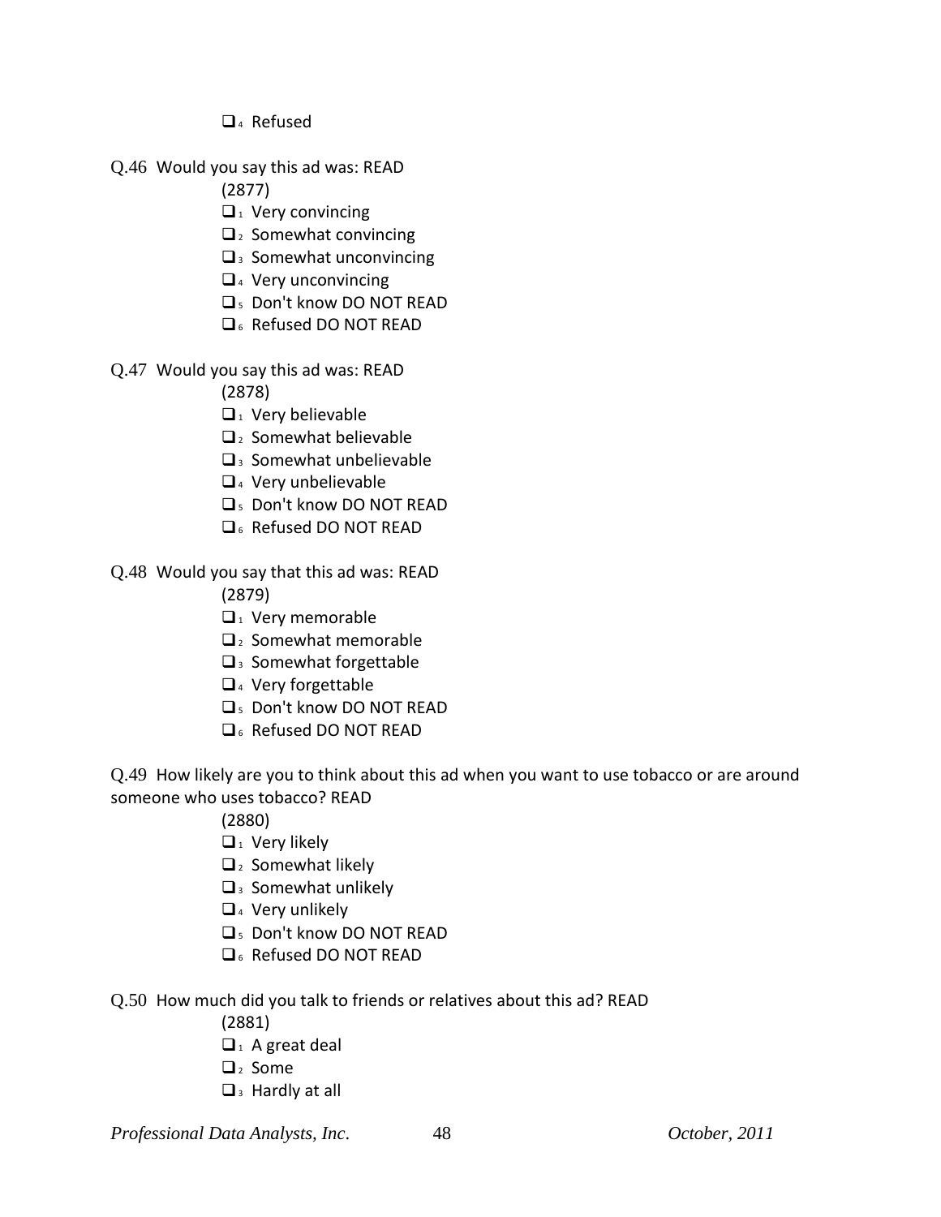- ❑ 4 Refused

Q.46 Would you say this ad was: READ

(2877)

- ❑ 1 Very convincing
- ❑ 2 Somewhat convincing
- ❑ 3 Somewhat unconvincing
- ❑ 4 Very unconvincing
- ❑ 5 Don't know DO NOT READ
- ❑ 6 Refused DO NOT READ

Q.47 Would you say this ad was: READ

(2878)

- ❑ 1 Very believable
- ❑ 2 Somewhat believable
- ❑ 3 Somewhat unbelievable
- ❑ 4 Very unbelievable
- ❑ 5 Don't know DO NOT READ
- ❑ 6 Refused DO NOT READ

Q.48 Would you say that this ad was: READ

(2879)

- ❑ 1 Very memorable
- ❑ 2 Somewhat memorable
- ❑ 3 Somewhat forgettable
- ❑ 4 Very forgettable
- ❑ 5 Don't know DO NOT READ
- ❑ 6 Refused DO NOT READ

Q.49 How likely are you to think about this ad when you want to use tobacco or are around someone who uses tobacco? READ

(2880)

- ❑ 1 Very likely
- ❑ 2 Somewhat likely
- ❑ 3 Somewhat unlikely
- ❑ 4 Very unlikely
- ❑ 5 Don't know DO NOT READ
- ❑ 6 Refused DO NOT READ

Q.50 How much did you talk to friends or relatives about this ad? READ

(2881)

- ❑ 1 A great deal
- ❑ 2 Some
- ❑ 3 Hardly at all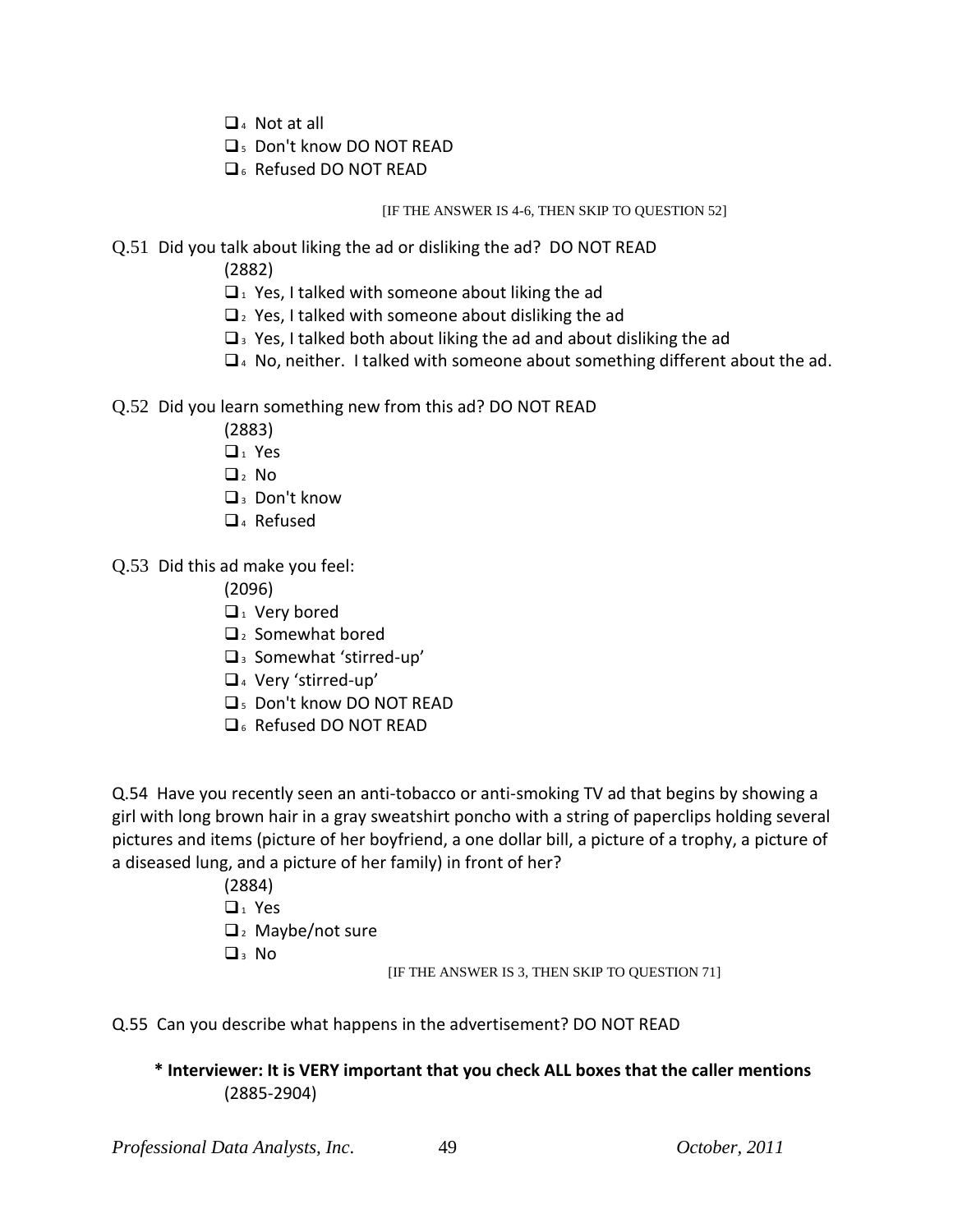- ❑ 4 Not at all
- ❑ 5 Don't know DO NOT READ
- ❑ 6 Refused DO NOT READ

[IF THE ANSWER IS 4-6, THEN SKIP TO QUESTION 52]

Q.51 Did you talk about liking the ad or disliking the ad? DO NOT READ

(2882)

- ❑ 1 Yes, I talked with someone about liking the ad
- ❑ 2 Yes, I talked with someone about disliking the ad
- ❑ 3 Yes, I talked both about liking the ad and about disliking the ad
- ❑ 4 No, neither. I talked with someone about something different about the ad.

Q.52 Did you learn something new from this ad? DO NOT READ

(2883)

- ❑ 1 Yes
- ❑ 2 No
- ❑ 3 Don't know
- ❑ 4 Refused

Q.53 Did this ad make you feel:

(2096)

- ❑ 1 Very bored
- ❑ 2 Somewhat bored
- ❑ 3 Somewhat 'stirred-up'
- ❑ 4 Very 'stirred-up'
- ❑ 5 Don't know DO NOT READ
- ❑ 6 Refused DO NOT READ

Q.54 Have you recently seen an anti-tobacco or anti-smoking TV ad that begins by showing a girl with long brown hair in a gray sweatshirt poncho with a string of paperclips holding several pictures and items (picture of her boyfriend, a one dollar bill, a picture of a trophy, a picture of a diseased lung, and a picture of her family) in front of her?

(2884)

- ❑ 1 Yes
- ❑ 2 Maybe/not sure
- ❑ 3 No

[IF THE ANSWER IS 3, THEN SKIP TO QUESTION 71]

Q.55 Can you describe what happens in the advertisement? DO NOT READ

**\* Interviewer: It is VERY important that you check ALL boxes that the caller mentions**
(2885-2904)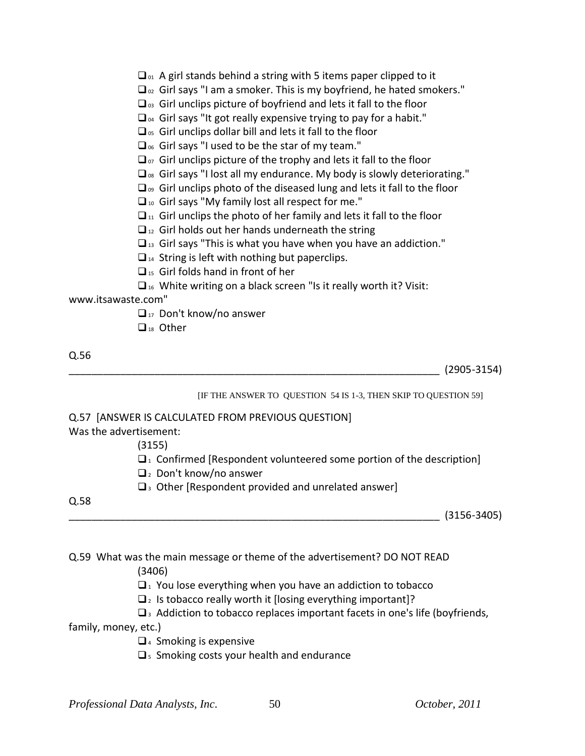☐ 01 A girl stands behind a string with 5 items paper clipped to it
☐ 02 Girl says "I am a smoker. This is my boyfriend, he hated smokers."
☐ 03 Girl unclips picture of boyfriend and lets it fall to the floor
☐ 04 Girl says "It got really expensive trying to pay for a habit."
☐ 05 Girl unclips dollar bill and lets it fall to the floor
☐ 06 Girl says "I used to be the star of my team."
☐ 07 Girl unclips picture of the trophy and lets it fall to the floor
☐ 08 Girl says "I lost all my endurance. My body is slowly deteriorating."
☐ 09 Girl unclips photo of the diseased lung and lets it fall to the floor
☐ 10 Girl says "My family lost all respect for me."
☐ 11 Girl unclips the photo of her family and lets it fall to the floor
☐ 12 Girl holds out her hands underneath the string
☐ 13 Girl says "This is what you have when you have an addiction."
☐ 14 String is left with nothing but paperclips.
☐ 15 Girl folds hand in front of her
☐ 16 White writing on a black screen "Is it really worth it? Visit: www.itsawaste.com"
☐ 17 Don't know/no answer
☐ 18 Other

Q.56

_________________________________________________________________ (2905-3154)

[IF THE ANSWER TO QUESTION 54 IS 1-3, THEN SKIP TO QUESTION 59]

Q.57 [ANSWER IS CALCULATED FROM PREVIOUS QUESTION]
Was the advertisement:

(3155)

☐ 1 Confirmed [Respondent volunteered some portion of the description]
☐ 2 Don't know/no answer
☐ 3 Other [Respondent provided and unrelated answer]

Q.58

_________________________________________________________________ (3156-3405)

Q.59 What was the main message or theme of the advertisement? DO NOT READ

(3406)

☐ 1 You lose everything when you have an addiction to tobacco
☐ 2 Is tobacco really worth it [losing everything important]?
☐ 3 Addiction to tobacco replaces important facets in one's life (boyfriends, family, money, etc.)
☐ 4 Smoking is expensive
☐ 5 Smoking costs your health and endurance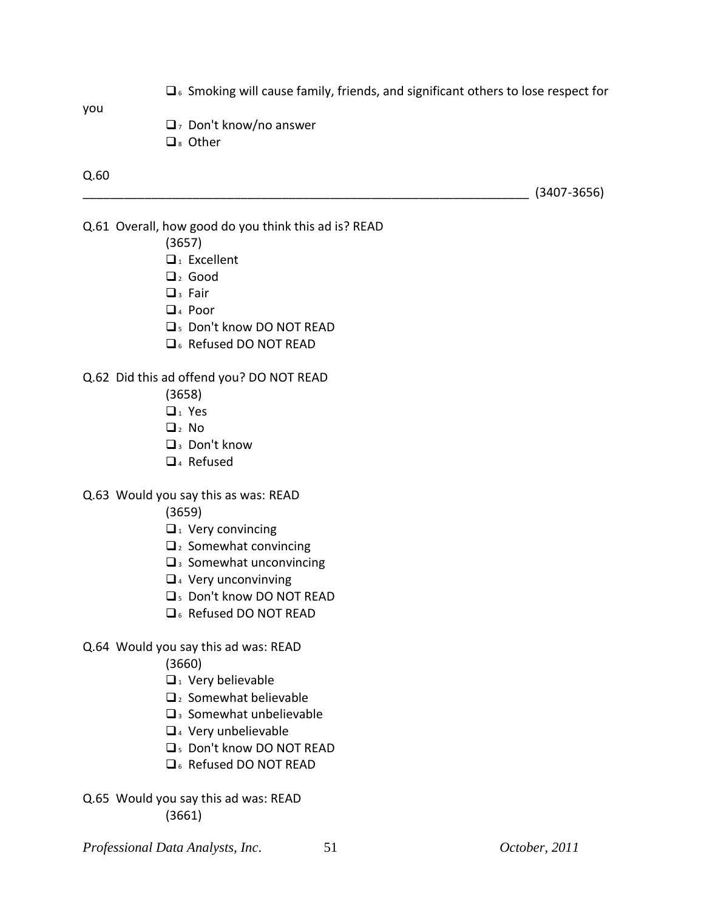- ❑₆ Smoking will cause family, friends, and significant others to lose respect for you
- ❑₇ Don't know/no answer
- ❑₈ Other

Q.60

_________________________________________________________________ (3407-3656)

Q.61 Overall, how good do you think this ad is? READ

(3657)

- ❑₁ Excellent
- ❑₂ Good
- ❑₃ Fair
- ❑₄ Poor
- ❑₅ Don't know DO NOT READ
- ❑₆ Refused DO NOT READ

Q.62 Did this ad offend you? DO NOT READ

(3658)

- ❑₁ Yes
- ❑₂ No
- ❑₃ Don't know
- ❑₄ Refused

Q.63 Would you say this as was: READ

(3659)

- ❑₁ Very convincing
- ❑₂ Somewhat convincing
- ❑₃ Somewhat unconvincing
- ❑₄ Very unconvinving
- ❑₅ Don't know DO NOT READ
- ❑₆ Refused DO NOT READ

Q.64 Would you say this ad was: READ

(3660)

- ❑₁ Very believable
- ❑₂ Somewhat believable
- ❑₃ Somewhat unbelievable
- ❑₄ Very unbelievable
- ❑₅ Don't know DO NOT READ
- ❑₆ Refused DO NOT READ

Q.65 Would you say this ad was: READ

(3661)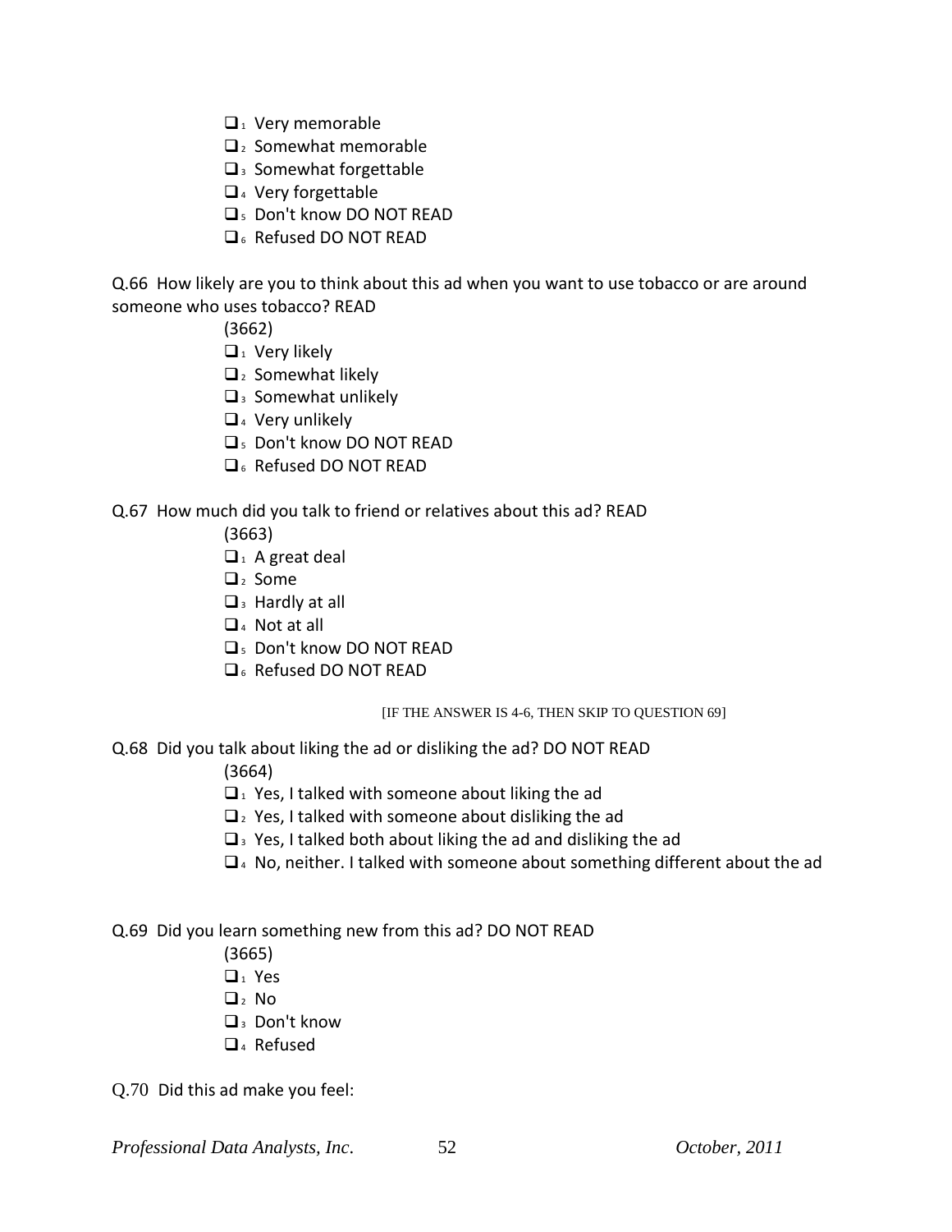- ☐1 Very memorable
- ☐2 Somewhat memorable
- ☐3 Somewhat forgettable
- ☐4 Very forgettable
- ☐5 Don't know DO NOT READ
- ☐6 Refused DO NOT READ

Q.66 How likely are you to think about this ad when you want to use tobacco or are around someone who uses tobacco? READ

(3662)

- ☐1 Very likely
- ☐2 Somewhat likely
- ☐3 Somewhat unlikely
- ☐4 Very unlikely
- ☐5 Don't know DO NOT READ
- ☐6 Refused DO NOT READ

Q.67 How much did you talk to friend or relatives about this ad? READ

(3663)

- ☐1 A great deal
- ☐2 Some
- ☐3 Hardly at all
- ☐4 Not at all
- ☐5 Don't know DO NOT READ
- ☐6 Refused DO NOT READ

[IF THE ANSWER IS 4-6, THEN SKIP TO QUESTION 69]

Q.68 Did you talk about liking the ad or disliking the ad? DO NOT READ

(3664)

- ☐1 Yes, I talked with someone about liking the ad
- ☐2 Yes, I talked with someone about disliking the ad
- ☐3 Yes, I talked both about liking the ad and disliking the ad
- ☐4 No, neither. I talked with someone about something different about the ad

Q.69 Did you learn something new from this ad? DO NOT READ

(3665)

- ☐1 Yes
- ☐2 No
- ☐3 Don't know
- ☐4 Refused

Q.70 Did this ad make you feel: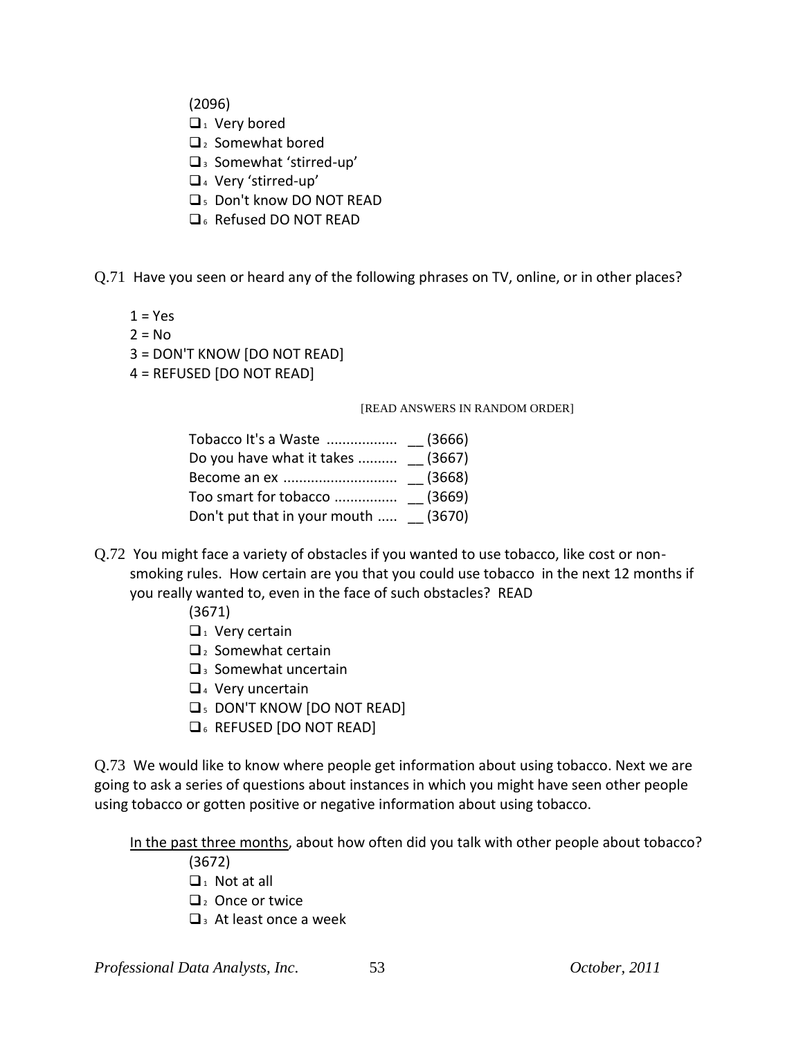(2096)

- ❑1 Very bored
- ❑2 Somewhat bored
- ❑3 Somewhat 'stirred-up'
- ❑4 Very 'stirred-up'
- ❑5 Don't know DO NOT READ
- ❑6 Refused DO NOT READ

Q.71 Have you seen or heard any of the following phrases on TV, online, or in other places?

1 = Yes
2 = No
3 = DON'T KNOW [DO NOT READ]
4 = REFUSED [DO NOT READ]

[READ ANSWERS IN RANDOM ORDER]

Tobacco It's a Waste .................. __ (3666)
Do you have what it takes .......... __ (3667)
Become an ex ............................ __ (3668)
Too smart for tobacco ................ __ (3669)
Don't put that in your mouth ..... __ (3670)

Q.72 You might face a variety of obstacles if you wanted to use tobacco, like cost or non-smoking rules. How certain are you that you could use tobacco in the next 12 months if you really wanted to, even in the face of such obstacles? READ

(3671)

- ❑1 Very certain
- ❑2 Somewhat certain
- ❑3 Somewhat uncertain
- ❑4 Very uncertain
- ❑5 DON'T KNOW [DO NOT READ]
- ❑6 REFUSED [DO NOT READ]

Q.73 We would like to know where people get information about using tobacco. Next we are going to ask a series of questions about instances in which you might have seen other people using tobacco or gotten positive or negative information about using tobacco.

In the past three months, about how often did you talk with other people about tobacco?

(3672)

- ❑1 Not at all
- ❑2 Once or twice
- ❑3 At least once a week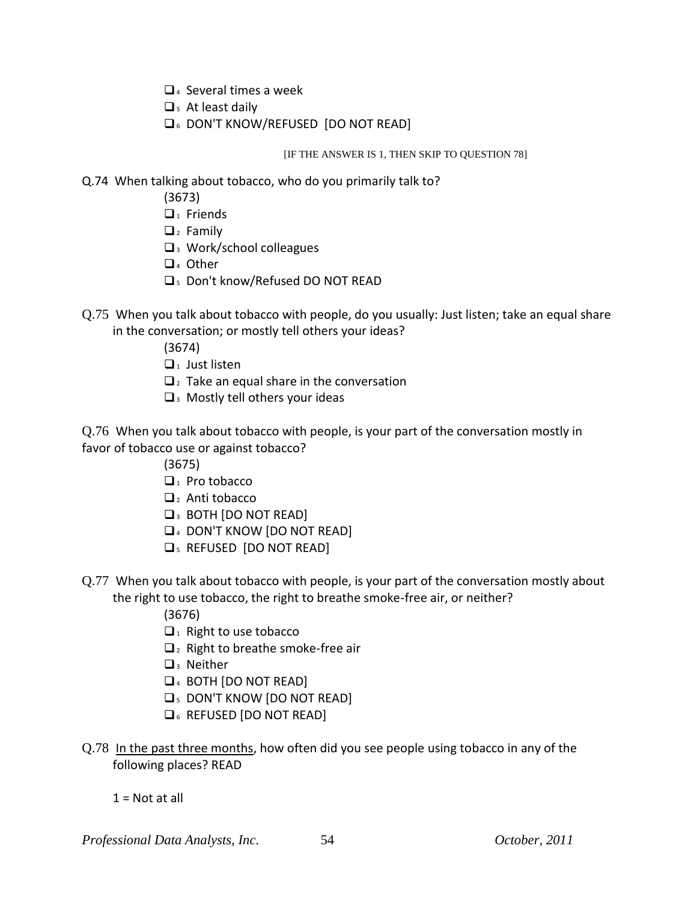- ❑₄ Several times a week
- ❑₅ At least daily
- ❑₆ DON'T KNOW/REFUSED [DO NOT READ]

[IF THE ANSWER IS 1, THEN SKIP TO QUESTION 78]

Q.74 When talking about tobacco, who do you primarily talk to?

(3673)

- ❑₁ Friends
- ❑₂ Family
- ❑₃ Work/school colleagues
- ❑₄ Other
- ❑₅ Don't know/Refused DO NOT READ

Q.75 When you talk about tobacco with people, do you usually: Just listen; take an equal share in the conversation; or mostly tell others your ideas?

(3674)

- ❑₁ Just listen
- ❑₂ Take an equal share in the conversation
- ❑₃ Mostly tell others your ideas

Q.76 When you talk about tobacco with people, is your part of the conversation mostly in favor of tobacco use or against tobacco?

(3675)

- ❑₁ Pro tobacco
- ❑₂ Anti tobacco
- ❑₃ BOTH [DO NOT READ]
- ❑₄ DON'T KNOW [DO NOT READ]
- ❑₅ REFUSED [DO NOT READ]

Q.77 When you talk about tobacco with people, is your part of the conversation mostly about the right to use tobacco, the right to breathe smoke-free air, or neither?

(3676)

- ❑₁ Right to use tobacco
- ❑₂ Right to breathe smoke-free air
- ❑₃ Neither
- ❑₄ BOTH [DO NOT READ]
- ❑₅ DON'T KNOW [DO NOT READ]
- ❑₆ REFUSED [DO NOT READ]

Q.78 <u>In the past three months</u>, how often did you see people using tobacco in any of the following places? READ

1 = Not at all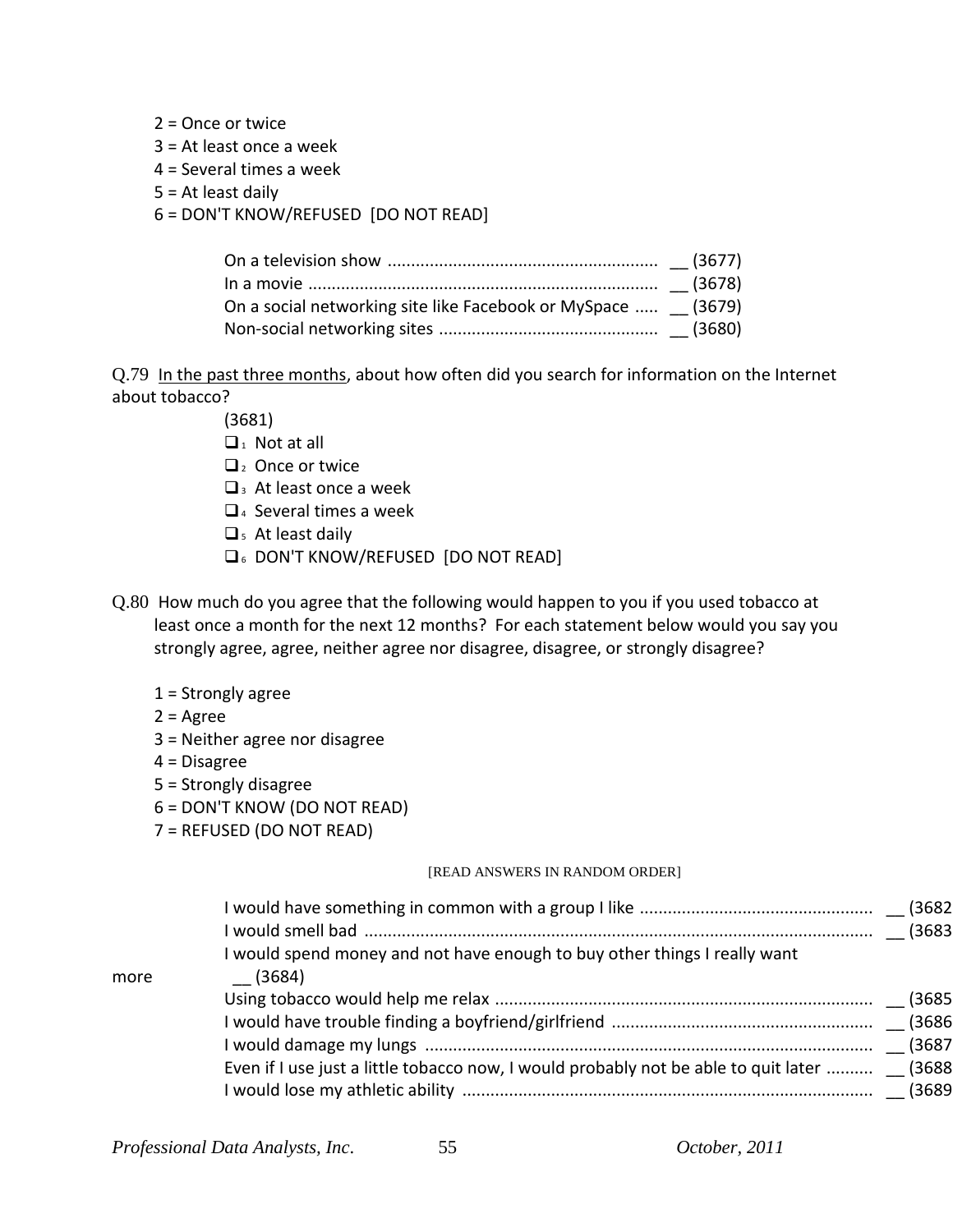2 = Once or twice
3 = At least once a week
4 = Several times a week
5 = At least daily
6 = DON'T KNOW/REFUSED  [DO NOT READ]

On a television show ......................................................... __ (3677)
In a movie .......................................................................... __ (3678)
On a social networking site like Facebook or MySpace ..... __ (3679)
Non-social networking sites .............................................. __ (3680)

Q.79 In the past three months, about how often did you search for information on the Internet about tobacco?

(3681)
- ❑1 Not at all
- ❑2 Once or twice
- ❑3 At least once a week
- ❑4 Several times a week
- ❑5 At least daily
- ❑6 DON'T KNOW/REFUSED  [DO NOT READ]

Q.80 How much do you agree that the following would happen to you if you used tobacco at least once a month for the next 12 months? For each statement below would you say you strongly agree, agree, neither agree nor disagree, disagree, or strongly disagree?

1 = Strongly agree
2 = Agree
3 = Neither agree nor disagree
4 = Disagree
5 = Strongly disagree
6 = DON'T KNOW (DO NOT READ)
7 = REFUSED (DO NOT READ)

[READ ANSWERS IN RANDOM ORDER]

I would have something in common with a group I like ................................................ __ (3682
I would smell bad ......................................................................................................... __ (3683
I would spend money and not have enough to buy other things I really want more __ (3684)
Using tobacco would help me relax ............................................................................... __ (3685
I would have trouble finding a boyfriend/girlfriend ....................................................... __ (3686
I would damage my lungs ............................................................................................. __ (3687
Even if I use just a little tobacco now, I would probably not be able to quit later .......... __ (3688
I would lose my athletic ability ..................................................................................... __ (3689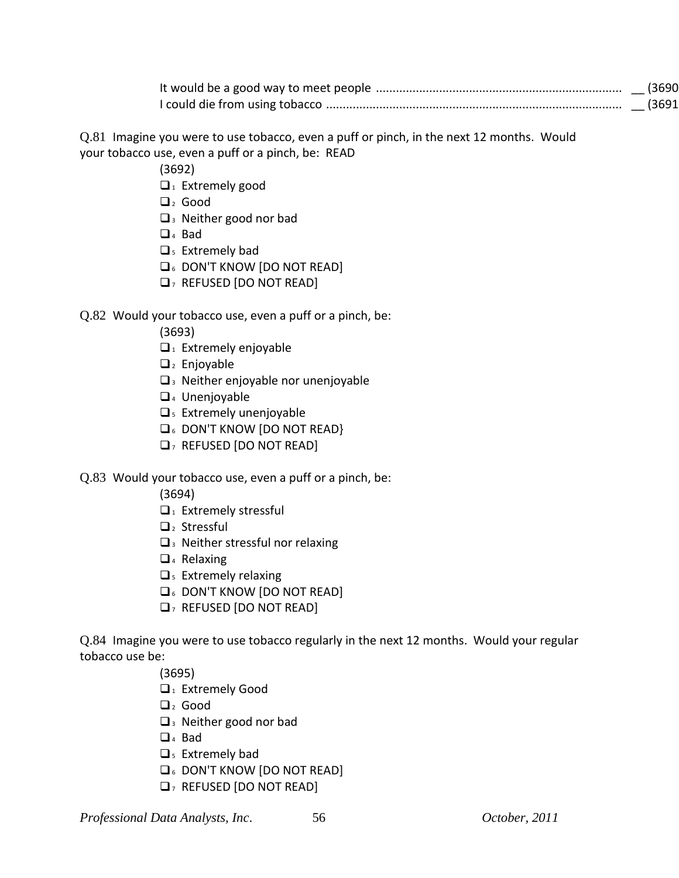It would be a good way to meet people ......................................................................... __ (3690
I could die from using tobacco ....................................................................................... __ (3691

Q.81 Imagine you were to use tobacco, even a puff or pinch, in the next 12 months. Would your tobacco use, even a puff or a pinch, be: READ

(3692)

- ❑1 Extremely good
- ❑2 Good
- ❑3 Neither good nor bad
- ❑4 Bad
- ❑5 Extremely bad
- ❑6 DON'T KNOW [DO NOT READ]
- ❑7 REFUSED [DO NOT READ]

Q.82 Would your tobacco use, even a puff or a pinch, be:

(3693)

- ❑1 Extremely enjoyable
- ❑2 Enjoyable
- ❑3 Neither enjoyable nor unenjoyable
- ❑4 Unenjoyable
- ❑5 Extremely unenjoyable
- ❑6 DON'T KNOW [DO NOT READ}
- ❑7 REFUSED [DO NOT READ]

Q.83 Would your tobacco use, even a puff or a pinch, be:

(3694)

- ❑1 Extremely stressful
- ❑2 Stressful
- ❑3 Neither stressful nor relaxing
- ❑4 Relaxing
- ❑5 Extremely relaxing
- ❑6 DON'T KNOW [DO NOT READ]
- ❑7 REFUSED [DO NOT READ]

Q.84 Imagine you were to use tobacco regularly in the next 12 months. Would your regular tobacco use be:

(3695)

- ❑1 Extremely Good
- ❑2 Good
- ❑3 Neither good nor bad
- ❑4 Bad
- ❑5 Extremely bad
- ❑6 DON'T KNOW [DO NOT READ]
- ❑7 REFUSED [DO NOT READ]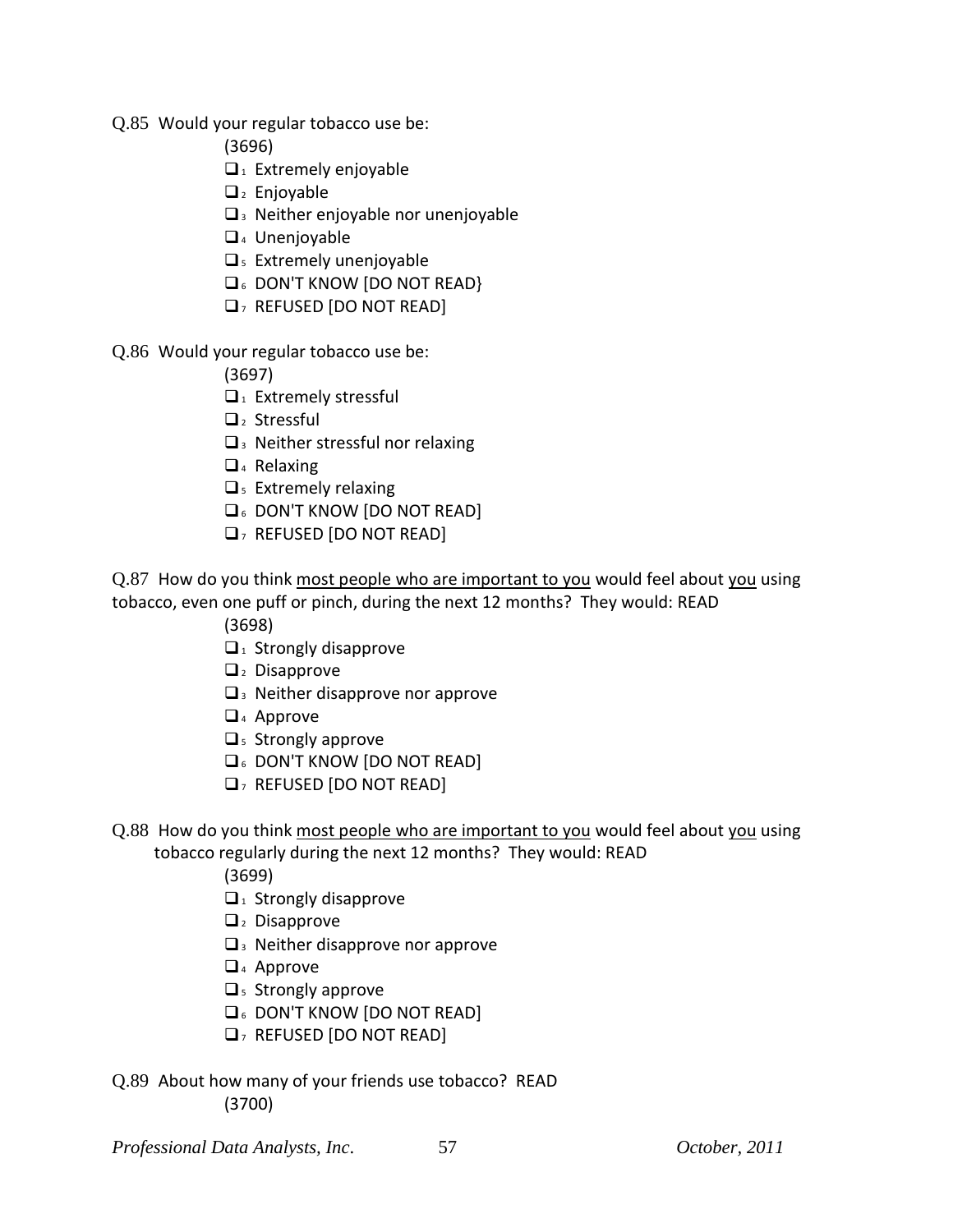Q.85 Would your regular tobacco use be:

(3696)

- ❑1 Extremely enjoyable
- ❑2 Enjoyable
- ❑3 Neither enjoyable nor unenjoyable
- ❑4 Unenjoyable
- ❑5 Extremely unenjoyable
- ❑6 DON'T KNOW [DO NOT READ}
- ❑7 REFUSED [DO NOT READ]

Q.86 Would your regular tobacco use be:

(3697)

- ❑1 Extremely stressful
- ❑2 Stressful
- ❑3 Neither stressful nor relaxing
- ❑4 Relaxing
- ❑5 Extremely relaxing
- ❑6 DON'T KNOW [DO NOT READ]
- ❑7 REFUSED [DO NOT READ]

Q.87 How do you think <u>most people who are important to you</u> would feel about <u>you</u> using tobacco, even one puff or pinch, during the next 12 months? They would: READ

(3698)

- ❑1 Strongly disapprove
- ❑2 Disapprove
- ❑3 Neither disapprove nor approve
- ❑4 Approve
- ❑5 Strongly approve
- ❑6 DON'T KNOW [DO NOT READ]
- ❑7 REFUSED [DO NOT READ]

Q.88 How do you think <u>most people who are important to you</u> would feel about <u>you</u> using tobacco regularly during the next 12 months? They would: READ

(3699)

- ❑1 Strongly disapprove
- ❑2 Disapprove
- ❑3 Neither disapprove nor approve
- ❑4 Approve
- ❑5 Strongly approve
- ❑6 DON'T KNOW [DO NOT READ]
- ❑7 REFUSED [DO NOT READ]

Q.89 About how many of your friends use tobacco? READ

(3700)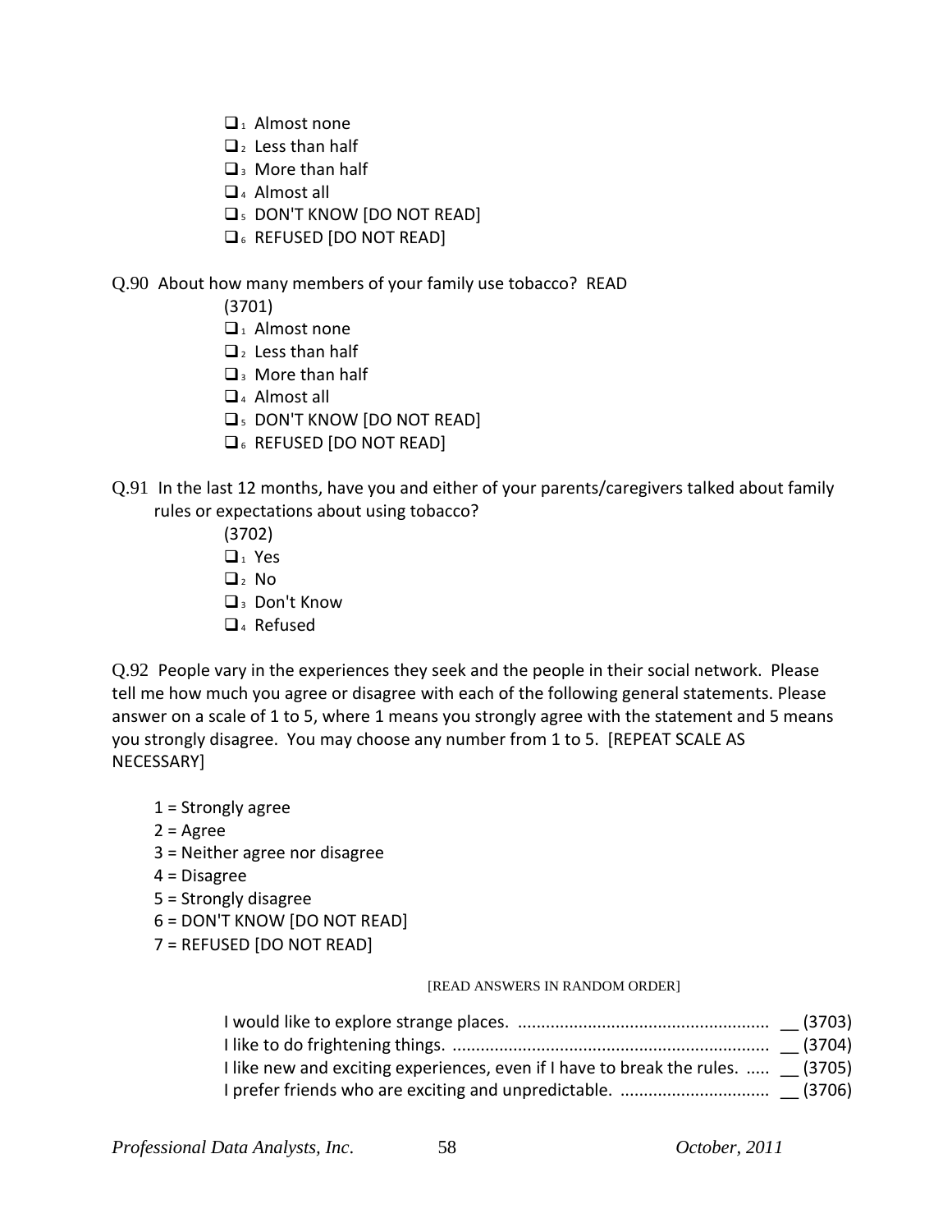- ❑1 Almost none
- ❑2 Less than half
- ❑3 More than half
- ❑4 Almost all
- ❑5 DON'T KNOW [DO NOT READ]
- ❑6 REFUSED [DO NOT READ]

Q.90 About how many members of your family use tobacco? READ

(3701)

- ❑1 Almost none
- ❑2 Less than half
- ❑3 More than half
- ❑4 Almost all
- ❑5 DON'T KNOW [DO NOT READ]
- ❑6 REFUSED [DO NOT READ]

Q.91 In the last 12 months, have you and either of your parents/caregivers talked about family rules or expectations about using tobacco?

(3702)

- ❑1 Yes
- ❑2 No
- ❑3 Don't Know
- ❑4 Refused

Q.92 People vary in the experiences they seek and the people in their social network. Please tell me how much you agree or disagree with each of the following general statements. Please answer on a scale of 1 to 5, where 1 means you strongly agree with the statement and 5 means you strongly disagree. You may choose any number from 1 to 5. [REPEAT SCALE AS NECESSARY]

1 = Strongly agree
2 = Agree
3 = Neither agree nor disagree
4 = Disagree
5 = Strongly disagree
6 = DON'T KNOW [DO NOT READ]
7 = REFUSED [DO NOT READ]

[READ ANSWERS IN RANDOM ORDER]

I would like to explore strange places. ..................................................... __ (3703)
I like to do frightening things. ................................................................... __ (3704)
I like new and exciting experiences, even if I have to break the rules. ..... __ (3705)
I prefer friends who are exciting and unpredictable. ................................ __ (3706)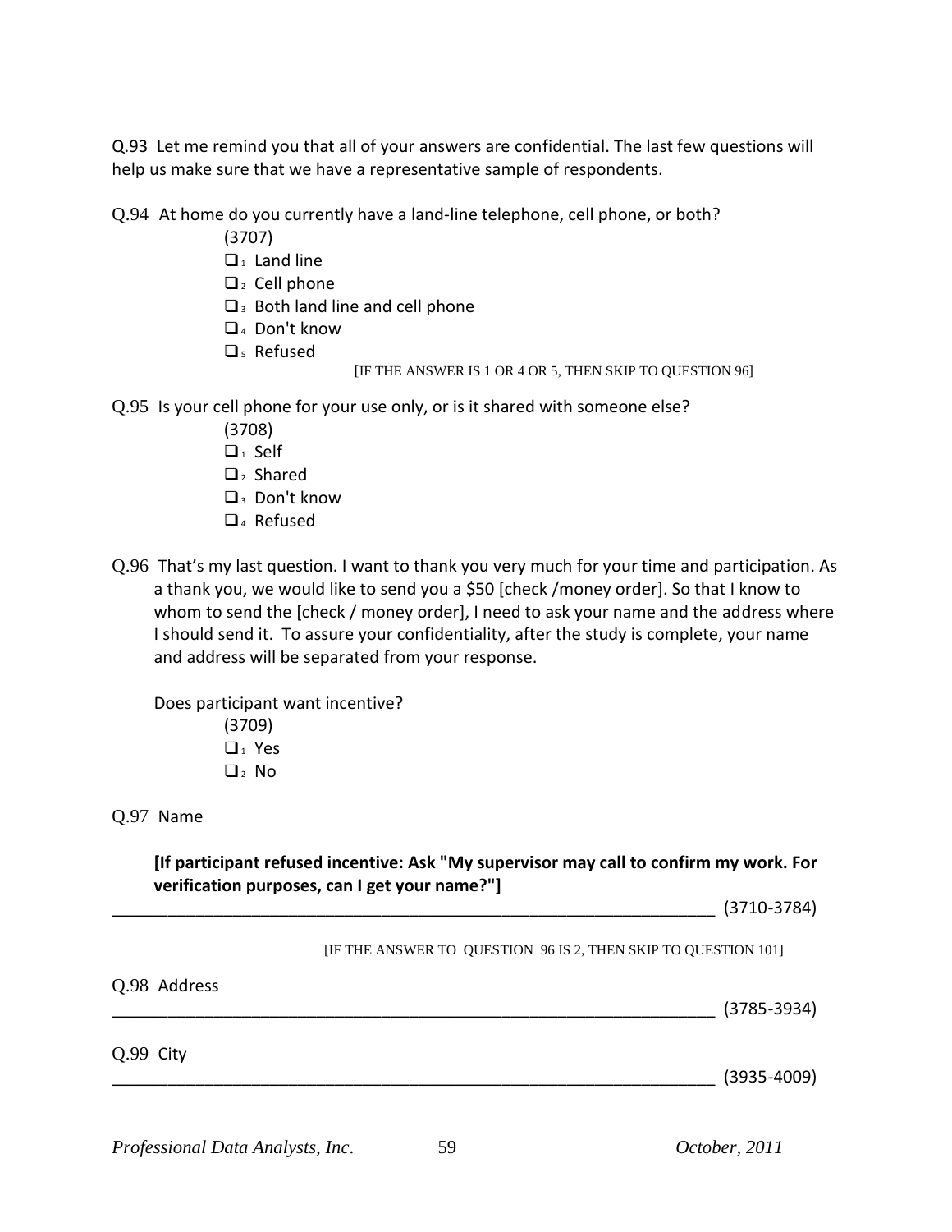Q.93 Let me remind you that all of your answers are confidential. The last few questions will help us make sure that we have a representative sample of respondents.

Q.94 At home do you currently have a land-line telephone, cell phone, or both?

(3707)

- ❑ 1 Land line
- ❑ 2 Cell phone
- ❑ 3 Both land line and cell phone
- ❑ 4 Don't know
- ❑ 5 Refused

[IF THE ANSWER IS 1 OR 4 OR 5, THEN SKIP TO QUESTION 96]

Q.95 Is your cell phone for your use only, or is it shared with someone else?

(3708)

- ❑ 1 Self
- ❑ 2 Shared
- ❑ 3 Don't know
- ❑ 4 Refused

Q.96 That's my last question. I want to thank you very much for your time and participation. As a thank you, we would like to send you a $50 [check /money order]. So that I know to whom to send the [check / money order], I need to ask your name and the address where I should send it. To assure your confidentiality, after the study is complete, your name and address will be separated from your response.

Does participant want incentive?

(3709)

- ❑ 1 Yes
- ❑ 2 No

Q.97 Name

**[If participant refused incentive: Ask "My supervisor may call to confirm my work. For verification purposes, can I get your name?"]**

_____________________________________________________________________ (3710-3784)

[IF THE ANSWER TO QUESTION 96 IS 2, THEN SKIP TO QUESTION 101]

Q.98 Address

_____________________________________________________________________ (3785-3934)

Q.99 City

_____________________________________________________________________ (3935-4009)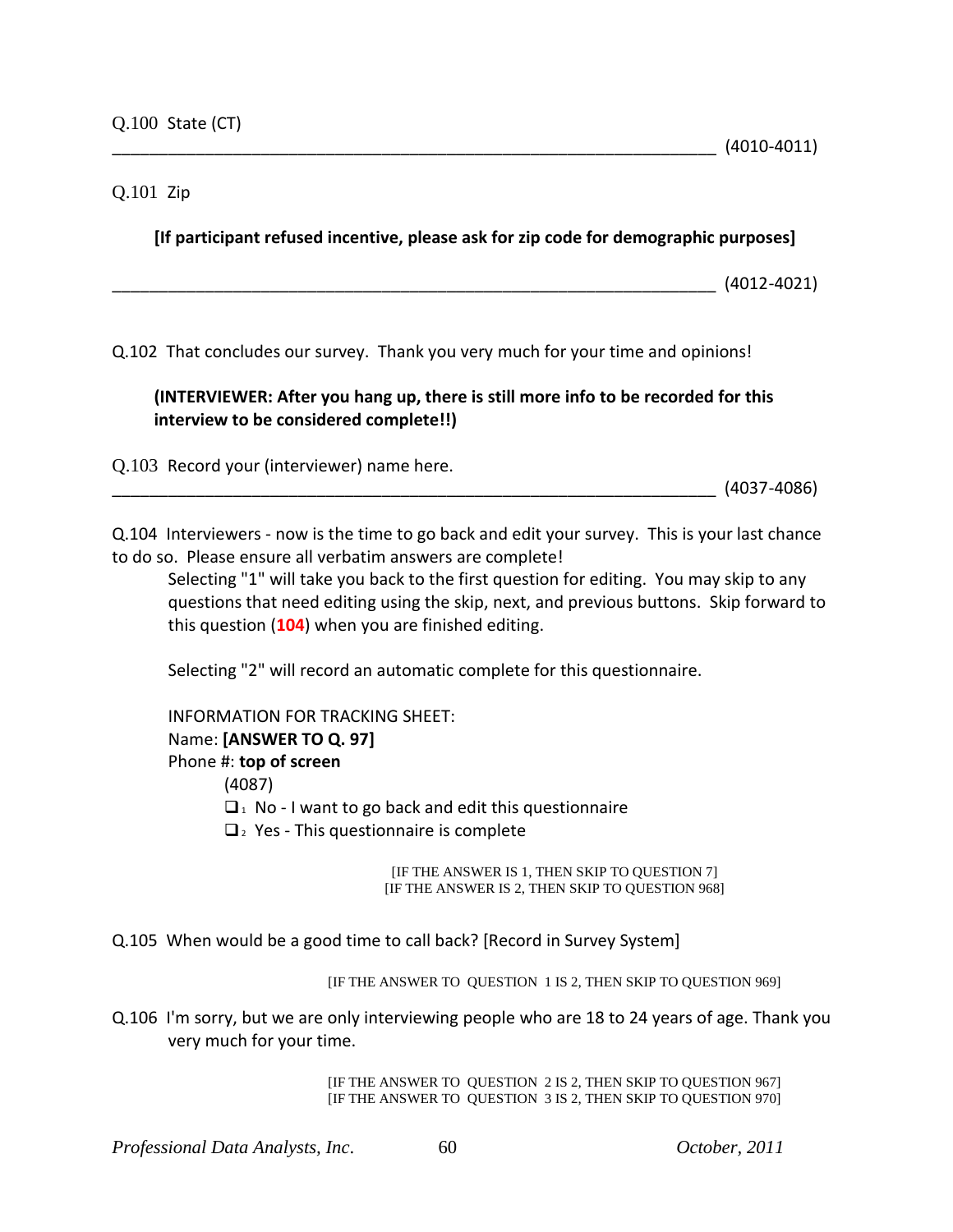Q.100 State (CT)

_________________________________________________________________ (4010-4011)

Q.101 Zip

**[If participant refused incentive, please ask for zip code for demographic purposes]**

_________________________________________________________________ (4012-4021)

Q.102 That concludes our survey. Thank you very much for your time and opinions!

**(INTERVIEWER: After you hang up, there is still more info to be recorded for this interview to be considered complete!!)**

Q.103 Record your (interviewer) name here.

_________________________________________________________________ (4037-4086)

Q.104 Interviewers - now is the time to go back and edit your survey. This is your last chance to do so. Please ensure all verbatim answers are complete!

Selecting "1" will take you back to the first question for editing. You may skip to any questions that need editing using the skip, next, and previous buttons. Skip forward to this question (**104**) when you are finished editing.

Selecting "2" will record an automatic complete for this questionnaire.

INFORMATION FOR TRACKING SHEET:
Name: **[ANSWER TO Q. 97]**
Phone #: **top of screen**

(4087)

- ❑ 1 No - I want to go back and edit this questionnaire
- ❑ 2 Yes - This questionnaire is complete

[IF THE ANSWER IS 1, THEN SKIP TO QUESTION 7]
[IF THE ANSWER IS 2, THEN SKIP TO QUESTION 968]

Q.105 When would be a good time to call back? [Record in Survey System]

[IF THE ANSWER TO QUESTION 1 IS 2, THEN SKIP TO QUESTION 969]

Q.106 I'm sorry, but we are only interviewing people who are 18 to 24 years of age. Thank you very much for your time.

[IF THE ANSWER TO QUESTION 2 IS 2, THEN SKIP TO QUESTION 967]
[IF THE ANSWER TO QUESTION 3 IS 2, THEN SKIP TO QUESTION 970]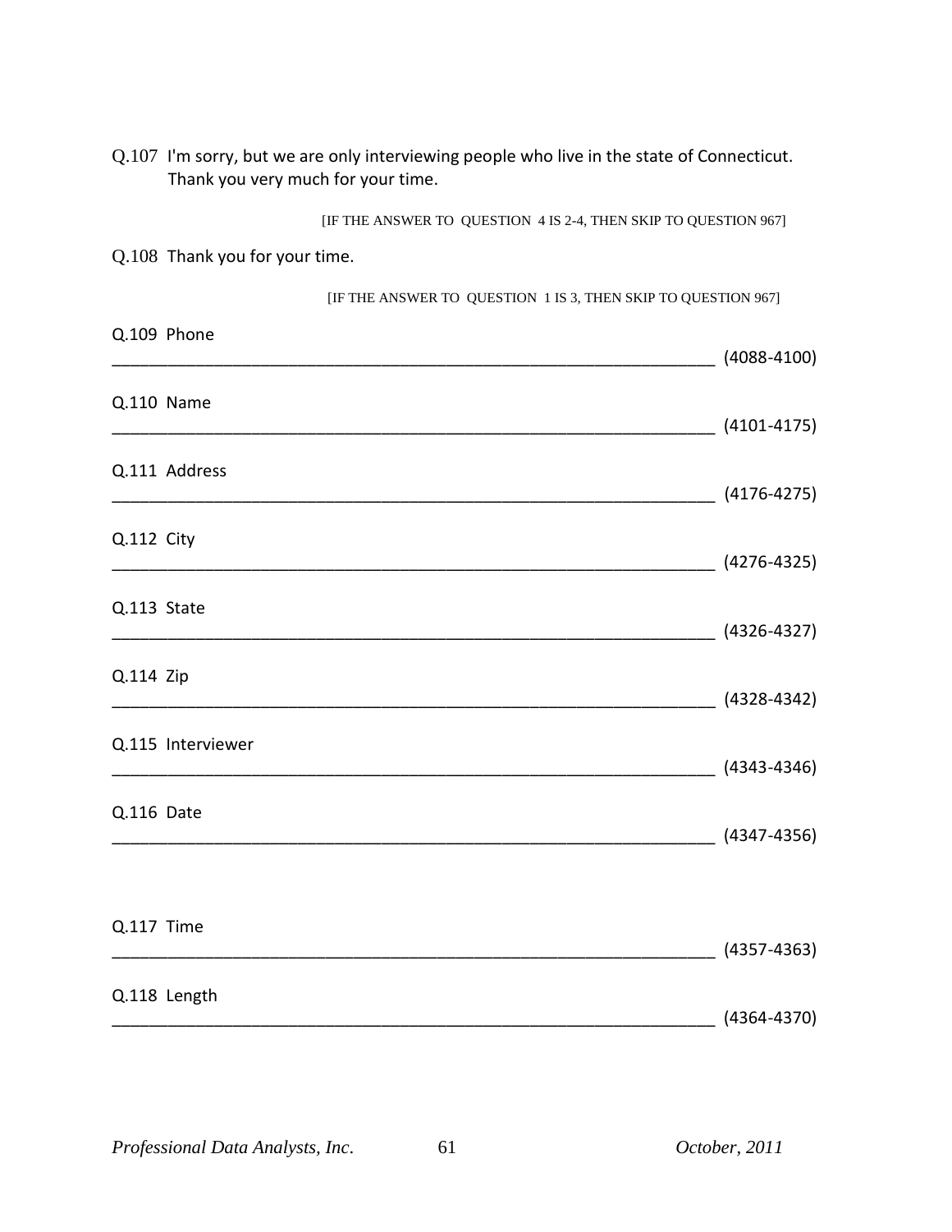Q.107 I'm sorry, but we are only interviewing people who live in the state of Connecticut. Thank you very much for your time.

[IF THE ANSWER TO QUESTION 4 IS 2-4, THEN SKIP TO QUESTION 967]

Q.108 Thank you for your time.

[IF THE ANSWER TO QUESTION 1 IS 3, THEN SKIP TO QUESTION 967]

Q.109 Phone

_________________________________________________________________ (4088-4100)

Q.110 Name

_________________________________________________________________ (4101-4175)

Q.111 Address

_________________________________________________________________ (4176-4275)

Q.112 City

_________________________________________________________________ (4276-4325)

Q.113 State

_________________________________________________________________ (4326-4327)

Q.114 Zip

_________________________________________________________________ (4328-4342)

Q.115 Interviewer

_________________________________________________________________ (4343-4346)

Q.116 Date

_________________________________________________________________ (4347-4356)

Q.117 Time

_________________________________________________________________ (4357-4363)

Q.118 Length

_________________________________________________________________ (4364-4370)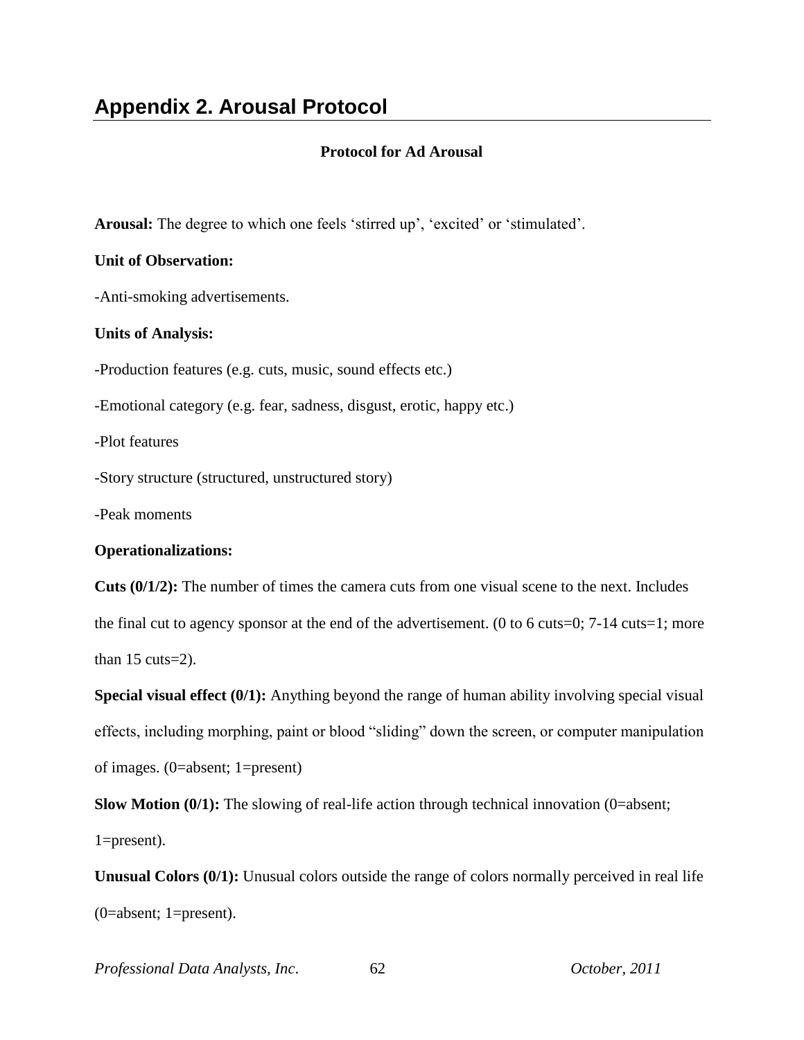# Appendix 2. Arousal Protocol

**Protocol for Ad Arousal**

**Arousal:** The degree to which one feels 'stirred up', 'excited' or 'stimulated'.

**Unit of Observation:**

-Anti-smoking advertisements.

**Units of Analysis:**

-Production features (e.g. cuts, music, sound effects etc.)

-Emotional category (e.g. fear, sadness, disgust, erotic, happy etc.)

-Plot features

-Story structure (structured, unstructured story)

-Peak moments

**Operationalizations:**

**Cuts (0/1/2):** The number of times the camera cuts from one visual scene to the next. Includes the final cut to agency sponsor at the end of the advertisement. (0 to 6 cuts=0; 7-14 cuts=1; more than 15 cuts=2).

**Special visual effect (0/1):** Anything beyond the range of human ability involving special visual effects, including morphing, paint or blood "sliding" down the screen, or computer manipulation of images. (0=absent; 1=present)

**Slow Motion (0/1):** The slowing of real-life action through technical innovation (0=absent; 1=present).

**Unusual Colors (0/1):** Unusual colors outside the range of colors normally perceived in real life (0=absent; 1=present).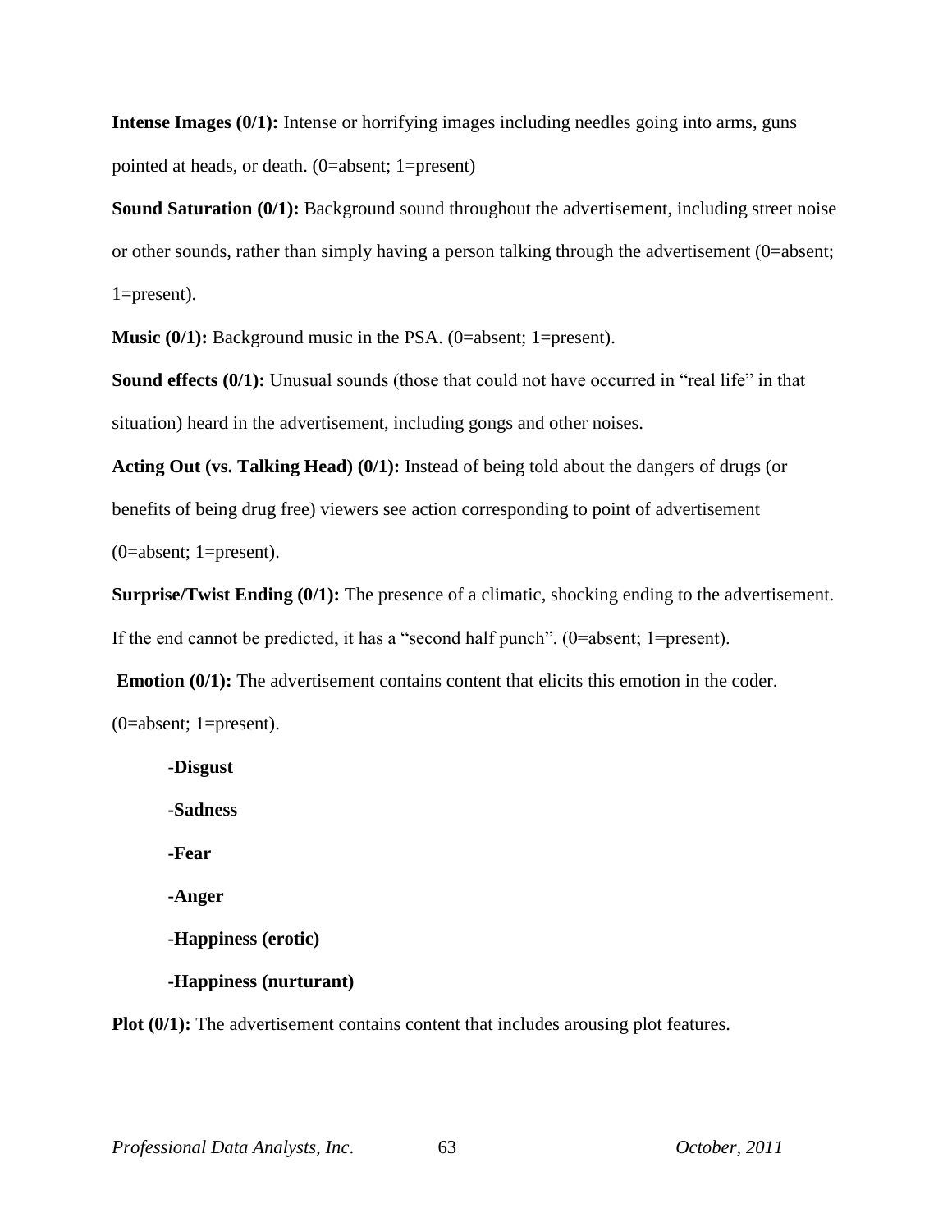**Intense Images (0/1):** Intense or horrifying images including needles going into arms, guns pointed at heads, or death. (0=absent; 1=present)

**Sound Saturation (0/1):** Background sound throughout the advertisement, including street noise or other sounds, rather than simply having a person talking through the advertisement (0=absent; 1=present).

**Music (0/1):** Background music in the PSA. (0=absent; 1=present).

**Sound effects (0/1):** Unusual sounds (those that could not have occurred in "real life" in that situation) heard in the advertisement, including gongs and other noises.

**Acting Out (vs. Talking Head) (0/1):** Instead of being told about the dangers of drugs (or benefits of being drug free) viewers see action corresponding to point of advertisement (0=absent; 1=present).

**Surprise/Twist Ending (0/1):** The presence of a climatic, shocking ending to the advertisement. If the end cannot be predicted, it has a "second half punch". (0=absent; 1=present).

**Emotion (0/1):** The advertisement contains content that elicits this emotion in the coder. (0=absent; 1=present).

- **Disgust**
- **Sadness**
- **Fear**
- **Anger**
- **Happiness (erotic)**
- **Happiness (nurturant)**

**Plot (0/1):** The advertisement contains content that includes arousing plot features.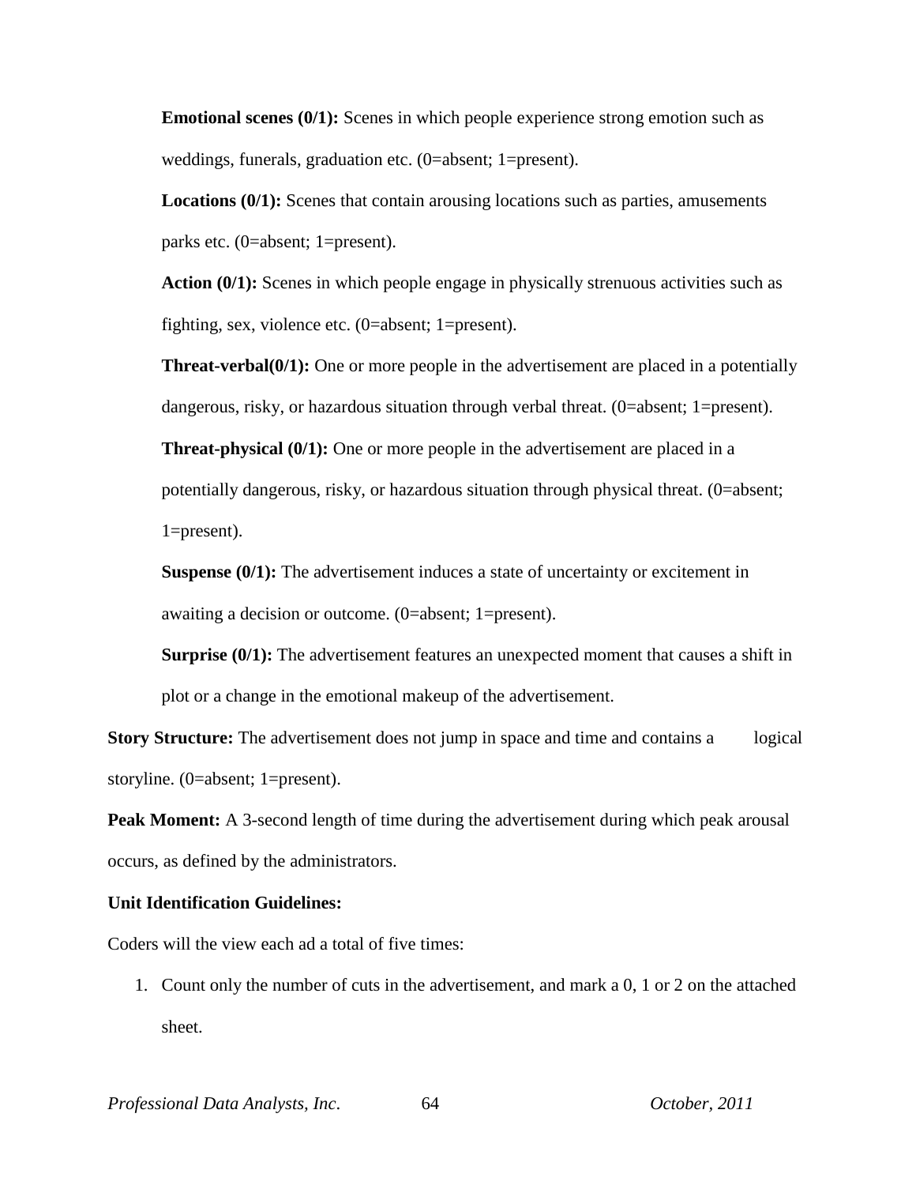**Emotional scenes (0/1):** Scenes in which people experience strong emotion such as weddings, funerals, graduation etc. (0=absent; 1=present).

**Locations (0/1):** Scenes that contain arousing locations such as parties, amusements parks etc. (0=absent; 1=present).

**Action (0/1):** Scenes in which people engage in physically strenuous activities such as fighting, sex, violence etc. (0=absent; 1=present).

**Threat-verbal(0/1):** One or more people in the advertisement are placed in a potentially dangerous, risky, or hazardous situation through verbal threat. (0=absent; 1=present).

**Threat-physical (0/1):** One or more people in the advertisement are placed in a potentially dangerous, risky, or hazardous situation through physical threat. (0=absent; 1=present).

**Suspense (0/1):** The advertisement induces a state of uncertainty or excitement in awaiting a decision or outcome. (0=absent; 1=present).

**Surprise (0/1):** The advertisement features an unexpected moment that causes a shift in plot or a change in the emotional makeup of the advertisement.

**Story Structure:** The advertisement does not jump in space and time and contains a logical storyline. (0=absent; 1=present).

**Peak Moment:** A 3-second length of time during the advertisement during which peak arousal occurs, as defined by the administrators.

**Unit Identification Guidelines:**

Coders will the view each ad a total of five times:

1. Count only the number of cuts in the advertisement, and mark a 0, 1 or 2 on the attached sheet.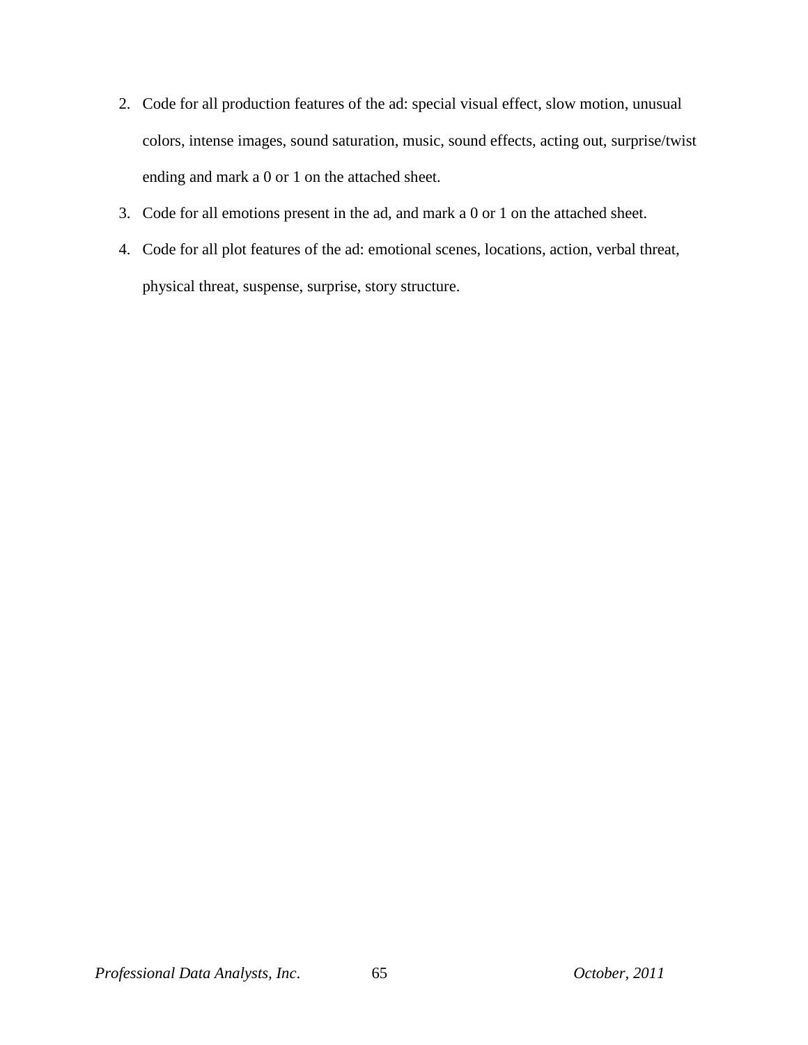2. Code for all production features of the ad: special visual effect, slow motion, unusual colors, intense images, sound saturation, music, sound effects, acting out, surprise/twist ending and mark a 0 or 1 on the attached sheet.
3. Code for all emotions present in the ad, and mark a 0 or 1 on the attached sheet.
4. Code for all plot features of the ad: emotional scenes, locations, action, verbal threat, physical threat, suspense, surprise, story structure.